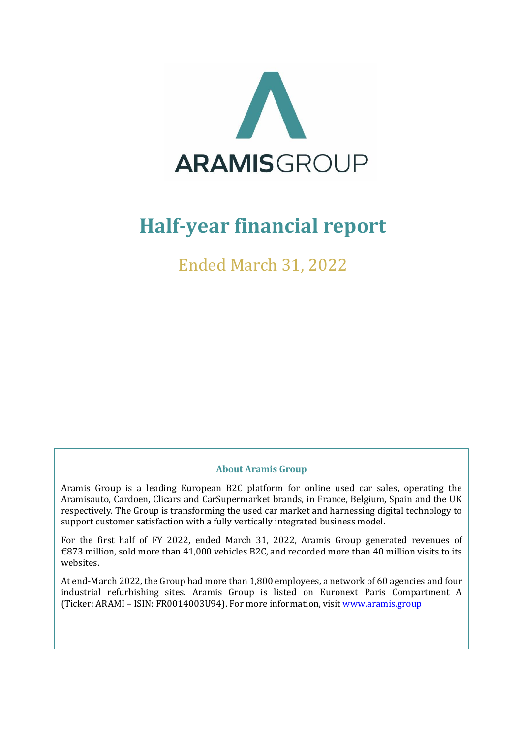ARAMIS GROUP

# Half-year financial report

## Ended March 31, 2022

### About Aramis Group

Aramis Group is a leading European B2C platform for online used car sales, operating the Aramisauto, Cardoen, Clicars and CarSupermarket brands, in France, Belgium, Spain and the UK respectively. The Group is transforming the used car market and harnessing digital technology to support customer satisfaction with a fully vertically integrated business model.

For the first half of FY 2022, ended March 31, 2022, Aramis Group generated revenues of €873 million, sold more than 41,000 vehicles B2C, and recorded more than 40 million visits to its websites.

At end-March 2022, the Group had more than 1,800 employees, a network of 60 agencies and four industrial refurbishing sites. Aramis Group is listed on Euronext Paris Compartment A (Ticker: ARAMI – ISIN: FR0014003U94). For more information, visit [www.aramis.group](http://www.aramis.group)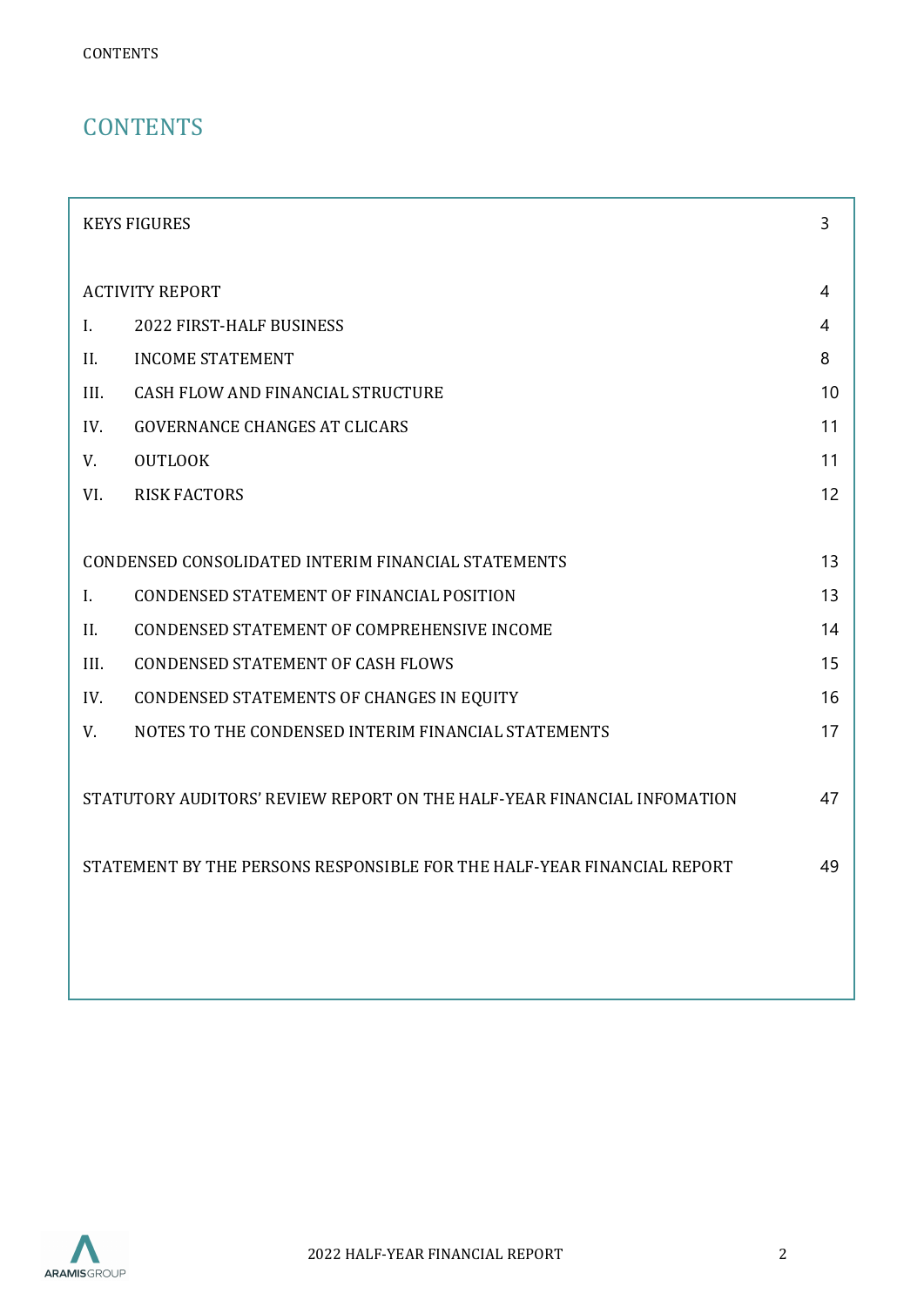# CONTENTS

| | | |
|---|---|---|
| KEYS FIGURES | | 3 |
| ACTIVITY REPORT | | 4 |
| I. | 2022 FIRST-HALF BUSINESS | 4 |
| II. | INCOME STATEMENT | 8 |
| III. | CASH FLOW AND FINANCIAL STRUCTURE | 10 |
| IV. | GOVERNANCE CHANGES AT CLICARS | 11 |
| V. | OUTLOOK | 11 |
| VI. | RISK FACTORS | 12 |
| CONDENSED CONSOLIDATED INTERIM FINANCIAL STATEMENTS | | 13 |
| I. | CONDENSED STATEMENT OF FINANCIAL POSITION | 13 |
| II. | CONDENSED STATEMENT OF COMPREHENSIVE INCOME | 14 |
| III. | CONDENSED STATEMENT OF CASH FLOWS | 15 |
| IV. | CONDENSED STATEMENTS OF CHANGES IN EQUITY | 16 |
| V. | NOTES TO THE CONDENSED INTERIM FINANCIAL STATEMENTS | 17 |
| STATUTORY AUDITORS' REVIEW REPORT ON THE HALF-YEAR FINANCIAL INFOMATION | | 47 |
| STATEMENT BY THE PERSONS RESPONSIBLE FOR THE HALF-YEAR FINANCIAL REPORT | | 49 |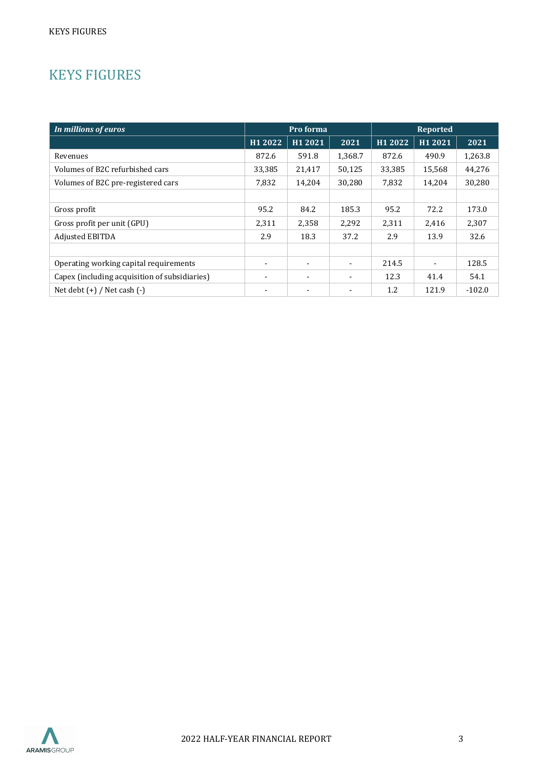# KEYS FIGURES

| *In millions of euros* | Pro forma | | | Reported | | |
|---|---|---|---|---|---|---|
| | H1 2022 | H1 2021 | 2021 | H1 2022 | H1 2021 | 2021 |
| Revenues | 872.6 | 591.8 | 1,368.7 | 872.6 | 490.9 | 1,263.8 |
| Volumes of B2C refurbished cars | 33,385 | 21,417 | 50,125 | 33,385 | 15,568 | 44,276 |
| Volumes of B2C pre-registered cars | 7,832 | 14,204 | 30,280 | 7,832 | 14,204 | 30,280 |
| | | | | | | |
| Gross profit | 95.2 | 84.2 | 185.3 | 95.2 | 72.2 | 173.0 |
| Gross profit per unit (GPU) | 2,311 | 2,358 | 2,292 | 2,311 | 2,416 | 2,307 |
| Adjusted EBITDA | 2.9 | 18.3 | 37.2 | 2.9 | 13.9 | 32.6 |
| | | | | | | |
| Operating working capital requirements | - | - | - | 214.5 | - | 128.5 |
| Capex (including acquisition of subsidiaries) | - | - | - | 12.3 | 41.4 | 54.1 |
| Net debt (+) / Net cash (-) | - | - | - | 1.2 | 121.9 | -102.0 |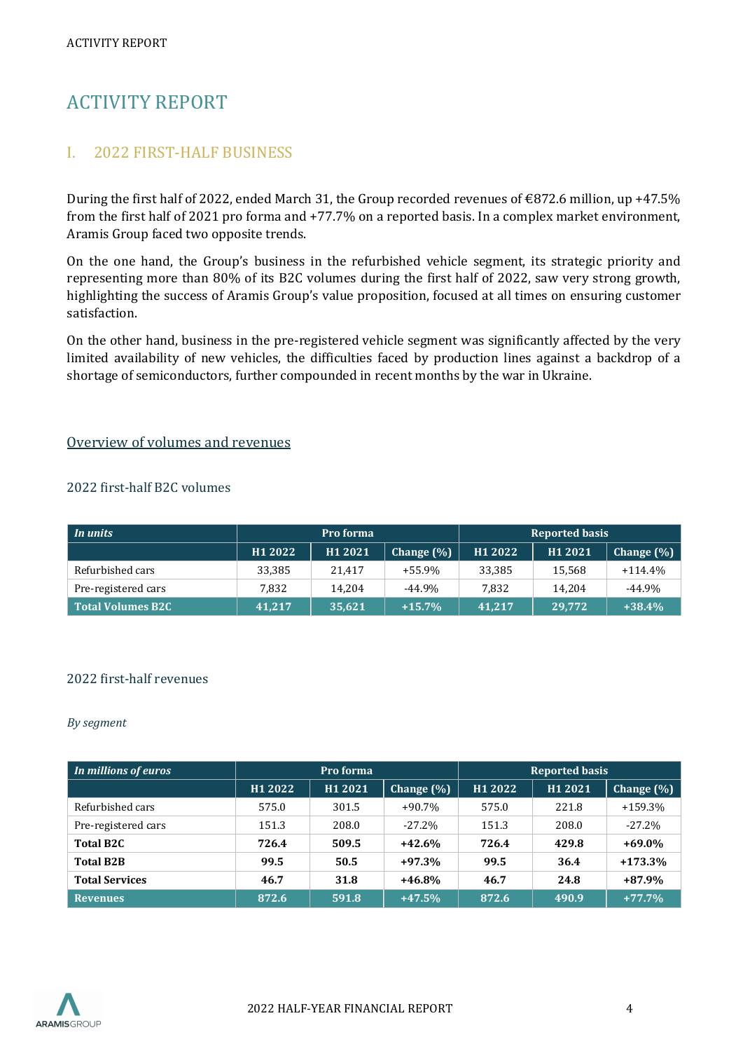# ACTIVITY REPORT

## I. 2022 FIRST-HALF BUSINESS

During the first half of 2022, ended March 31, the Group recorded revenues of €872.6 million, up +47.5% from the first half of 2021 pro forma and +77.7% on a reported basis. In a complex market environment, Aramis Group faced two opposite trends.

On the one hand, the Group's business in the refurbished vehicle segment, its strategic priority and representing more than 80% of its B2C volumes during the first half of 2022, saw very strong growth, highlighting the success of Aramis Group's value proposition, focused at all times on ensuring customer satisfaction.

On the other hand, business in the pre-registered vehicle segment was significantly affected by the very limited availability of new vehicles, the difficulties faced by production lines against a backdrop of a shortage of semiconductors, further compounded in recent months by the war in Ukraine.

### Overview of volumes and revenues

#### 2022 first-half B2C volumes

| *In units* | Pro forma | | | Reported basis | | |
|---|---|---|---|---|---|---|
| | H1 2022 | H1 2021 | Change (%) | H1 2022 | H1 2021 | Change (%) |
| Refurbished cars | 33,385 | 21,417 | +55.9% | 33,385 | 15,568 | +114.4% |
| Pre-registered cars | 7,832 | 14,204 | -44.9% | 7,832 | 14,204 | -44.9% |
| **Total Volumes B2C** | **41,217** | **35,621** | **+15.7%** | **41,217** | **29,772** | **+38.4%** |

#### 2022 first-half revenues

*By segment*

| *In millions of euros* | Pro forma | | | Reported basis | | |
|---|---|---|---|---|---|---|
| | H1 2022 | H1 2021 | Change (%) | H1 2022 | H1 2021 | Change (%) |
| Refurbished cars | 575.0 | 301.5 | +90.7% | 575.0 | 221.8 | +159.3% |
| Pre-registered cars | 151.3 | 208.0 | -27.2% | 151.3 | 208.0 | -27.2% |
| **Total B2C** | **726.4** | **509.5** | **+42.6%** | **726.4** | **429.8** | **+69.0%** |
| **Total B2B** | **99.5** | **50.5** | **+97.3%** | **99.5** | **36.4** | **+173.3%** |
| **Total Services** | **46.7** | **31.8** | **+46.8%** | **46.7** | **24.8** | **+87.9%** |
| **Revenues** | **872.6** | **591.8** | **+47.5%** | **872.6** | **490.9** | **+77.7%** |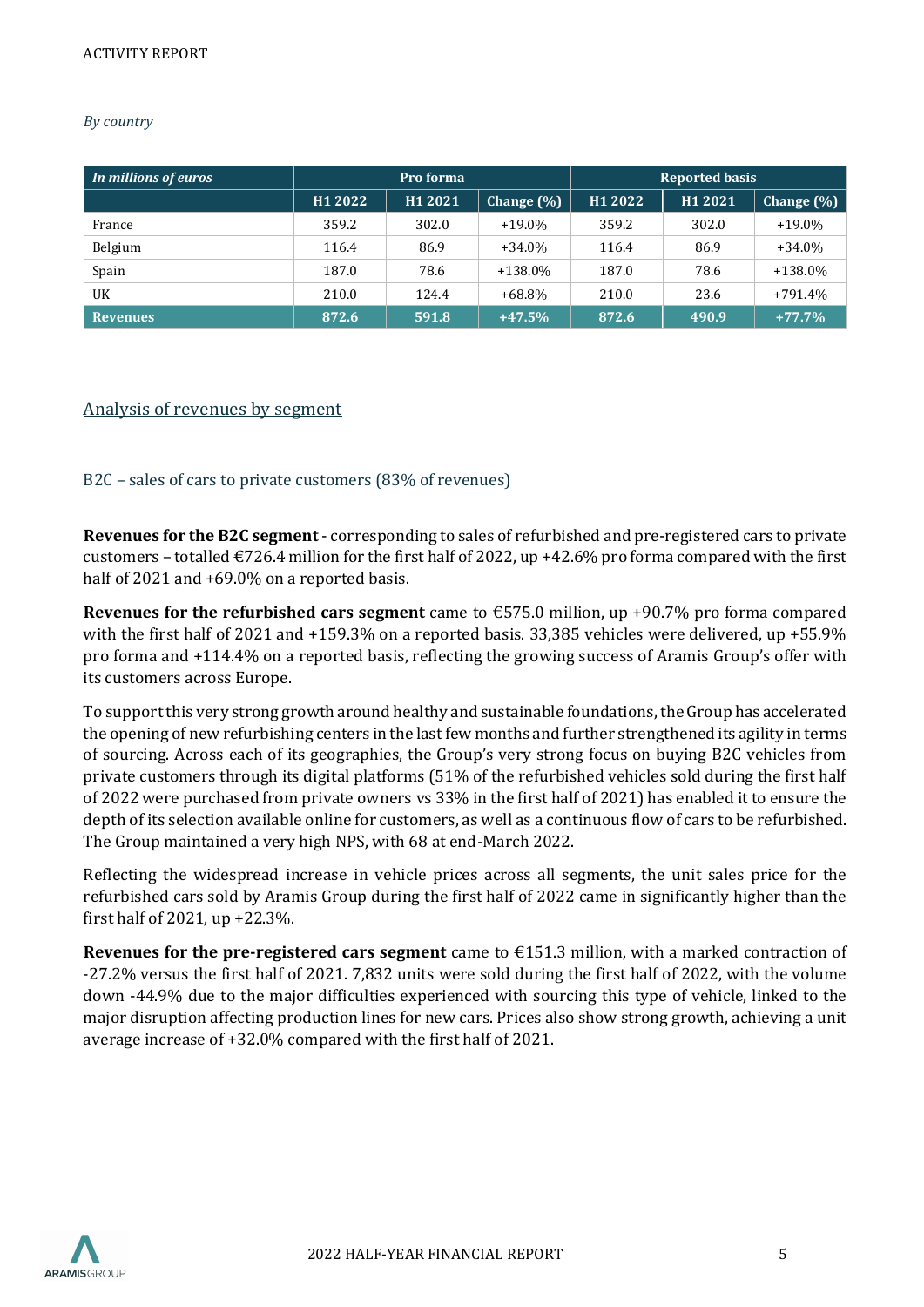*By country*

| In millions of euros | Pro forma | | | Reported basis | | |
|---|---|---|---|---|---|---|
| | H1 2022 | H1 2021 | Change (%) | H1 2022 | H1 2021 | Change (%) |
| France | 359.2 | 302.0 | +19.0% | 359.2 | 302.0 | +19.0% |
| Belgium | 116.4 | 86.9 | +34.0% | 116.4 | 86.9 | +34.0% |
| Spain | 187.0 | 78.6 | +138.0% | 187.0 | 78.6 | +138.0% |
| UK | 210.0 | 124.4 | +68.8% | 210.0 | 23.6 | +791.4% |
| **Revenues** | **872.6** | **591.8** | **+47.5%** | **872.6** | **490.9** | **+77.7%** |

## Analysis of revenues by segment

### B2C – sales of cars to private customers (83% of revenues)

**Revenues for the B2C segment** - corresponding to sales of refurbished and pre-registered cars to private customers – totalled €726.4 million for the first half of 2022, up +42.6% pro forma compared with the first half of 2021 and +69.0% on a reported basis.

**Revenues for the refurbished cars segment** came to €575.0 million, up +90.7% pro forma compared with the first half of 2021 and +159.3% on a reported basis. 33,385 vehicles were delivered, up +55.9% pro forma and +114.4% on a reported basis, reflecting the growing success of Aramis Group's offer with its customers across Europe.

To support this very strong growth around healthy and sustainable foundations, the Group has accelerated the opening of new refurbishing centers in the last few months and further strengthened its agility in terms of sourcing. Across each of its geographies, the Group's very strong focus on buying B2C vehicles from private customers through its digital platforms (51% of the refurbished vehicles sold during the first half of 2022 were purchased from private owners vs 33% in the first half of 2021) has enabled it to ensure the depth of its selection available online for customers, as well as a continuous flow of cars to be refurbished. The Group maintained a very high NPS, with 68 at end-March 2022.

Reflecting the widespread increase in vehicle prices across all segments, the unit sales price for the refurbished cars sold by Aramis Group during the first half of 2022 came in significantly higher than the first half of 2021, up +22.3%.

**Revenues for the pre-registered cars segment** came to €151.3 million, with a marked contraction of -27.2% versus the first half of 2021. 7,832 units were sold during the first half of 2022, with the volume down -44.9% due to the major difficulties experienced with sourcing this type of vehicle, linked to the major disruption affecting production lines for new cars. Prices also show strong growth, achieving a unit average increase of +32.0% compared with the first half of 2021.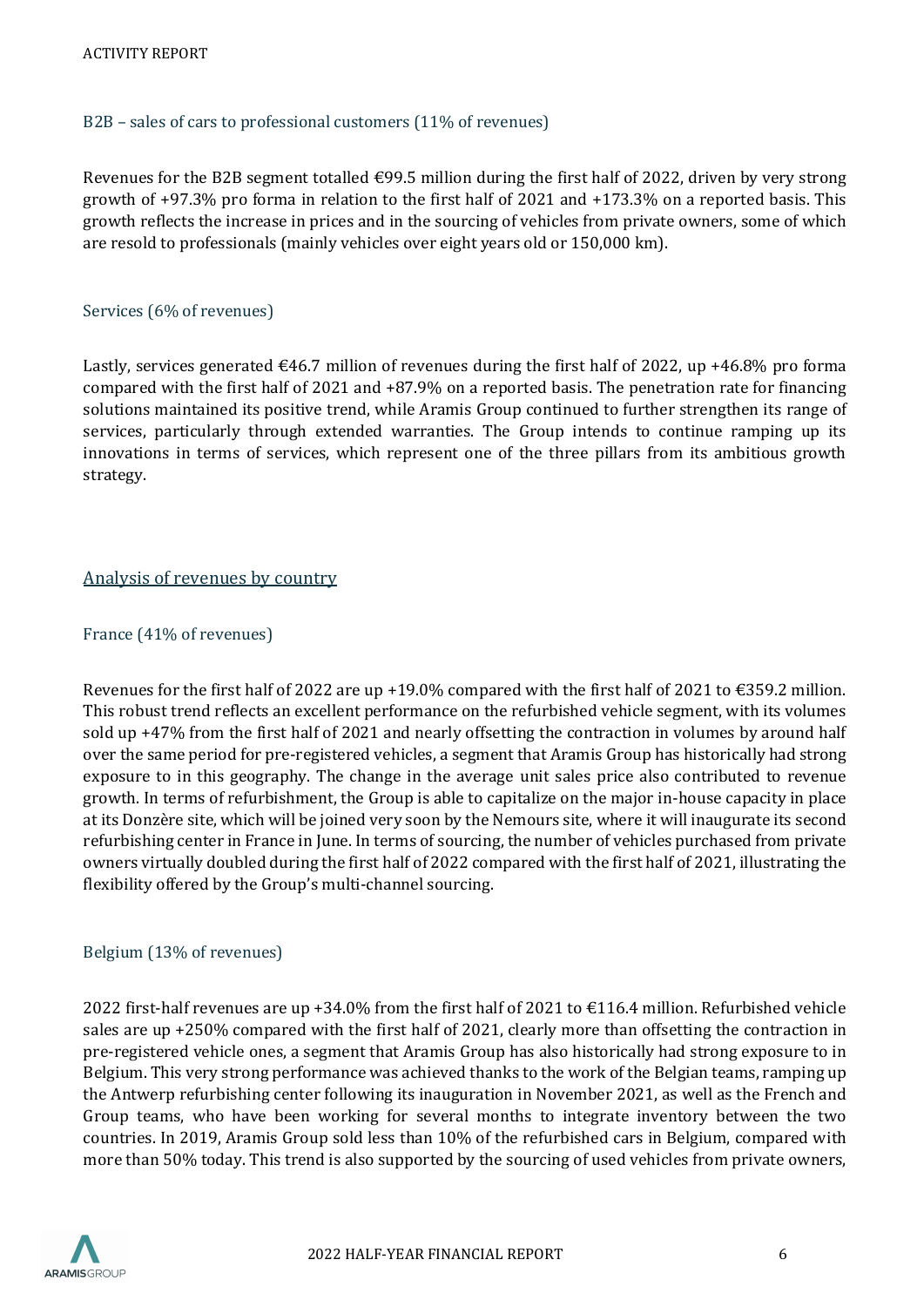### B2B – sales of cars to professional customers (11% of revenues)

Revenues for the B2B segment totalled €99.5 million during the first half of 2022, driven by very strong growth of +97.3% pro forma in relation to the first half of 2021 and +173.3% on a reported basis. This growth reflects the increase in prices and in the sourcing of vehicles from private owners, some of which are resold to professionals (mainly vehicles over eight years old or 150,000 km).

### Services (6% of revenues)

Lastly, services generated €46.7 million of revenues during the first half of 2022, up +46.8% pro forma compared with the first half of 2021 and +87.9% on a reported basis. The penetration rate for financing solutions maintained its positive trend, while Aramis Group continued to further strengthen its range of services, particularly through extended warranties. The Group intends to continue ramping up its innovations in terms of services, which represent one of the three pillars from its ambitious growth strategy.

## Analysis of revenues by country

### France (41% of revenues)

Revenues for the first half of 2022 are up +19.0% compared with the first half of 2021 to €359.2 million. This robust trend reflects an excellent performance on the refurbished vehicle segment, with its volumes sold up +47% from the first half of 2021 and nearly offsetting the contraction in volumes by around half over the same period for pre-registered vehicles, a segment that Aramis Group has historically had strong exposure to in this geography. The change in the average unit sales price also contributed to revenue growth. In terms of refurbishment, the Group is able to capitalize on the major in-house capacity in place at its Donzère site, which will be joined very soon by the Nemours site, where it will inaugurate its second refurbishing center in France in June. In terms of sourcing, the number of vehicles purchased from private owners virtually doubled during the first half of 2022 compared with the first half of 2021, illustrating the flexibility offered by the Group's multi-channel sourcing.

### Belgium (13% of revenues)

2022 first-half revenues are up +34.0% from the first half of 2021 to €116.4 million. Refurbished vehicle sales are up +250% compared with the first half of 2021, clearly more than offsetting the contraction in pre-registered vehicle ones, a segment that Aramis Group has also historically had strong exposure to in Belgium. This very strong performance was achieved thanks to the work of the Belgian teams, ramping up the Antwerp refurbishing center following its inauguration in November 2021, as well as the French and Group teams, who have been working for several months to integrate inventory between the two countries. In 2019, Aramis Group sold less than 10% of the refurbished cars in Belgium, compared with more than 50% today. This trend is also supported by the sourcing of used vehicles from private owners,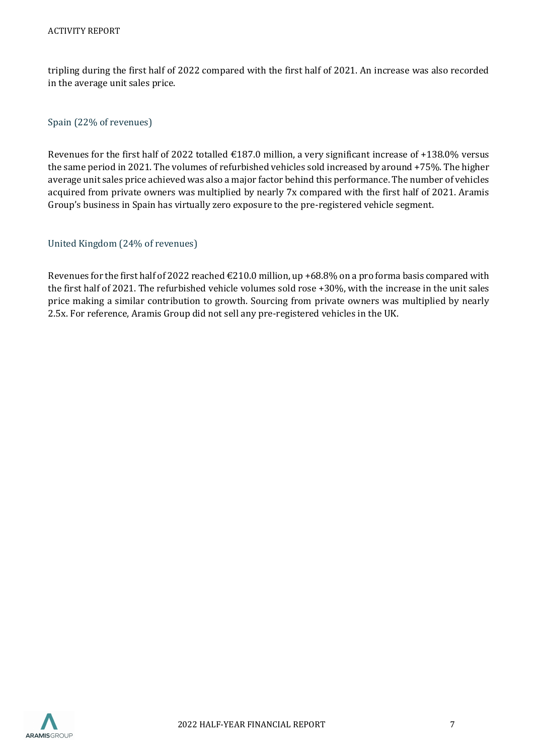tripling during the first half of 2022 compared with the first half of 2021. An increase was also recorded in the average unit sales price.

### Spain (22% of revenues)

Revenues for the first half of 2022 totalled €187.0 million, a very significant increase of +138.0% versus the same period in 2021. The volumes of refurbished vehicles sold increased by around +75%. The higher average unit sales price achieved was also a major factor behind this performance. The number of vehicles acquired from private owners was multiplied by nearly 7x compared with the first half of 2021. Aramis Group's business in Spain has virtually zero exposure to the pre-registered vehicle segment.

### United Kingdom (24% of revenues)

Revenues for the first half of 2022 reached €210.0 million, up +68.8% on a pro forma basis compared with the first half of 2021. The refurbished vehicle volumes sold rose +30%, with the increase in the unit sales price making a similar contribution to growth. Sourcing from private owners was multiplied by nearly 2.5x. For reference, Aramis Group did not sell any pre-registered vehicles in the UK.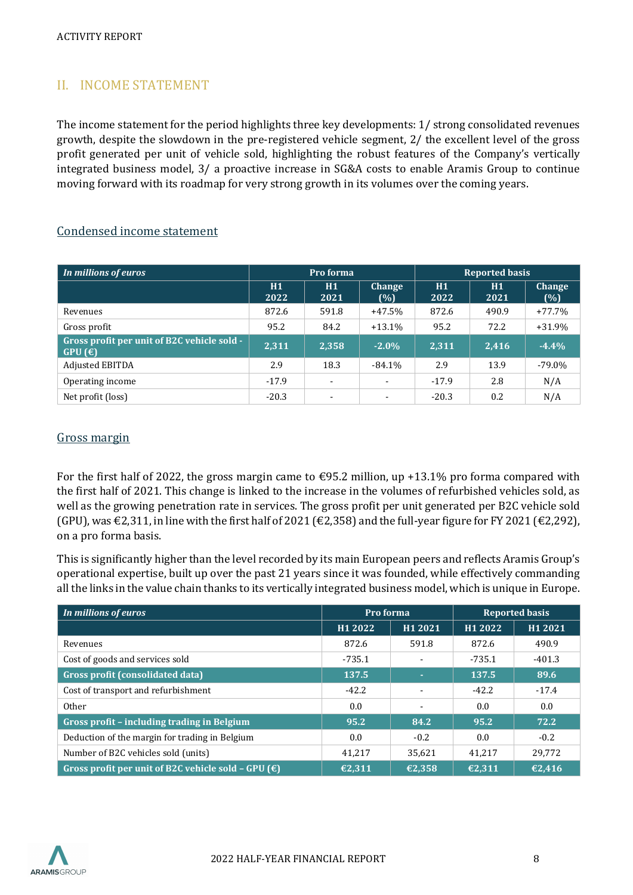## II. INCOME STATEMENT

The income statement for the period highlights three key developments: 1/ strong consolidated revenues growth, despite the slowdown in the pre-registered vehicle segment, 2/ the excellent level of the gross profit generated per unit of vehicle sold, highlighting the robust features of the Company's vertically integrated business model, 3/ a proactive increase in SG&A costs to enable Aramis Group to continue moving forward with its roadmap for very strong growth in its volumes over the coming years.

### Condensed income statement

| *In millions of euros* | Pro forma | | | Reported basis | | |
|---|---|---|---|---|---|---|
| | H1 2022 | H1 2021 | Change (%) | H1 2022 | H1 2021 | Change (%) |
| Revenues | 872.6 | 591.8 | +47.5% | 872.6 | 490.9 | +77.7% |
| Gross profit | 95.2 | 84.2 | +13.1% | 95.2 | 72.2 | +31.9% |
| **Gross profit per unit of B2C vehicle sold - GPU (€)** | **2,311** | **2,358** | **-2.0%** | **2,311** | **2,416** | **-4.4%** |
| Adjusted EBITDA | 2.9 | 18.3 | -84.1% | 2.9 | 13.9 | -79.0% |
| Operating income | -17.9 | - | - | -17.9 | 2.8 | N/A |
| Net profit (loss) | -20.3 | - | - | -20.3 | 0.2 | N/A |

### Gross margin

For the first half of 2022, the gross margin came to €95.2 million, up +13.1% pro forma compared with the first half of 2021. This change is linked to the increase in the volumes of refurbished vehicles sold, as well as the growing penetration rate in services. The gross profit per unit generated per B2C vehicle sold (GPU), was €2,311, in line with the first half of 2021 (€2,358) and the full-year figure for FY 2021 (€2,292), on a pro forma basis.

This is significantly higher than the level recorded by its main European peers and reflects Aramis Group's operational expertise, built up over the past 21 years since it was founded, while effectively commanding all the links in the value chain thanks to its vertically integrated business model, which is unique in Europe.

| *In millions of euros* | Pro forma | | Reported basis | |
|---|---|---|---|---|
| | H1 2022 | H1 2021 | H1 2022 | H1 2021 |
| Revenues | 872.6 | 591.8 | 872.6 | 490.9 |
| Cost of goods and services sold | -735.1 | - | -735.1 | -401.3 |
| **Gross profit (consolidated data)** | **137.5** | **-** | **137.5** | **89.6** |
| Cost of transport and refurbishment | -42.2 | - | -42.2 | -17.4 |
| Other | 0.0 | - | 0.0 | 0.0 |
| **Gross profit – including trading in Belgium** | **95.2** | **84.2** | **95.2** | **72.2** |
| Deduction of the margin for trading in Belgium | 0.0 | -0.2 | 0.0 | -0.2 |
| Number of B2C vehicles sold (units) | 41,217 | 35,621 | 41,217 | 29,772 |
| **Gross profit per unit of B2C vehicle sold – GPU (€)** | **€2,311** | **€2,358** | **€2,311** | **€2,416** |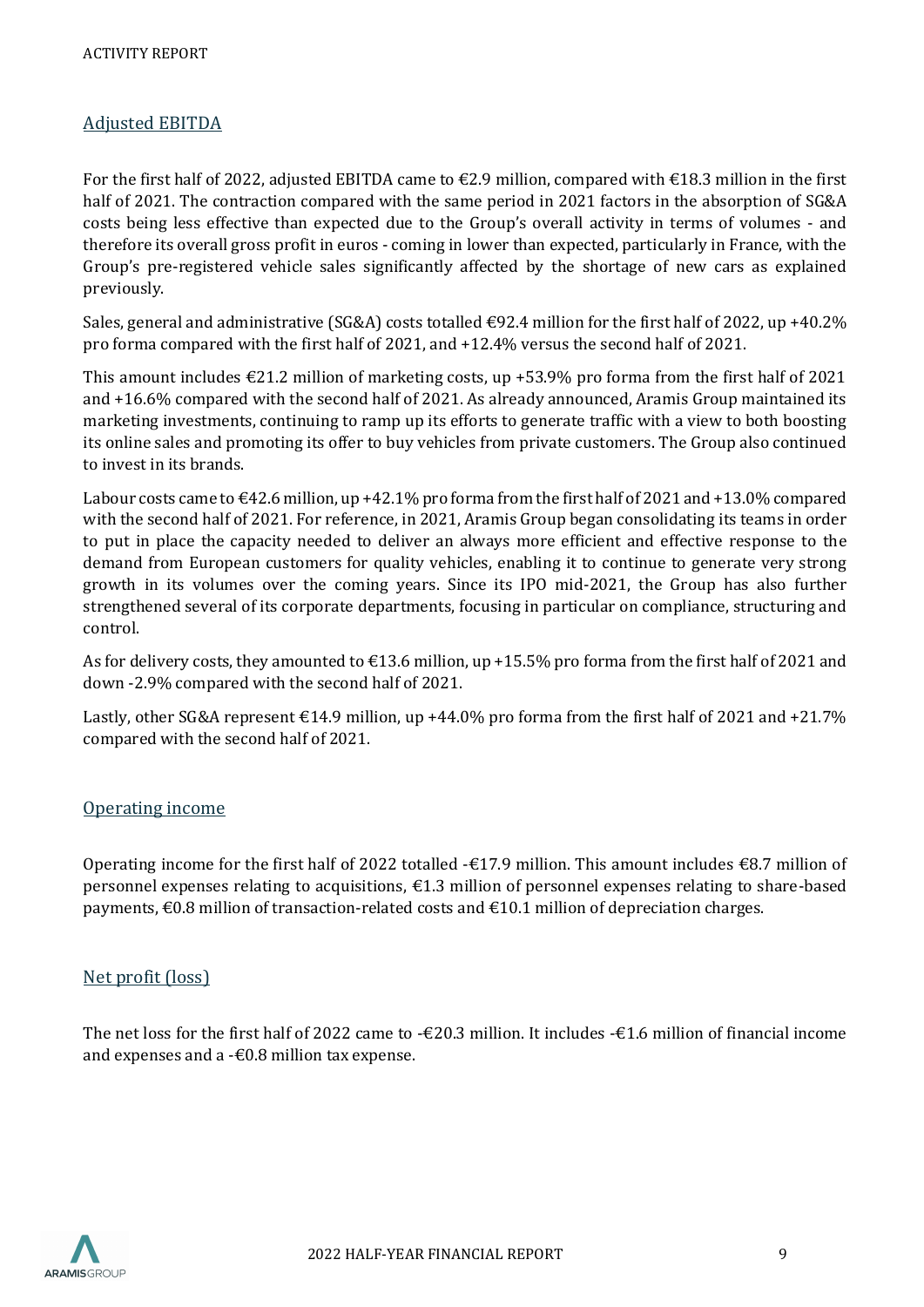## Adjusted EBITDA

For the first half of 2022, adjusted EBITDA came to €2.9 million, compared with €18.3 million in the first half of 2021. The contraction compared with the same period in 2021 factors in the absorption of SG&A costs being less effective than expected due to the Group's overall activity in terms of volumes - and therefore its overall gross profit in euros - coming in lower than expected, particularly in France, with the Group's pre-registered vehicle sales significantly affected by the shortage of new cars as explained previously.

Sales, general and administrative (SG&A) costs totalled €92.4 million for the first half of 2022, up +40.2% pro forma compared with the first half of 2021, and +12.4% versus the second half of 2021.

This amount includes €21.2 million of marketing costs, up +53.9% pro forma from the first half of 2021 and +16.6% compared with the second half of 2021. As already announced, Aramis Group maintained its marketing investments, continuing to ramp up its efforts to generate traffic with a view to both boosting its online sales and promoting its offer to buy vehicles from private customers. The Group also continued to invest in its brands.

Labour costs came to €42.6 million, up +42.1% pro forma from the first half of 2021 and +13.0% compared with the second half of 2021. For reference, in 2021, Aramis Group began consolidating its teams in order to put in place the capacity needed to deliver an always more efficient and effective response to the demand from European customers for quality vehicles, enabling it to continue to generate very strong growth in its volumes over the coming years. Since its IPO mid-2021, the Group has also further strengthened several of its corporate departments, focusing in particular on compliance, structuring and control.

As for delivery costs, they amounted to €13.6 million, up +15.5% pro forma from the first half of 2021 and down -2.9% compared with the second half of 2021.

Lastly, other SG&A represent €14.9 million, up +44.0% pro forma from the first half of 2021 and +21.7% compared with the second half of 2021.

## Operating income

Operating income for the first half of 2022 totalled -€17.9 million. This amount includes €8.7 million of personnel expenses relating to acquisitions, €1.3 million of personnel expenses relating to share-based payments, €0.8 million of transaction-related costs and €10.1 million of depreciation charges.

## Net profit (loss)

The net loss for the first half of 2022 came to -€20.3 million. It includes -€1.6 million of financial income and expenses and a -€0.8 million tax expense.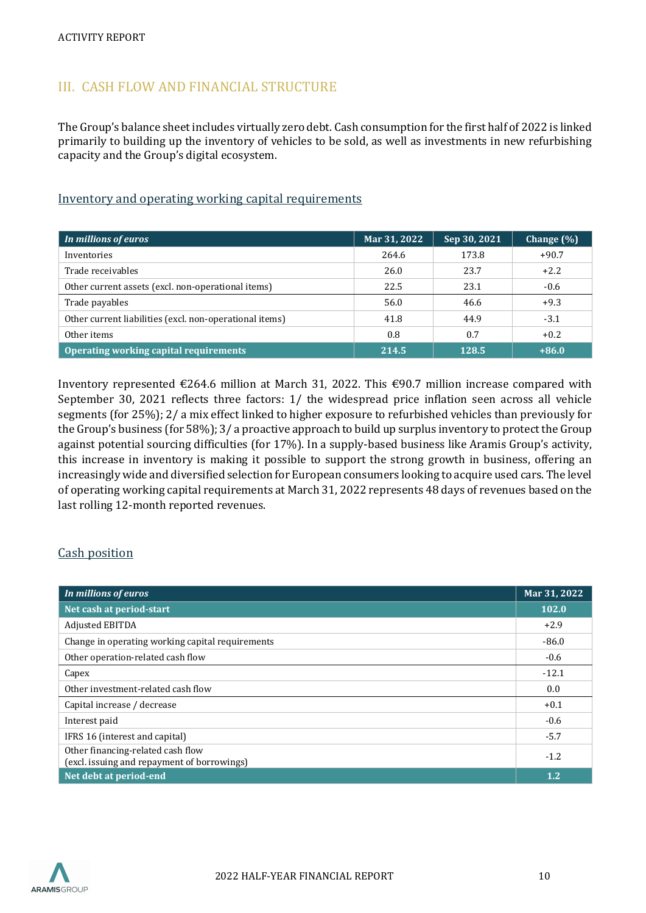## III. CASH FLOW AND FINANCIAL STRUCTURE

The Group's balance sheet includes virtually zero debt. Cash consumption for the first half of 2022 is linked primarily to building up the inventory of vehicles to be sold, as well as investments in new refurbishing capacity and the Group's digital ecosystem.

### Inventory and operating working capital requirements

| *In millions of euros* | Mar 31, 2022 | Sep 30, 2021 | Change (%) |
|---|---|---|---|
| Inventories | 264.6 | 173.8 | +90.7 |
| Trade receivables | 26.0 | 23.7 | +2.2 |
| Other current assets (excl. non-operational items) | 22.5 | 23.1 | -0.6 |
| Trade payables | 56.0 | 46.6 | +9.3 |
| Other current liabilities (excl. non-operational items) | 41.8 | 44.9 | -3.1 |
| Other items | 0.8 | 0.7 | +0.2 |
| **Operating working capital requirements** | **214.5** | **128.5** | **+86.0** |

Inventory represented €264.6 million at March 31, 2022. This €90.7 million increase compared with September 30, 2021 reflects three factors: 1/ the widespread price inflation seen across all vehicle segments (for 25%); 2/ a mix effect linked to higher exposure to refurbished vehicles than previously for the Group's business (for 58%); 3/ a proactive approach to build up surplus inventory to protect the Group against potential sourcing difficulties (for 17%). In a supply-based business like Aramis Group's activity, this increase in inventory is making it possible to support the strong growth in business, offering an increasingly wide and diversified selection for European consumers looking to acquire used cars. The level of operating working capital requirements at March 31, 2022 represents 48 days of revenues based on the last rolling 12-month reported revenues.

### Cash position

| *In millions of euros* | Mar 31, 2022 |
|---|---|
| **Net cash at period-start** | **102.0** |
| Adjusted EBITDA | +2.9 |
| Change in operating working capital requirements | -86.0 |
| Other operation-related cash flow | -0.6 |
| Capex | -12.1 |
| Other investment-related cash flow | 0.0 |
| Capital increase / decrease | +0.1 |
| Interest paid | -0.6 |
| IFRS 16 (interest and capital) | -5.7 |
| Other financing-related cash flow (excl. issuing and repayment of borrowings) | -1.2 |
| **Net debt at period-end** | **1.2** |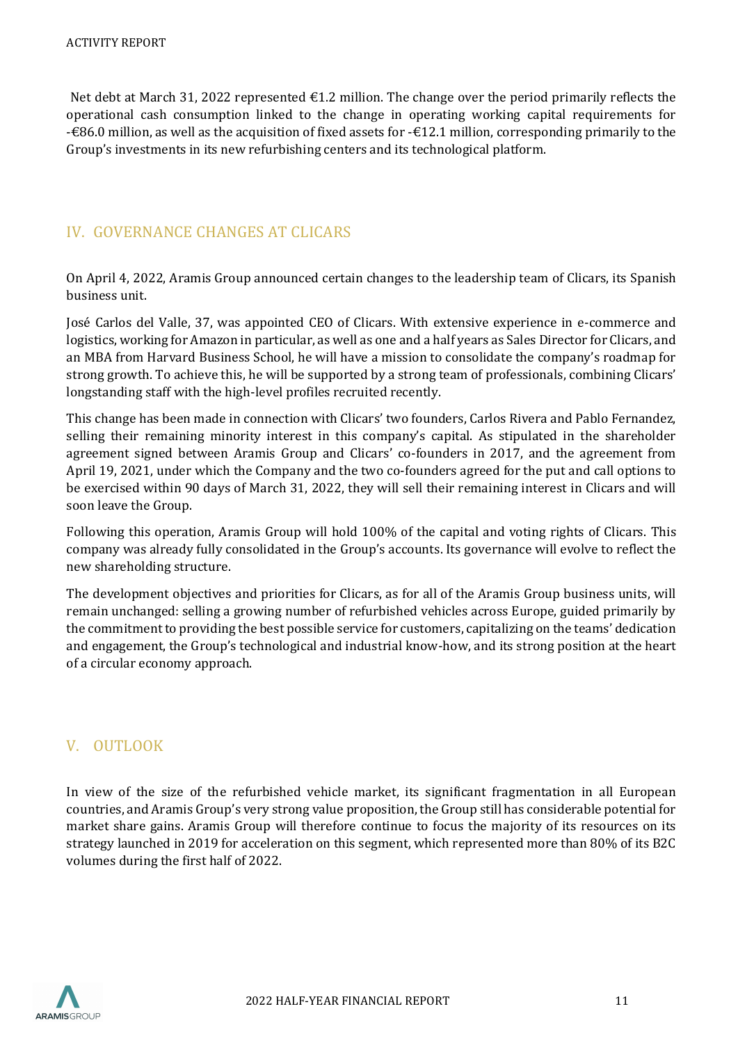Net debt at March 31, 2022 represented €1.2 million. The change over the period primarily reflects the operational cash consumption linked to the change in operating working capital requirements for -€86.0 million, as well as the acquisition of fixed assets for -€12.1 million, corresponding primarily to the Group's investments in its new refurbishing centers and its technological platform.

## IV. GOVERNANCE CHANGES AT CLICARS

On April 4, 2022, Aramis Group announced certain changes to the leadership team of Clicars, its Spanish business unit.

José Carlos del Valle, 37, was appointed CEO of Clicars. With extensive experience in e-commerce and logistics, working for Amazon in particular, as well as one and a half years as Sales Director for Clicars, and an MBA from Harvard Business School, he will have a mission to consolidate the company's roadmap for strong growth. To achieve this, he will be supported by a strong team of professionals, combining Clicars' longstanding staff with the high-level profiles recruited recently.

This change has been made in connection with Clicars' two founders, Carlos Rivera and Pablo Fernandez, selling their remaining minority interest in this company's capital. As stipulated in the shareholder agreement signed between Aramis Group and Clicars' co-founders in 2017, and the agreement from April 19, 2021, under which the Company and the two co-founders agreed for the put and call options to be exercised within 90 days of March 31, 2022, they will sell their remaining interest in Clicars and will soon leave the Group.

Following this operation, Aramis Group will hold 100% of the capital and voting rights of Clicars. This company was already fully consolidated in the Group's accounts. Its governance will evolve to reflect the new shareholding structure.

The development objectives and priorities for Clicars, as for all of the Aramis Group business units, will remain unchanged: selling a growing number of refurbished vehicles across Europe, guided primarily by the commitment to providing the best possible service for customers, capitalizing on the teams' dedication and engagement, the Group's technological and industrial know-how, and its strong position at the heart of a circular economy approach.

## V. OUTLOOK

In view of the size of the refurbished vehicle market, its significant fragmentation in all European countries, and Aramis Group's very strong value proposition, the Group still has considerable potential for market share gains. Aramis Group will therefore continue to focus the majority of its resources on its strategy launched in 2019 for acceleration on this segment, which represented more than 80% of its B2C volumes during the first half of 2022.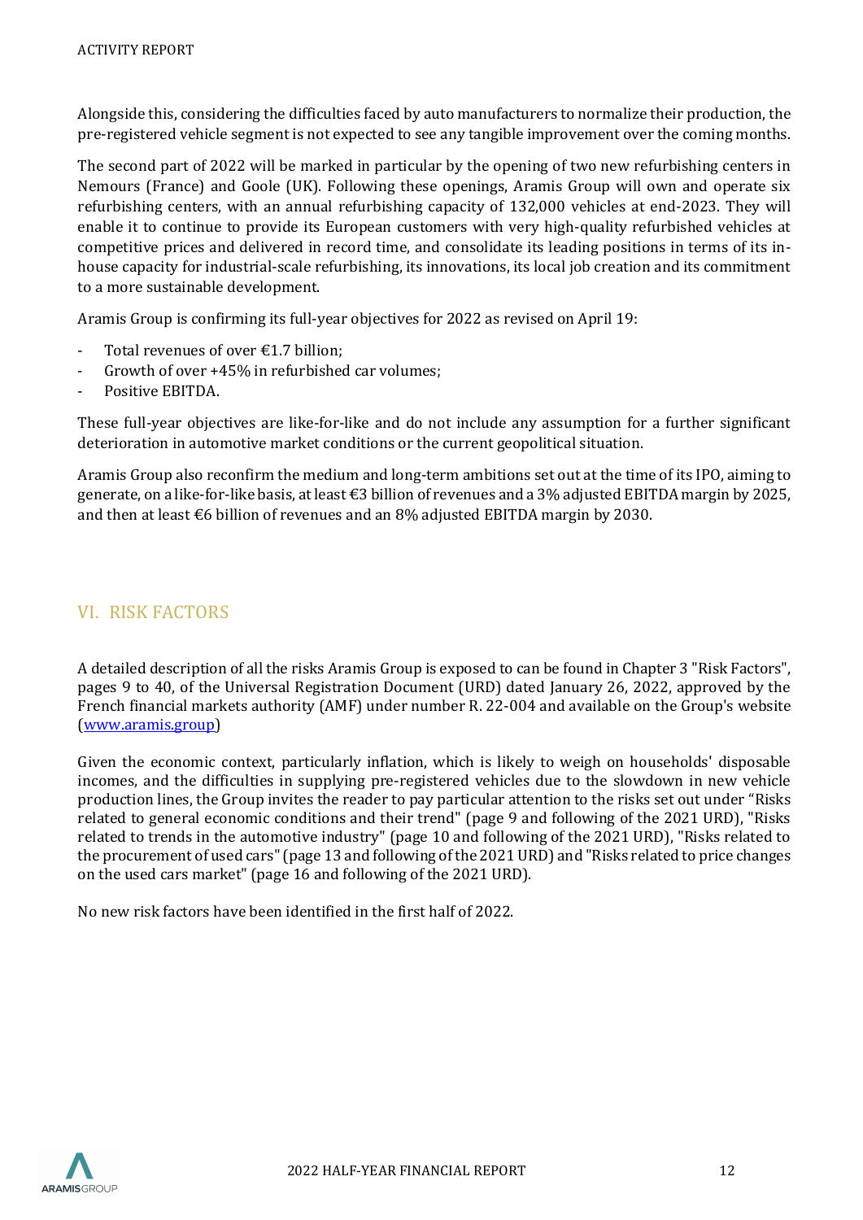Alongside this, considering the difficulties faced by auto manufacturers to normalize their production, the pre-registered vehicle segment is not expected to see any tangible improvement over the coming months.

The second part of 2022 will be marked in particular by the opening of two new refurbishing centers in Nemours (France) and Goole (UK). Following these openings, Aramis Group will own and operate six refurbishing centers, with an annual refurbishing capacity of 132,000 vehicles at end-2023. They will enable it to continue to provide its European customers with very high-quality refurbished vehicles at competitive prices and delivered in record time, and consolidate its leading positions in terms of its in-house capacity for industrial-scale refurbishing, its innovations, its local job creation and its commitment to a more sustainable development.

Aramis Group is confirming its full-year objectives for 2022 as revised on April 19:

- Total revenues of over €1.7 billion;
- Growth of over +45% in refurbished car volumes;
- Positive EBITDA.

These full-year objectives are like-for-like and do not include any assumption for a further significant deterioration in automotive market conditions or the current geopolitical situation.

Aramis Group also reconfirm the medium and long-term ambitions set out at the time of its IPO, aiming to generate, on a like-for-like basis, at least €3 billion of revenues and a 3% adjusted EBITDA margin by 2025, and then at least €6 billion of revenues and an 8% adjusted EBITDA margin by 2030.

## VI. RISK FACTORS

A detailed description of all the risks Aramis Group is exposed to can be found in Chapter 3 "Risk Factors", pages 9 to 40, of the Universal Registration Document (URD) dated January 26, 2022, approved by the French financial markets authority (AMF) under number R. 22-004 and available on the Group's website (www.aramis.group)

Given the economic context, particularly inflation, which is likely to weigh on households' disposable incomes, and the difficulties in supplying pre-registered vehicles due to the slowdown in new vehicle production lines, the Group invites the reader to pay particular attention to the risks set out under "Risks related to general economic conditions and their trend" (page 9 and following of the 2021 URD), "Risks related to trends in the automotive industry" (page 10 and following of the 2021 URD), "Risks related to the procurement of used cars" (page 13 and following of the 2021 URD) and "Risks related to price changes on the used cars market" (page 16 and following of the 2021 URD).

No new risk factors have been identified in the first half of 2022.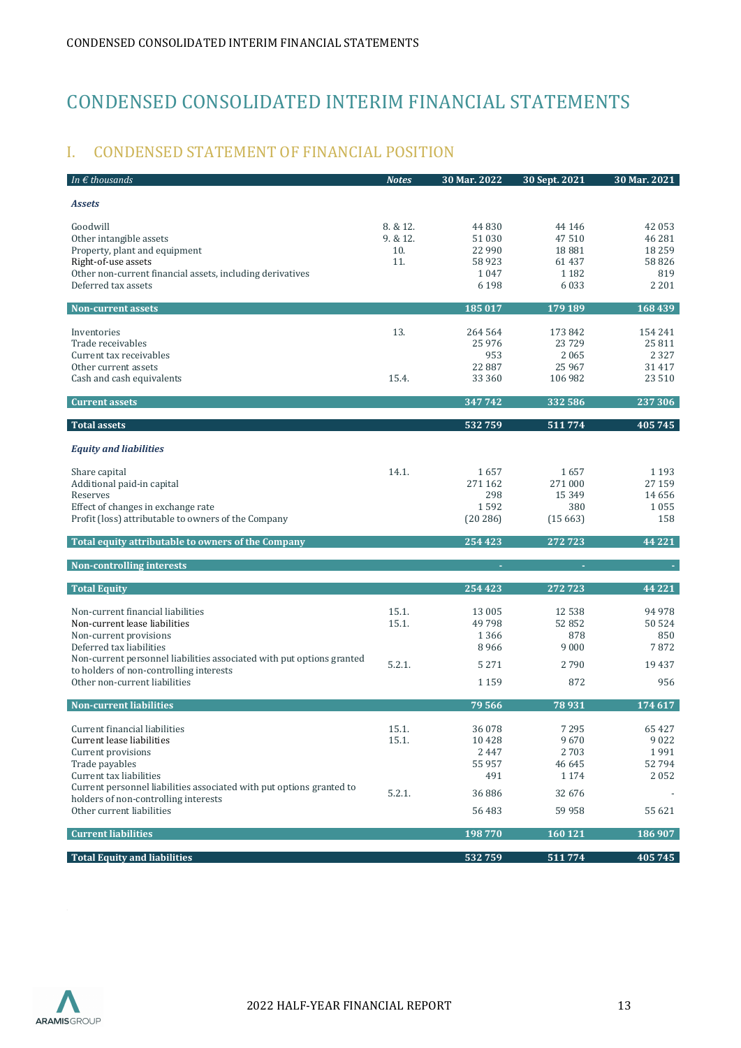# CONDENSED CONSOLIDATED INTERIM FINANCIAL STATEMENTS

## I. CONDENSED STATEMENT OF FINANCIAL POSITION

| *In € thousands* | *Notes* | 30 Mar. 2022 | 30 Sept. 2021 | 30 Mar. 2021 |
|---|---|---|---|---|
| ***Assets*** | | | | |
| Goodwill | 8. & 12. | 44 830 | 44 146 | 42 053 |
| Other intangible assets | 9. & 12. | 51 030 | 47 510 | 46 281 |
| Property, plant and equipment | 10. | 22 990 | 18 881 | 18 259 |
| Right-of-use assets | 11. | 58 923 | 61 437 | 58 826 |
| Other non-current financial assets, including derivatives | | 1 047 | 1 182 | 819 |
| Deferred tax assets | | 6 198 | 6 033 | 2 201 |
| **Non-current assets** | | **185 017** | **179 189** | **168 439** |
| Inventories | 13. | 264 564 | 173 842 | 154 241 |
| Trade receivables | | 25 976 | 23 729 | 25 811 |
| Current tax receivables | | 953 | 2 065 | 2 327 |
| Other current assets | | 22 887 | 25 967 | 31 417 |
| Cash and cash equivalents | 15.4. | 33 360 | 106 982 | 23 510 |
| **Current assets** | | **347 742** | **332 586** | **237 306** |
| **Total assets** | | **532 759** | **511 774** | **405 745** |
| ***Equity and liabilities*** | | | | |
| Share capital | 14.1. | 1 657 | 1 657 | 1 193 |
| Additional paid-in capital | | 271 162 | 271 000 | 27 159 |
| Reserves | | 298 | 15 349 | 14 656 |
| Effect of changes in exchange rate | | 1 592 | 380 | 1 055 |
| Profit (loss) attributable to owners of the Company | | (20 286) | (15 663) | 158 |
| **Total equity attributable to owners of the Company** | | **254 423** | **272 723** | **44 221** |
| **Non-controlling interests** | | - | - | - |
| **Total Equity** | | **254 423** | **272 723** | **44 221** |
| Non-current financial liabilities | 15.1. | 13 005 | 12 538 | 94 978 |
| Non-current lease liabilities | 15.1. | 49 798 | 52 852 | 50 524 |
| Non-current provisions | | 1 366 | 878 | 850 |
| Deferred tax liabilities | | 8 966 | 9 000 | 7 872 |
| Non-current personnel liabilities associated with put options granted to holders of non-controlling interests | 5.2.1. | 5 271 | 2 790 | 19 437 |
| Other non-current liabilities | | 1 159 | 872 | 956 |
| **Non-current liabilities** | | **79 566** | **78 931** | **174 617** |
| Current financial liabilities | 15.1. | 36 078 | 7 295 | 65 427 |
| Current lease liabilities | 15.1. | 10 428 | 9 670 | 9 022 |
| Current provisions | | 2 447 | 2 703 | 1 991 |
| Trade payables | | 55 957 | 46 645 | 52 794 |
| Current tax liabilities | | 491 | 1 174 | 2 052 |
| Current personnel liabilities associated with put options granted to holders of non-controlling interests | 5.2.1. | 36 886 | 32 676 | - |
| Other current liabilities | | 56 483 | 59 958 | 55 621 |
| **Current liabilities** | | **198 770** | **160 121** | **186 907** |
| **Total Equity and liabilities** | | **532 759** | **511 774** | **405 745** |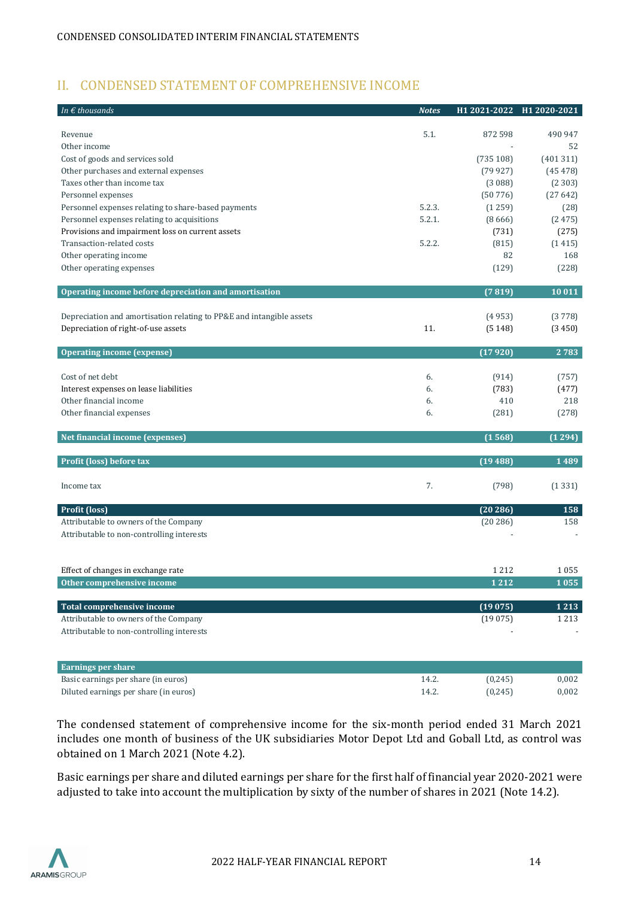## II. CONDENSED STATEMENT OF COMPREHENSIVE INCOME

| *In € thousands* | *Notes* | H1 2021-2022 | H1 2020-2021 |
|---|---|---|---|
| Revenue | 5.1. | 872 598 | 490 947 |
| Other income | | - | 52 |
| Cost of goods and services sold | | (735 108) | (401 311) |
| Other purchases and external expenses | | (79 927) | (45 478) |
| Taxes other than income tax | | (3 088) | (2 303) |
| Personnel expenses | | (50 776) | (27 642) |
| Personnel expenses relating to share-based payments | 5.2.3. | (1 259) | (28) |
| Personnel expenses relating to acquisitions | 5.2.1. | (8 666) | (2 475) |
| Provisions and impairment loss on current assets | | (731) | (275) |
| Transaction-related costs | 5.2.2. | (815) | (1 415) |
| Other operating income | | 82 | 168 |
| Other operating expenses | | (129) | (228) |
| **Operating income before depreciation and amortisation** | | **(7 819)** | **10 011** |
| Depreciation and amortisation relating to PP&E and intangible assets | | (4 953) | (3 778) |
| Depreciation of right-of-use assets | 11. | (5 148) | (3 450) |
| **Operating income (expense)** | | **(17 920)** | **2 783** |
| Cost of net debt | 6. | (914) | (757) |
| Interest expenses on lease liabilities | 6. | (783) | (477) |
| Other financial income | 6. | 410 | 218 |
| Other financial expenses | 6. | (281) | (278) |
| **Net financial income (expenses)** | | **(1 568)** | **(1 294)** |
| **Profit (loss) before tax** | | **(19 488)** | **1 489** |
| Income tax | 7. | (798) | (1 331) |
| **Profit (loss)** | | **(20 286)** | **158** |
| Attributable to owners of the Company | | (20 286) | 158 |
| Attributable to non-controlling interests | | - | - |
| Effect of changes in exchange rate | | 1 212 | 1 055 |
| **Other comprehensive income** | | **1 212** | **1 055** |
| **Total comprehensive income** | | **(19 075)** | **1 213** |
| Attributable to owners of the Company | | (19 075) | 1 213 |
| Attributable to non-controlling interests | | - | - |
| **Earnings per share** | | | |
| Basic earnings per share (in euros) | 14.2. | (0,245) | 0,002 |
| Diluted earnings per share (in euros) | 14.2. | (0,245) | 0,002 |

The condensed statement of comprehensive income for the six-month period ended 31 March 2021 includes one month of business of the UK subsidiaries Motor Depot Ltd and Goball Ltd, as control was obtained on 1 March 2021 (Note 4.2).

Basic earnings per share and diluted earnings per share for the first half of financial year 2020-2021 were adjusted to take into account the multiplication by sixty of the number of shares in 2021 (Note 14.2).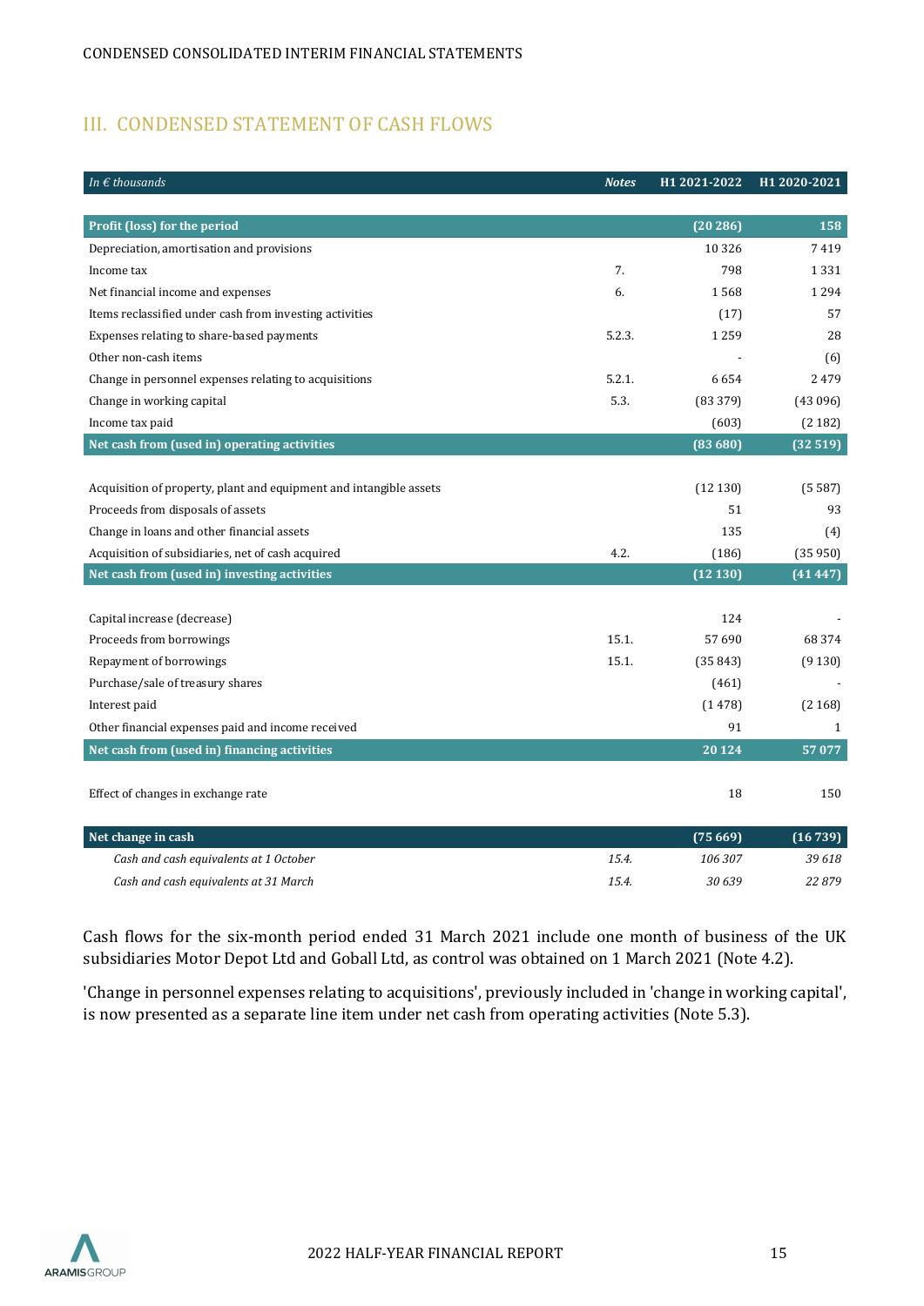CONDENSED CONSOLIDATED INTERIM FINANCIAL STATEMENTS

## III. CONDENSED STATEMENT OF CASH FLOWS

| *In € thousands* | *Notes* | H1 2021-2022 | H1 2020-2021 |
|---|---|---|---|
| **Profit (loss) for the period** | | **(20 286)** | **158** |
| Depreciation, amortisation and provisions | | 10 326 | 7 419 |
| Income tax | 7. | 798 | 1 331 |
| Net financial income and expenses | 6. | 1 568 | 1 294 |
| Items reclassified under cash from investing activities | | (17) | 57 |
| Expenses relating to share-based payments | 5.2.3. | 1 259 | 28 |
| Other non-cash items | | - | (6) |
| Change in personnel expenses relating to acquisitions | 5.2.1. | 6 654 | 2 479 |
| Change in working capital | 5.3. | (83 379) | (43 096) |
| Income tax paid | | (603) | (2 182) |
| **Net cash from (used in) operating activities** | | **(83 680)** | **(32 519)** |
| Acquisition of property, plant and equipment and intangible assets | | (12 130) | (5 587) |
| Proceeds from disposals of assets | | 51 | 93 |
| Change in loans and other financial assets | | 135 | (4) |
| Acquisition of subsidiaries, net of cash acquired | 4.2. | (186) | (35 950) |
| **Net cash from (used in) investing activities** | | **(12 130)** | **(41 447)** |
| Capital increase (decrease) | | 124 | - |
| Proceeds from borrowings | 15.1. | 57 690 | 68 374 |
| Repayment of borrowings | 15.1. | (35 843) | (9 130) |
| Purchase/sale of treasury shares | | (461) | - |
| Interest paid | | (1 478) | (2 168) |
| Other financial expenses paid and income received | | 91 | 1 |
| **Net cash from (used in) financing activities** | | **20 124** | **57 077** |
| Effect of changes in exchange rate | | 18 | 150 |
| **Net change in cash** | | **(75 669)** | **(16 739)** |
| *Cash and cash equivalents at 1 October* | *15.4.* | *106 307* | *39 618* |
| *Cash and cash equivalents at 31 March* | *15.4.* | *30 639* | *22 879* |

Cash flows for the six-month period ended 31 March 2021 include one month of business of the UK subsidiaries Motor Depot Ltd and Goball Ltd, as control was obtained on 1 March 2021 (Note 4.2).

'Change in personnel expenses relating to acquisitions', previously included in 'change in working capital', is now presented as a separate line item under net cash from operating activities (Note 5.3).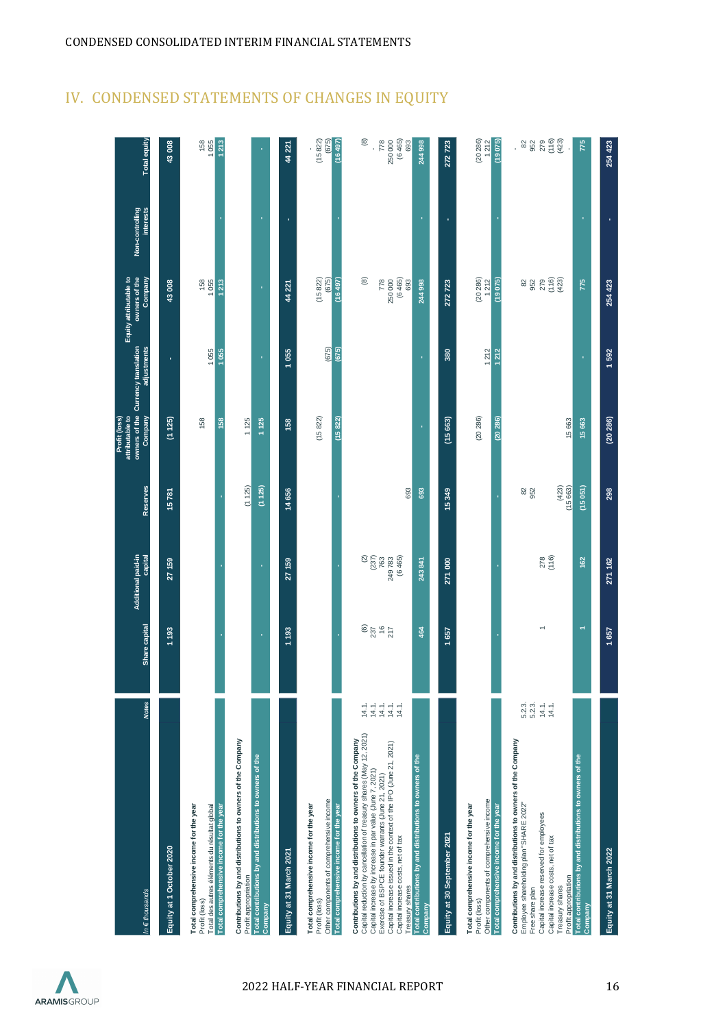## IV. CONDENSED STATEMENTS OF CHANGES IN EQUITY

| In € thousands | Notes | Share capital | Additional paid-in capital | Reserves | Profit (loss) attributable to owners of the Company | Currency translation adjustments | Equity attributable to owners of the Company | Non-controlling interests | Total equity |
|---|---|---|---|---|---|---|---|---|---|
| **Equity at 1 October 2020** | | 1 193 | 27 159 | 15 781 | (1 125) | - | 43 008 | | 43 008 |
| **Total comprehensive income for the year** | | | | | | | | | |
| Profit (loss) | | | | | 158 | | 158 | | 158 |
| Total des autres éléments du résultat global | | | | | | 1 055 | 1 055 | | 1 055 |
| **Total comprehensive income for the year** | | - | - | - | 158 | 1 055 | 1 213 | - | 1 213 |
| **Contributions by and distributions to owners of the Company** | | | | | | | | | |
| Profit appropriation | | | | (1 125) | 1 125 | | | | |
| **Total contributions by and distributions to owners of the Company** | | - | - | (1 125) | 1 125 | - | - | - | - |
| **Equity at 31 March 2021** | | 1 193 | 27 159 | 14 656 | 158 | 1 055 | 44 221 | - | 44 221 |
| **Total comprehensive income for the year** | | | | | | | | | - |
| Profit (loss) | | | | | (15 822) | | (15 822) | | (15 822) |
| Other components of comprehensive income | | | | | | (675) | (675) | | (675) |
| **Total comprehensive income for the year** | | - | - | - | (15 822) | (675) | (16 497) | - | (16 497) |
| **Contributions by and distributions to owners of the Company** | | | | | | | | | |
| Capital reduction by cancellation of treasury shares (May 12, 2021) | 14.1. | (6) | (2) | | | | (8) | | (8) |
| Capital increase by increase in par value (June 7, 2021) | 14.1. | 237 | (237) | | | | | | - |
| Exercise of BSPCE founder warrants (June 21, 2021) | 14.1. | 16 | 763 | | | | 778 | | 778 |
| Capital increase issued in the context of the IPO (June 21, 2021) | 14.1. | 217 | 249 783 | | | | 250 000 | | 250 000 |
| Capital increase costs, net of tax | 14.1. | | (6 465) | | | | (6 465) | | (6 465) |
| Treasury shares | | | | 693 | | | 693 | | 693 |
| **Total contributions by and distributions to owners of the Company** | | 464 | 243 841 | 693 | - | - | 244 998 | - | 244 998 |
| **Equity at 30 September 2021** | | 1 657 | 271 000 | 15 349 | (15 663) | 380 | 272 723 | - | 272 723 |
| **Total comprehensive income for the year** | | | | | | | | | |
| Profit (loss) | | | | | (20 286) | | (20 286) | | (20 286) |
| Other components of comprehensive income | | | | | | 1 212 | 1 212 | | 1 212 |
| **Total comprehensive income for the year** | | - | - | - | (20 286) | 1 212 | (19 075) | - | (19 075) |
| **Contributions by and distributions to owners of the Company** | | | | | | | | | - |
| Employee shareholding plan "SHARE 2022" | 5.2.3. | | | 82 | | | 82 | | 82 |
| Free share plan | 5.2.3. | | | 952 | | | 952 | | 952 |
| Capital increase reserved for employees | 14.1. | 1 | 278 | | | | 279 | | 279 |
| Capital increase costs, net of tax | 14.1. | | (116) | | | | (116) | | (116) |
| Treasury shares | | | | (423) | | | (423) | | (423) |
| Profit appropriation | | | | (15 663) | 15 663 | | | | - |
| **Total contributions by and distributions to owners of the Company** | | 1 | 162 | (15 051) | 15 663 | - | 775 | - | 775 |
| **Equity at 31 March 2022** | | 1 657 | 271 162 | 298 | (20 286) | 1 592 | 254 423 | - | 254 423 |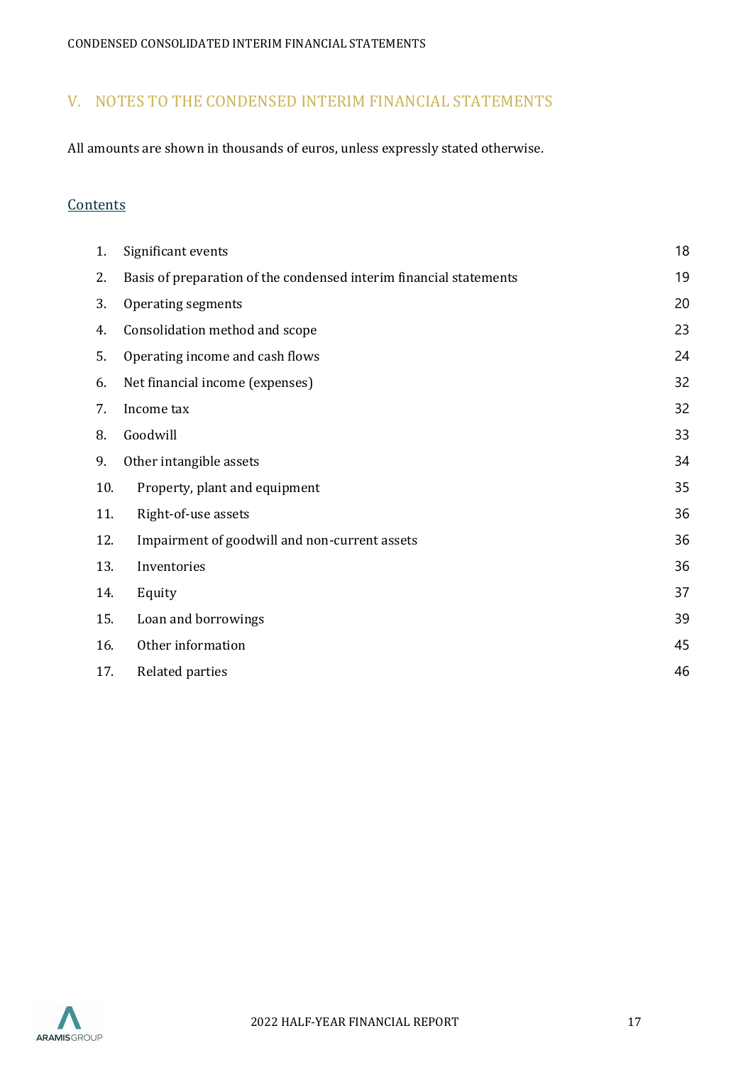# V. NOTES TO THE CONDENSED INTERIM FINANCIAL STATEMENTS

All amounts are shown in thousands of euros, unless expressly stated otherwise.

## Contents

| | | |
|---|---|---|
| 1. | Significant events | 18 |
| 2. | Basis of preparation of the condensed interim financial statements | 19 |
| 3. | Operating segments | 20 |
| 4. | Consolidation method and scope | 23 |
| 5. | Operating income and cash flows | 24 |
| 6. | Net financial income (expenses) | 32 |
| 7. | Income tax | 32 |
| 8. | Goodwill | 33 |
| 9. | Other intangible assets | 34 |
| 10. | Property, plant and equipment | 35 |
| 11. | Right-of-use assets | 36 |
| 12. | Impairment of goodwill and non-current assets | 36 |
| 13. | Inventories | 36 |
| 14. | Equity | 37 |
| 15. | Loan and borrowings | 39 |
| 16. | Other information | 45 |
| 17. | Related parties | 46 |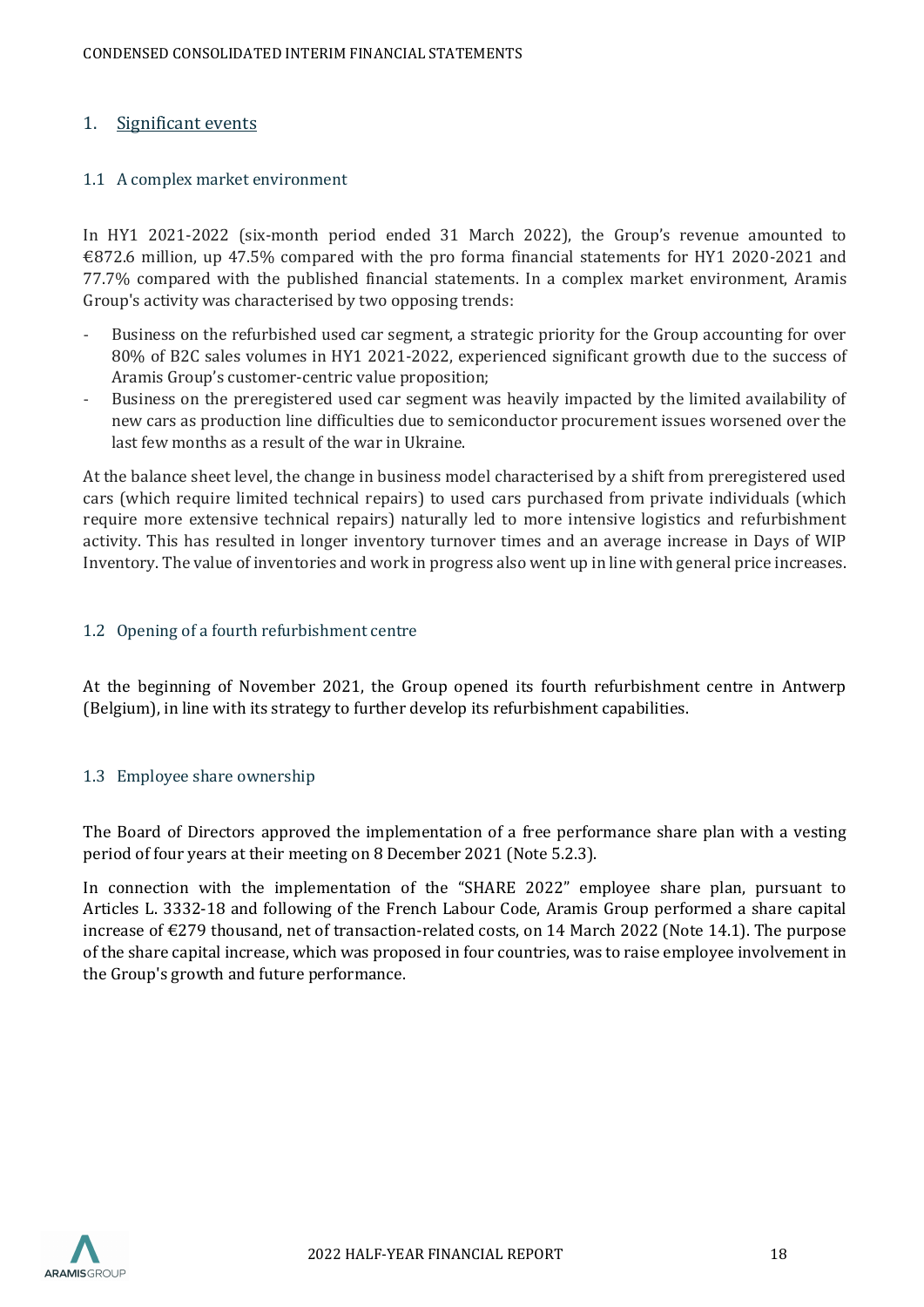## 1. Significant events

### 1.1 A complex market environment

In HY1 2021-2022 (six-month period ended 31 March 2022), the Group's revenue amounted to €872.6 million, up 47.5% compared with the pro forma financial statements for HY1 2020-2021 and 77.7% compared with the published financial statements. In a complex market environment, Aramis Group's activity was characterised by two opposing trends:

- Business on the refurbished used car segment, a strategic priority for the Group accounting for over 80% of B2C sales volumes in HY1 2021-2022, experienced significant growth due to the success of Aramis Group's customer-centric value proposition;
- Business on the preregistered used car segment was heavily impacted by the limited availability of new cars as production line difficulties due to semiconductor procurement issues worsened over the last few months as a result of the war in Ukraine.

At the balance sheet level, the change in business model characterised by a shift from preregistered used cars (which require limited technical repairs) to used cars purchased from private individuals (which require more extensive technical repairs) naturally led to more intensive logistics and refurbishment activity. This has resulted in longer inventory turnover times and an average increase in Days of WIP Inventory. The value of inventories and work in progress also went up in line with general price increases.

### 1.2 Opening of a fourth refurbishment centre

At the beginning of November 2021, the Group opened its fourth refurbishment centre in Antwerp (Belgium), in line with its strategy to further develop its refurbishment capabilities.

### 1.3 Employee share ownership

The Board of Directors approved the implementation of a free performance share plan with a vesting period of four years at their meeting on 8 December 2021 (Note 5.2.3).

In connection with the implementation of the "SHARE 2022" employee share plan, pursuant to Articles L. 3332-18 and following of the French Labour Code, Aramis Group performed a share capital increase of €279 thousand, net of transaction-related costs, on 14 March 2022 (Note 14.1). The purpose of the share capital increase, which was proposed in four countries, was to raise employee involvement in the Group's growth and future performance.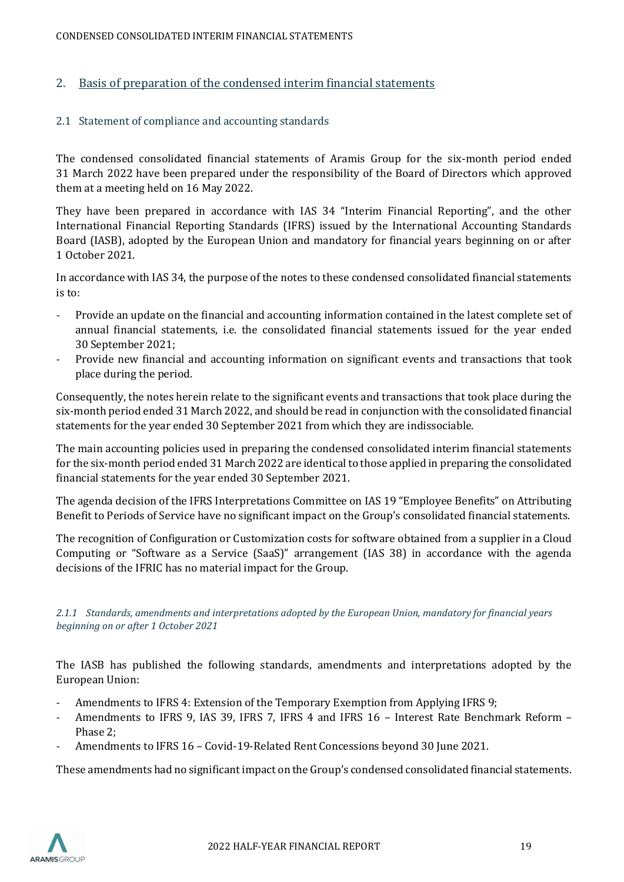## 2. Basis of preparation of the condensed interim financial statements

### 2.1 Statement of compliance and accounting standards

The condensed consolidated financial statements of Aramis Group for the six-month period ended 31 March 2022 have been prepared under the responsibility of the Board of Directors which approved them at a meeting held on 16 May 2022.

They have been prepared in accordance with IAS 34 "Interim Financial Reporting", and the other International Financial Reporting Standards (IFRS) issued by the International Accounting Standards Board (IASB), adopted by the European Union and mandatory for financial years beginning on or after 1 October 2021.

In accordance with IAS 34, the purpose of the notes to these condensed consolidated financial statements is to:

- Provide an update on the financial and accounting information contained in the latest complete set of annual financial statements, i.e. the consolidated financial statements issued for the year ended 30 September 2021;
- Provide new financial and accounting information on significant events and transactions that took place during the period.

Consequently, the notes herein relate to the significant events and transactions that took place during the six-month period ended 31 March 2022, and should be read in conjunction with the consolidated financial statements for the year ended 30 September 2021 from which they are indissociable.

The main accounting policies used in preparing the condensed consolidated interim financial statements for the six-month period ended 31 March 2022 are identical to those applied in preparing the consolidated financial statements for the year ended 30 September 2021.

The agenda decision of the IFRS Interpretations Committee on IAS 19 "Employee Benefits" on Attributing Benefit to Periods of Service have no significant impact on the Group's consolidated financial statements.

The recognition of Configuration or Customization costs for software obtained from a supplier in a Cloud Computing or "Software as a Service (SaaS)" arrangement (IAS 38) in accordance with the agenda decisions of the IFRIC has no material impact for the Group.

#### *2.1.1 Standards, amendments and interpretations adopted by the European Union, mandatory for financial years beginning on or after 1 October 2021*

The IASB has published the following standards, amendments and interpretations adopted by the European Union:

- Amendments to IFRS 4: Extension of the Temporary Exemption from Applying IFRS 9;
- Amendments to IFRS 9, IAS 39, IFRS 7, IFRS 4 and IFRS 16 – Interest Rate Benchmark Reform – Phase 2;
- Amendments to IFRS 16 – Covid-19-Related Rent Concessions beyond 30 June 2021.

These amendments had no significant impact on the Group's condensed consolidated financial statements.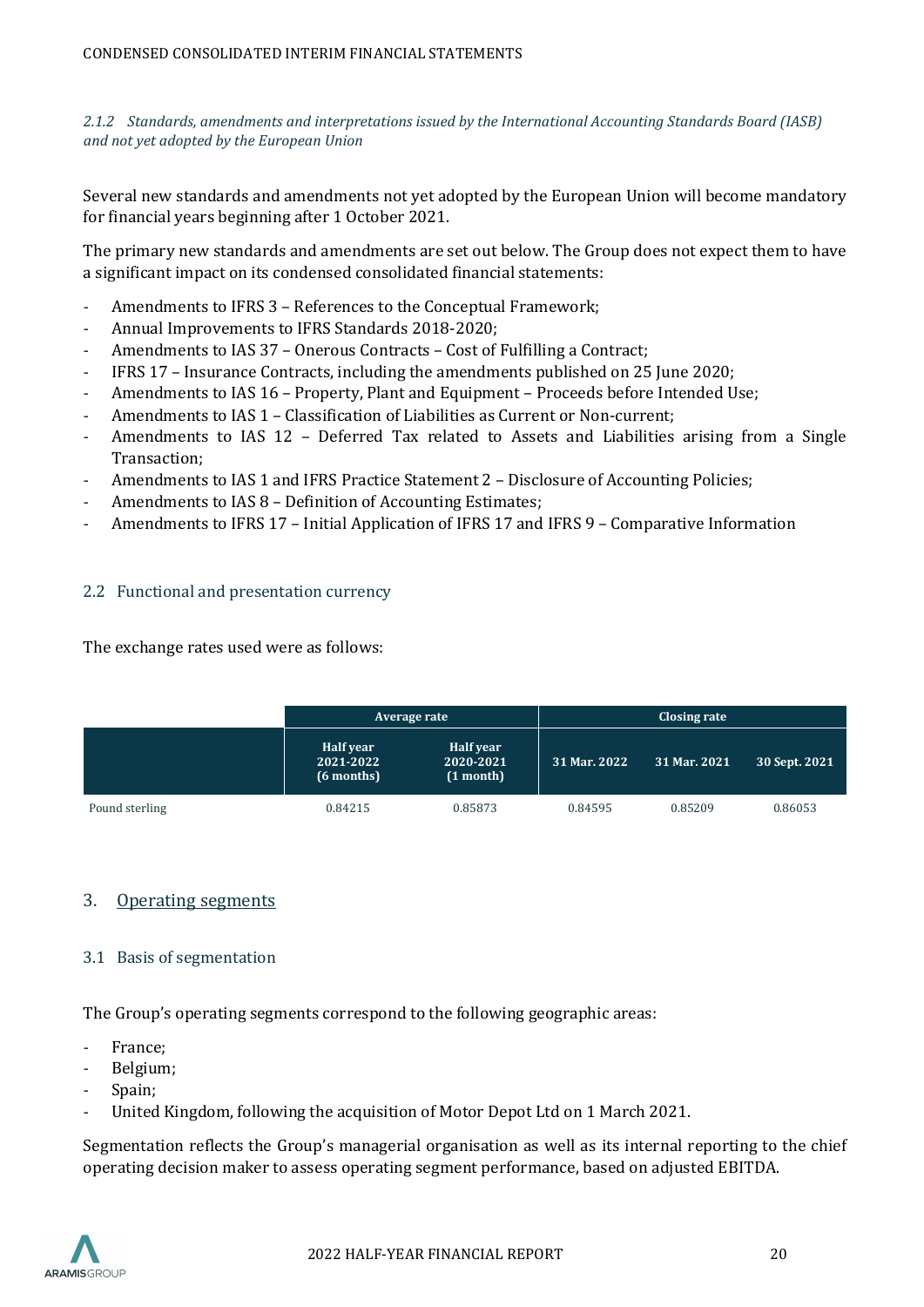### *2.1.2 Standards, amendments and interpretations issued by the International Accounting Standards Board (IASB) and not yet adopted by the European Union*

Several new standards and amendments not yet adopted by the European Union will become mandatory for financial years beginning after 1 October 2021.

The primary new standards and amendments are set out below. The Group does not expect them to have a significant impact on its condensed consolidated financial statements:

- Amendments to IFRS 3 – References to the Conceptual Framework;
- Annual Improvements to IFRS Standards 2018-2020;
- Amendments to IAS 37 – Onerous Contracts – Cost of Fulfilling a Contract;
- IFRS 17 – Insurance Contracts, including the amendments published on 25 June 2020;
- Amendments to IAS 16 – Property, Plant and Equipment – Proceeds before Intended Use;
- Amendments to IAS 1 – Classification of Liabilities as Current or Non-current;
- Amendments to IAS 12 – Deferred Tax related to Assets and Liabilities arising from a Single Transaction;
- Amendments to IAS 1 and IFRS Practice Statement 2 – Disclosure of Accounting Policies;
- Amendments to IAS 8 – Definition of Accounting Estimates;
- Amendments to IFRS 17 – Initial Application of IFRS 17 and IFRS 9 – Comparative Information

## 2.2 Functional and presentation currency

The exchange rates used were as follows:

| | Average rate | | Closing rate | | |
|---|---|---|---|---|---|
| | Half year 2021-2022 (6 months) | Half year 2020-2021 (1 month) | 31 Mar. 2022 | 31 Mar. 2021 | 30 Sept. 2021 |
| Pound sterling | 0.84215 | 0.85873 | 0.84595 | 0.85209 | 0.86053 |

# 3. Operating segments

## 3.1 Basis of segmentation

The Group's operating segments correspond to the following geographic areas:

- France;
- Belgium;
- Spain;
- United Kingdom, following the acquisition of Motor Depot Ltd on 1 March 2021.

Segmentation reflects the Group's managerial organisation as well as its internal reporting to the chief operating decision maker to assess operating segment performance, based on adjusted EBITDA.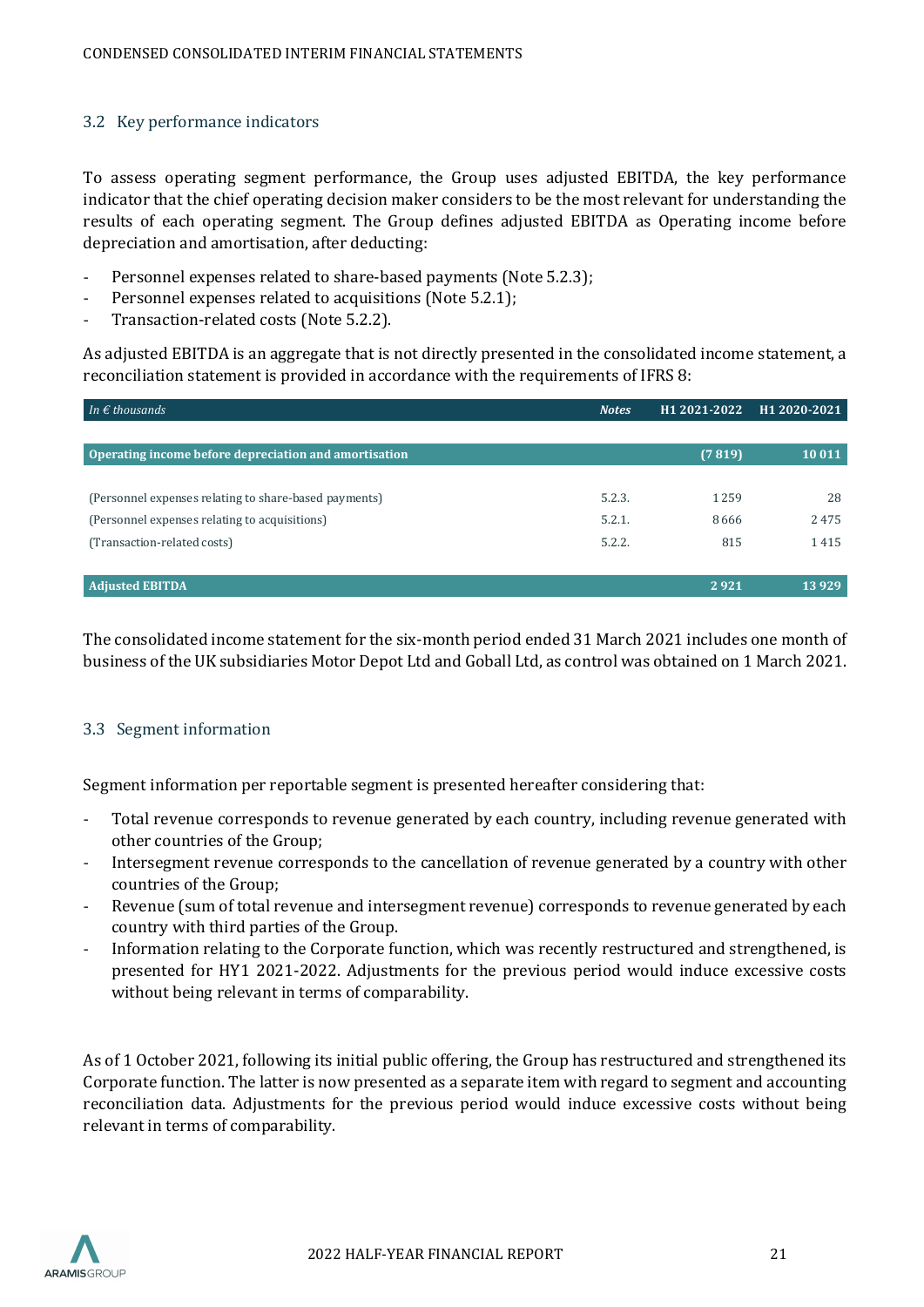## 3.2 Key performance indicators

To assess operating segment performance, the Group uses adjusted EBITDA, the key performance indicator that the chief operating decision maker considers to be the most relevant for understanding the results of each operating segment. The Group defines adjusted EBITDA as Operating income before depreciation and amortisation, after deducting:

- Personnel expenses related to share-based payments (Note 5.2.3);
- Personnel expenses related to acquisitions (Note 5.2.1);
- Transaction-related costs (Note 5.2.2).

As adjusted EBITDA is an aggregate that is not directly presented in the consolidated income statement, a reconciliation statement is provided in accordance with the requirements of IFRS 8:

| *In € thousands* | *Notes* | H1 2021-2022 | H1 2020-2021 |
|---|---|---|---|
| **Operating income before depreciation and amortisation** | | **(7 819)** | **10 011** |
| (Personnel expenses relating to share-based payments) | 5.2.3. | 1 259 | 28 |
| (Personnel expenses relating to acquisitions) | 5.2.1. | 8 666 | 2 475 |
| (Transaction-related costs) | 5.2.2. | 815 | 1 415 |
| **Adjusted EBITDA** | | **2 921** | **13 929** |

The consolidated income statement for the six-month period ended 31 March 2021 includes one month of business of the UK subsidiaries Motor Depot Ltd and Goball Ltd, as control was obtained on 1 March 2021.

## 3.3 Segment information

Segment information per reportable segment is presented hereafter considering that:

- Total revenue corresponds to revenue generated by each country, including revenue generated with other countries of the Group;
- Intersegment revenue corresponds to the cancellation of revenue generated by a country with other countries of the Group;
- Revenue (sum of total revenue and intersegment revenue) corresponds to revenue generated by each country with third parties of the Group.
- Information relating to the Corporate function, which was recently restructured and strengthened, is presented for HY1 2021-2022. Adjustments for the previous period would induce excessive costs without being relevant in terms of comparability.

As of 1 October 2021, following its initial public offering, the Group has restructured and strengthened its Corporate function. The latter is now presented as a separate item with regard to segment and accounting reconciliation data. Adjustments for the previous period would induce excessive costs without being relevant in terms of comparability.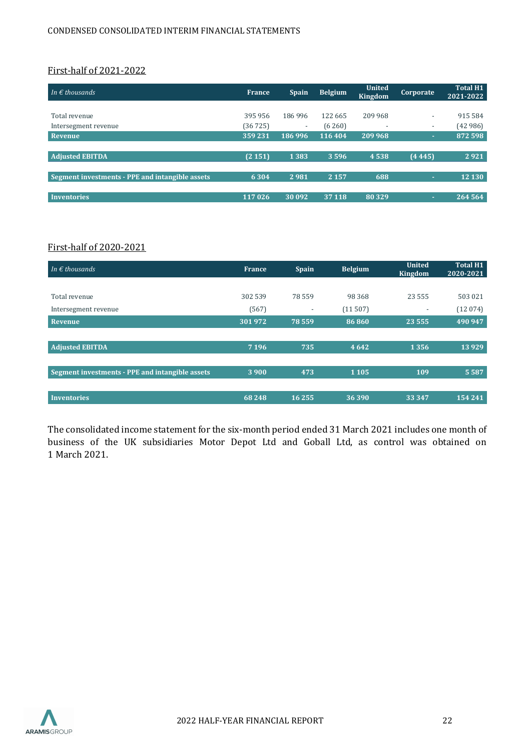First-half of 2021-2022

| *In € thousands* | France | Spain | Belgium | United Kingdom | Corporate | Total H1 2021-2022 |
|---|---|---|---|---|---|---|
| Total revenue | 395 956 | 186 996 | 122 665 | 209 968 | - | 915 584 |
| Intersegment revenue | (36 725) | - | (6 260) | - | - | (42 986) |
| **Revenue** | **359 231** | **186 996** | **116 404** | **209 968** | **-** | **872 598** |
| **Adjusted EBITDA** | **(2 151)** | **1 383** | **3 596** | **4 538** | **(4 445)** | **2 921** |
| **Segment investments - PPE and intangible assets** | **6 304** | **2 981** | **2 157** | **688** | **-** | **12 130** |
| **Inventories** | **117 026** | **30 092** | **37 118** | **80 329** | **-** | **264 564** |

First-half of 2020-2021

| *In € thousands* | France | Spain | Belgium | United Kingdom | Total H1 2020-2021 |
|---|---|---|---|---|---|
| Total revenue | 302 539 | 78 559 | 98 368 | 23 555 | 503 021 |
| Intersegment revenue | (567) | - | (11 507) | - | (12 074) |
| **Revenue** | **301 972** | **78 559** | **86 860** | **23 555** | **490 947** |
| **Adjusted EBITDA** | **7 196** | **735** | **4 642** | **1 356** | **13 929** |
| **Segment investments - PPE and intangible assets** | **3 900** | **473** | **1 105** | **109** | **5 587** |
| **Inventories** | **68 248** | **16 255** | **36 390** | **33 347** | **154 241** |

The consolidated income statement for the six-month period ended 31 March 2021 includes one month of business of the UK subsidiaries Motor Depot Ltd and Goball Ltd, as control was obtained on 1 March 2021.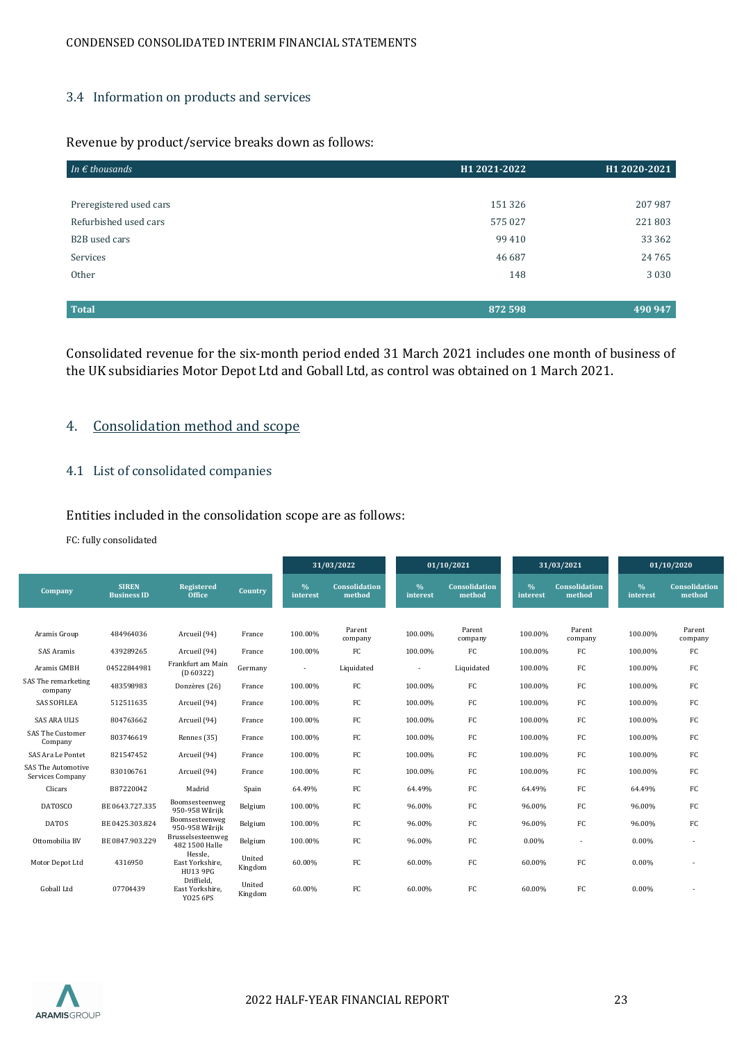### 3.4 Information on products and services

Revenue by product/service breaks down as follows:

| *In € thousands* | H1 2021-2022 | H1 2020-2021 |
|---|---|---|
| Preregistered used cars | 151 326 | 207 987 |
| Refurbished used cars | 575 027 | 221 803 |
| B2B used cars | 99 410 | 33 362 |
| Services | 46 687 | 24 765 |
| Other | 148 | 3 030 |
| **Total** | **872 598** | **490 947** |

Consolidated revenue for the six-month period ended 31 March 2021 includes one month of business of the UK subsidiaries Motor Depot Ltd and Goball Ltd, as control was obtained on 1 March 2021.

## 4. Consolidation method and scope

### 4.1 List of consolidated companies

Entities included in the consolidation scope are as follows:

FC: fully consolidated

| | | | | 31/03/2022 | | 01/10/2021 | | 31/03/2021 | | 01/10/2020 | |
|---|---|---|---|---|---|---|---|---|---|---|---|
| Company | SIREN Business ID | Registered Office | Country | % interest | Consolidation method | % interest | Consolidation method | % interest | Consolidation method | % interest | Consolidation method |
| Aramis Group | 484964036 | Arcueil (94) | France | 100.00% | Parent company | 100.00% | Parent company | 100.00% | Parent company | 100.00% | Parent company |
| SAS Aramis | 439289265 | Arcueil (94) | France | 100.00% | FC | 100.00% | FC | 100.00% | FC | 100.00% | FC |
| Aramis GMBH | 04522844981 | Frankfurt am Main (D 60322) | Germany | - | Liquidated | - | Liquidated | 100.00% | FC | 100.00% | FC |
| SAS The remarketing company | 483598983 | Donzères (26) | France | 100.00% | FC | 100.00% | FC | 100.00% | FC | 100.00% | FC |
| SAS SOFILEA | 512511635 | Arcueil (94) | France | 100.00% | FC | 100.00% | FC | 100.00% | FC | 100.00% | FC |
| SAS ARA ULIS | 804763662 | Arcueil (94) | France | 100.00% | FC | 100.00% | FC | 100.00% | FC | 100.00% | FC |
| SAS The Customer Company | 803746619 | Rennes (35) | France | 100.00% | FC | 100.00% | FC | 100.00% | FC | 100.00% | FC |
| SAS Ara Le Pontet | 821547452 | Arcueil (94) | France | 100.00% | FC | 100.00% | FC | 100.00% | FC | 100.00% | FC |
| SAS The Automotive Services Company | 830106761 | Arcueil (94) | France | 100.00% | FC | 100.00% | FC | 100.00% | FC | 100.00% | FC |
| Clicars | B87220042 | Madrid | Spain | 64.49% | FC | 64.49% | FC | 64.49% | FC | 64.49% | FC |
| DATOSCO | BE 0643.727.335 | Boomsesteenweg 950-958 Wilrijk | Belgium | 100.00% | FC | 96.00% | FC | 96.00% | FC | 96.00% | FC |
| DATOS | BE 0425.303.824 | Boomsesteenweg 950-958 Wilrijk | Belgium | 100.00% | FC | 96.00% | FC | 96.00% | FC | 96.00% | FC |
| Ottomobilia BV | BE 0847.903.229 | Brusselsesteenweg 482 1500 Halle | Belgium | 100.00% | FC | 96.00% | FC | 0.00% | - | 0.00% | - |
| Motor Depot Ltd | 4316950 | Hessle, East Yorkshire, HU13 9PG | United Kingdom | 60.00% | FC | 60.00% | FC | 60.00% | FC | 0.00% | - |
| Goball Ltd | 07704439 | Driffield, East Yorkshire, YO25 6PS | United Kingdom | 60.00% | FC | 60.00% | FC | 60.00% | FC | 0.00% | - |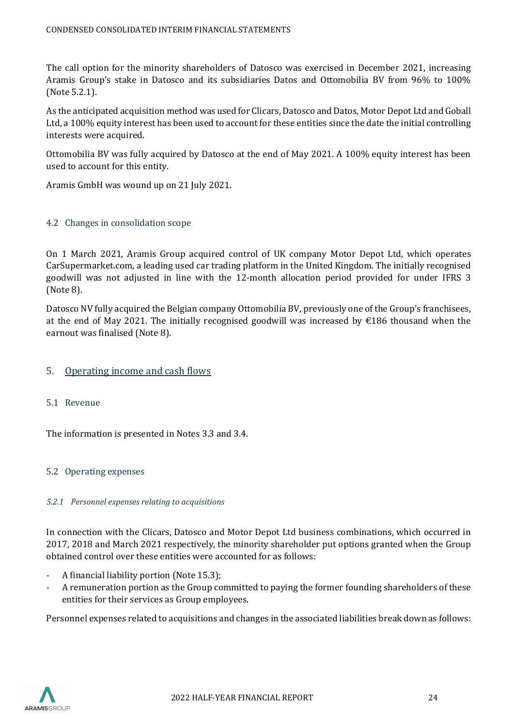The call option for the minority shareholders of Datosco was exercised in December 2021, increasing Aramis Group's stake in Datosco and its subsidiaries Datos and Ottomobilia BV from 96% to 100% (Note 5.2.1).

As the anticipated acquisition method was used for Clicars, Datosco and Datos, Motor Depot Ltd and Goball Ltd, a 100% equity interest has been used to account for these entities since the date the initial controlling interests were acquired.

Ottomobilia BV was fully acquired by Datosco at the end of May 2021. A 100% equity interest has been used to account for this entity.

Aramis GmbH was wound up on 21 July 2021.

### 4.2 Changes in consolidation scope

On 1 March 2021, Aramis Group acquired control of UK company Motor Depot Ltd, which operates CarSupermarket.com, a leading used car trading platform in the United Kingdom. The initially recognised goodwill was not adjusted in line with the 12-month allocation period provided for under IFRS 3 (Note 8).

Datosco NV fully acquired the Belgian company Ottomobilia BV, previously one of the Group's franchisees, at the end of May 2021. The initially recognised goodwill was increased by €186 thousand when the earnout was finalised (Note 8).

## 5. Operating income and cash flows

### 5.1 Revenue

The information is presented in Notes 3.3 and 3.4.

### 5.2 Operating expenses

#### *5.2.1 Personnel expenses relating to acquisitions*

In connection with the Clicars, Datosco and Motor Depot Ltd business combinations, which occurred in 2017, 2018 and March 2021 respectively, the minority shareholder put options granted when the Group obtained control over these entities were accounted for as follows:

- A financial liability portion (Note 15.3);
- A remuneration portion as the Group committed to paying the former founding shareholders of these entities for their services as Group employees.

Personnel expenses related to acquisitions and changes in the associated liabilities break down as follows: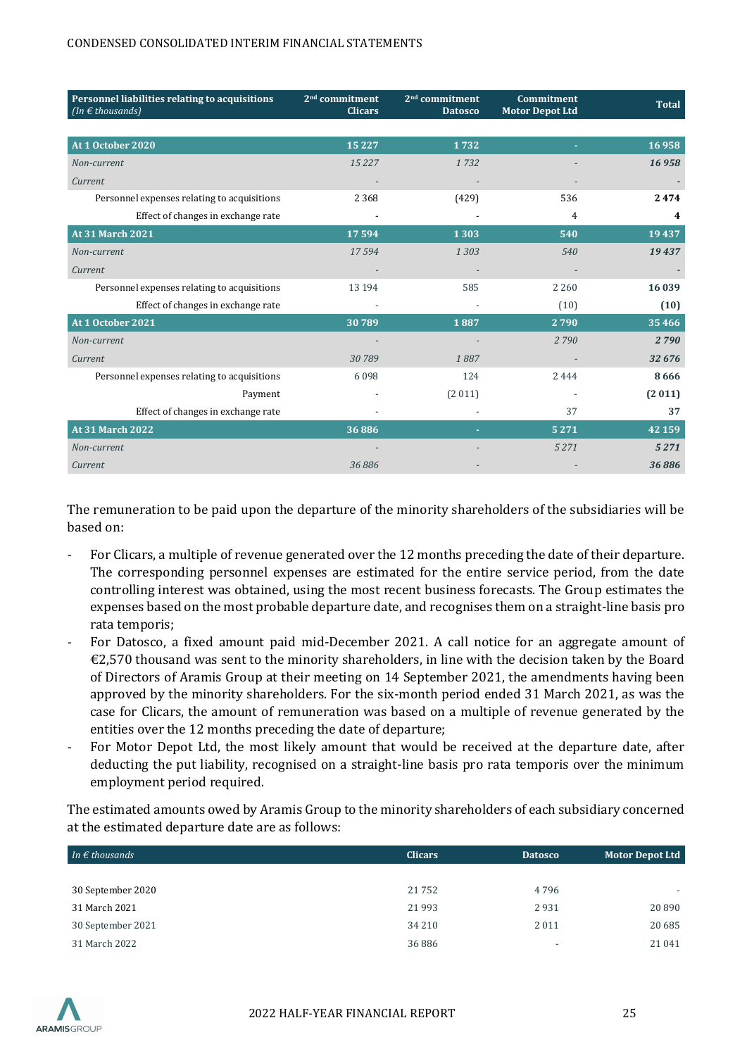| Personnel liabilities relating to acquisitions *(In € thousands)* | 2nd commitment Clicars | 2nd commitment Datosco | Commitment Motor Depot Ltd | Total |
|---|---|---|---|---|
| **At 1 October 2020** | **15 227** | **1 732** | **-** | **16 958** |
| *Non-current* | *15 227* | *1 732* | *-* | ***16 958*** |
| *Current* | *-* | *-* | *-* | ***-*** |
| Personnel expenses relating to acquisitions | 2 368 | (429) | 536 | **2 474** |
| Effect of changes in exchange rate | - | - | 4 | **4** |
| **At 31 March 2021** | **17 594** | **1 303** | **540** | **19 437** |
| *Non-current* | *17 594* | *1 303* | *540* | ***19 437*** |
| *Current* | *-* | *-* | *-* | ***-*** |
| Personnel expenses relating to acquisitions | 13 194 | 585 | 2 260 | **16 039** |
| Effect of changes in exchange rate | - | - | (10) | **(10)** |
| **At 1 October 2021** | **30 789** | **1 887** | **2 790** | **35 466** |
| *Non-current* | *-* | *-* | *2 790* | ***2 790*** |
| *Current* | *30 789* | *1 887* | *-* | ***32 676*** |
| Personnel expenses relating to acquisitions | 6 098 | 124 | 2 444 | **8 666** |
| Payment | - | (2 011) | - | **(2 011)** |
| Effect of changes in exchange rate | - | - | 37 | **37** |
| **At 31 March 2022** | **36 886** | **-** | **5 271** | **42 159** |
| *Non-current* | *-* | *-* | *5 271* | ***5 271*** |
| *Current* | *36 886* | *-* | *-* | ***36 886*** |

The remuneration to be paid upon the departure of the minority shareholders of the subsidiaries will be based on:

- For Clicars, a multiple of revenue generated over the 12 months preceding the date of their departure. The corresponding personnel expenses are estimated for the entire service period, from the date controlling interest was obtained, using the most recent business forecasts. The Group estimates the expenses based on the most probable departure date, and recognises them on a straight-line basis pro rata temporis;
- For Datosco, a fixed amount paid mid-December 2021. A call notice for an aggregate amount of €2,570 thousand was sent to the minority shareholders, in line with the decision taken by the Board of Directors of Aramis Group at their meeting on 14 September 2021, the amendments having been approved by the minority shareholders. For the six-month period ended 31 March 2021, as was the case for Clicars, the amount of remuneration was based on a multiple of revenue generated by the entities over the 12 months preceding the date of departure;
- For Motor Depot Ltd, the most likely amount that would be received at the departure date, after deducting the put liability, recognised on a straight-line basis pro rata temporis over the minimum employment period required.

The estimated amounts owed by Aramis Group to the minority shareholders of each subsidiary concerned at the estimated departure date are as follows:

| *In € thousands* | Clicars | Datosco | Motor Depot Ltd |
|---|---|---|---|
| 30 September 2020 | 21 752 | 4 796 | - |
| 31 March 2021 | 21 993 | 2 931 | 20 890 |
| 30 September 2021 | 34 210 | 2 011 | 20 685 |
| 31 March 2022 | 36 886 | - | 21 041 |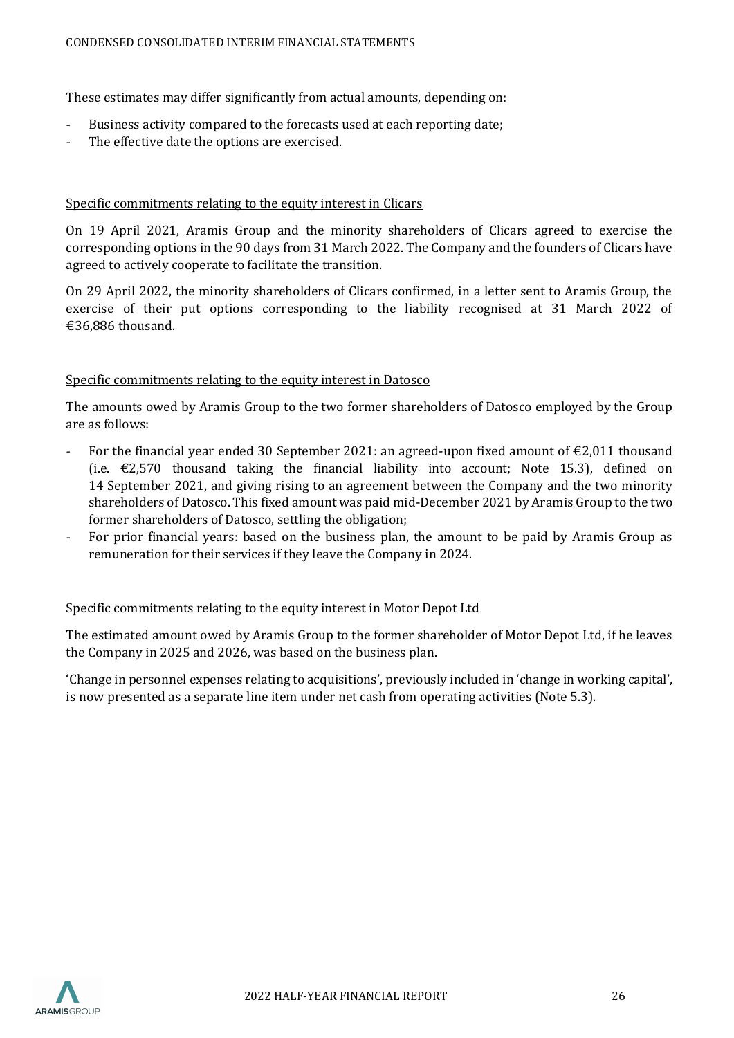These estimates may differ significantly from actual amounts, depending on:

- Business activity compared to the forecasts used at each reporting date;
- The effective date the options are exercised.

Specific commitments relating to the equity interest in Clicars

On 19 April 2021, Aramis Group and the minority shareholders of Clicars agreed to exercise the corresponding options in the 90 days from 31 March 2022. The Company and the founders of Clicars have agreed to actively cooperate to facilitate the transition.

On 29 April 2022, the minority shareholders of Clicars confirmed, in a letter sent to Aramis Group, the exercise of their put options corresponding to the liability recognised at 31 March 2022 of €36,886 thousand.

Specific commitments relating to the equity interest in Datosco

The amounts owed by Aramis Group to the two former shareholders of Datosco employed by the Group are as follows:

- For the financial year ended 30 September 2021: an agreed-upon fixed amount of €2,011 thousand (i.e. €2,570 thousand taking the financial liability into account; Note 15.3), defined on 14 September 2021, and giving rising to an agreement between the Company and the two minority shareholders of Datosco. This fixed amount was paid mid-December 2021 by Aramis Group to the two former shareholders of Datosco, settling the obligation;
- For prior financial years: based on the business plan, the amount to be paid by Aramis Group as remuneration for their services if they leave the Company in 2024.

Specific commitments relating to the equity interest in Motor Depot Ltd

The estimated amount owed by Aramis Group to the former shareholder of Motor Depot Ltd, if he leaves the Company in 2025 and 2026, was based on the business plan.

'Change in personnel expenses relating to acquisitions', previously included in 'change in working capital', is now presented as a separate line item under net cash from operating activities (Note 5.3).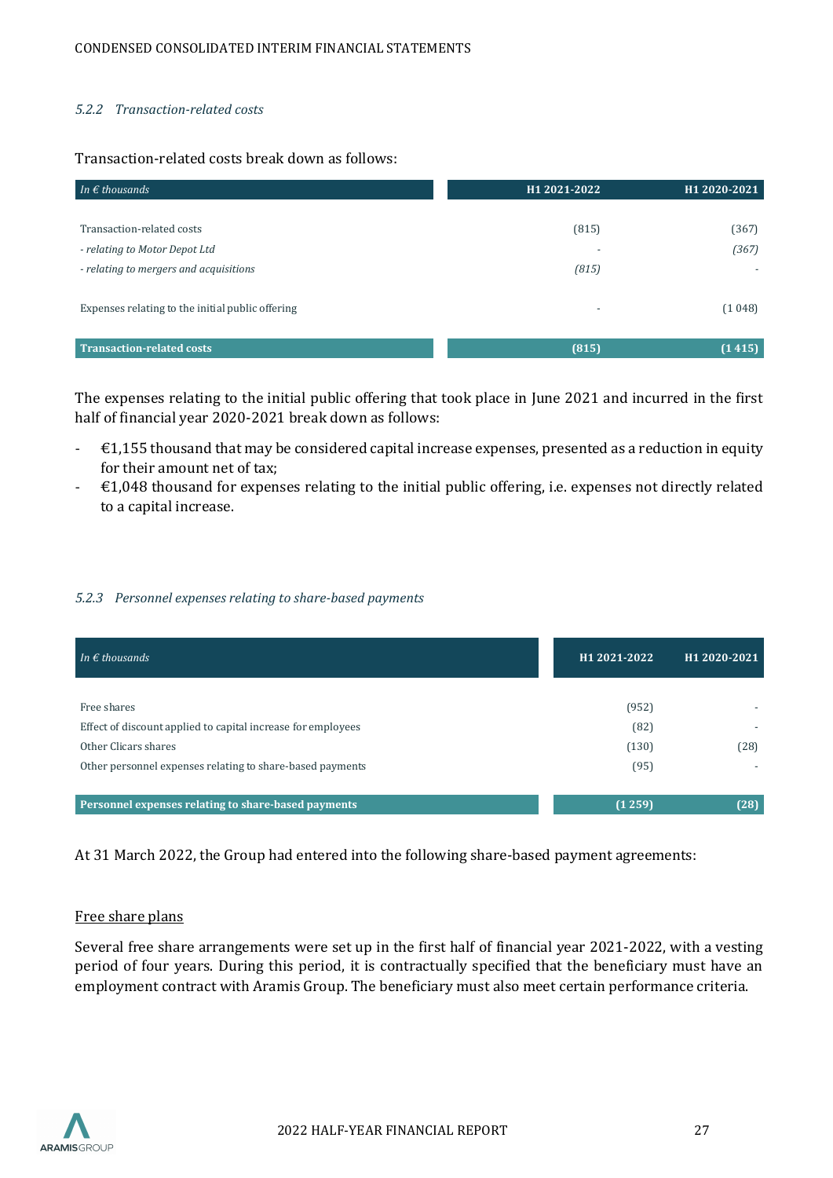### *5.2.2 Transaction-related costs*

Transaction-related costs break down as follows:

| *In € thousands* | H1 2021-2022 | H1 2020-2021 |
|---|---|---|
| Transaction-related costs | (815) | (367) |
| *- relating to Motor Depot Ltd* | *-* | *(367)* |
| *- relating to mergers and acquisitions* | *(815)* | *-* |
| Expenses relating to the initial public offering | - | (1 048) |
| **Transaction-related costs** | **(815)** | **(1 415)** |

The expenses relating to the initial public offering that took place in June 2021 and incurred in the first half of financial year 2020-2021 break down as follows:

- €1,155 thousand that may be considered capital increase expenses, presented as a reduction in equity for their amount net of tax;
- €1,048 thousand for expenses relating to the initial public offering, i.e. expenses not directly related to a capital increase.

### *5.2.3 Personnel expenses relating to share-based payments*

| *In € thousands* | H1 2021-2022 | H1 2020-2021 |
|---|---|---|
| Free shares | (952) | - |
| Effect of discount applied to capital increase for employees | (82) | - |
| Other Clicars shares | (130) | (28) |
| Other personnel expenses relating to share-based payments | (95) | - |
| **Personnel expenses relating to share-based payments** | **(1 259)** | **(28)** |

At 31 March 2022, the Group had entered into the following share-based payment agreements:

<u>Free share plans</u>

Several free share arrangements were set up in the first half of financial year 2021-2022, with a vesting period of four years. During this period, it is contractually specified that the beneficiary must have an employment contract with Aramis Group. The beneficiary must also meet certain performance criteria.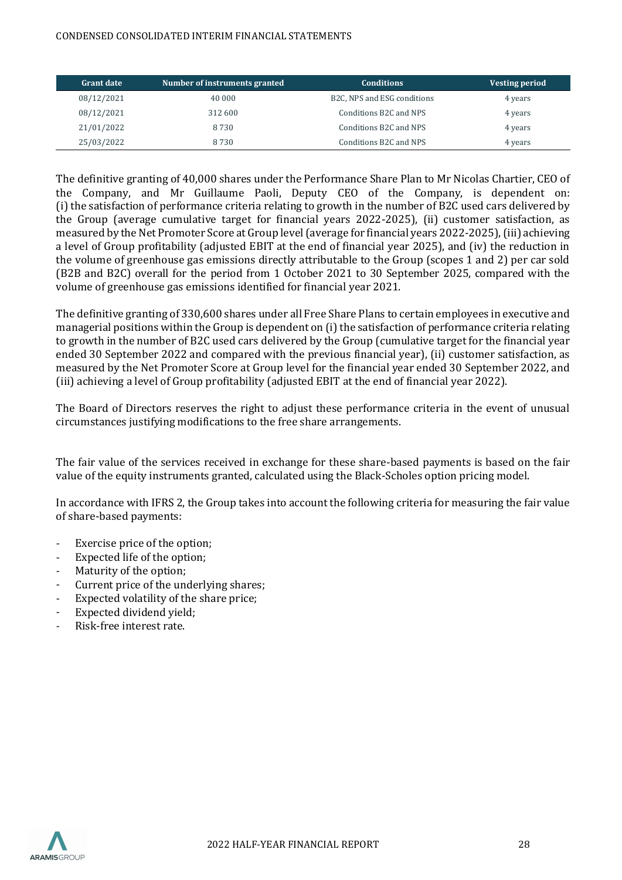| Grant date | Number of instruments granted | Conditions | Vesting period |
|---|---|---|---|
| 08/12/2021 | 40 000 | B2C, NPS and ESG conditions | 4 years |
| 08/12/2021 | 312 600 | Conditions B2C and NPS | 4 years |
| 21/01/2022 | 8 730 | Conditions B2C and NPS | 4 years |
| 25/03/2022 | 8 730 | Conditions B2C and NPS | 4 years |

The definitive granting of 40,000 shares under the Performance Share Plan to Mr Nicolas Chartier, CEO of the Company, and Mr Guillaume Paoli, Deputy CEO of the Company, is dependent on: (i) the satisfaction of performance criteria relating to growth in the number of B2C used cars delivered by the Group (average cumulative target for financial years 2022-2025), (ii) customer satisfaction, as measured by the Net Promoter Score at Group level (average for financial years 2022-2025), (iii) achieving a level of Group profitability (adjusted EBIT at the end of financial year 2025), and (iv) the reduction in the volume of greenhouse gas emissions directly attributable to the Group (scopes 1 and 2) per car sold (B2B and B2C) overall for the period from 1 October 2021 to 30 September 2025, compared with the volume of greenhouse gas emissions identified for financial year 2021.

The definitive granting of 330,600 shares under all Free Share Plans to certain employees in executive and managerial positions within the Group is dependent on (i) the satisfaction of performance criteria relating to growth in the number of B2C used cars delivered by the Group (cumulative target for the financial year ended 30 September 2022 and compared with the previous financial year), (ii) customer satisfaction, as measured by the Net Promoter Score at Group level for the financial year ended 30 September 2022, and (iii) achieving a level of Group profitability (adjusted EBIT at the end of financial year 2022).

The Board of Directors reserves the right to adjust these performance criteria in the event of unusual circumstances justifying modifications to the free share arrangements.

The fair value of the services received in exchange for these share-based payments is based on the fair value of the equity instruments granted, calculated using the Black-Scholes option pricing model.

In accordance with IFRS 2, the Group takes into account the following criteria for measuring the fair value of share-based payments:

- Exercise price of the option;
- Expected life of the option;
- Maturity of the option;
- Current price of the underlying shares;
- Expected volatility of the share price;
- Expected dividend yield;
- Risk-free interest rate.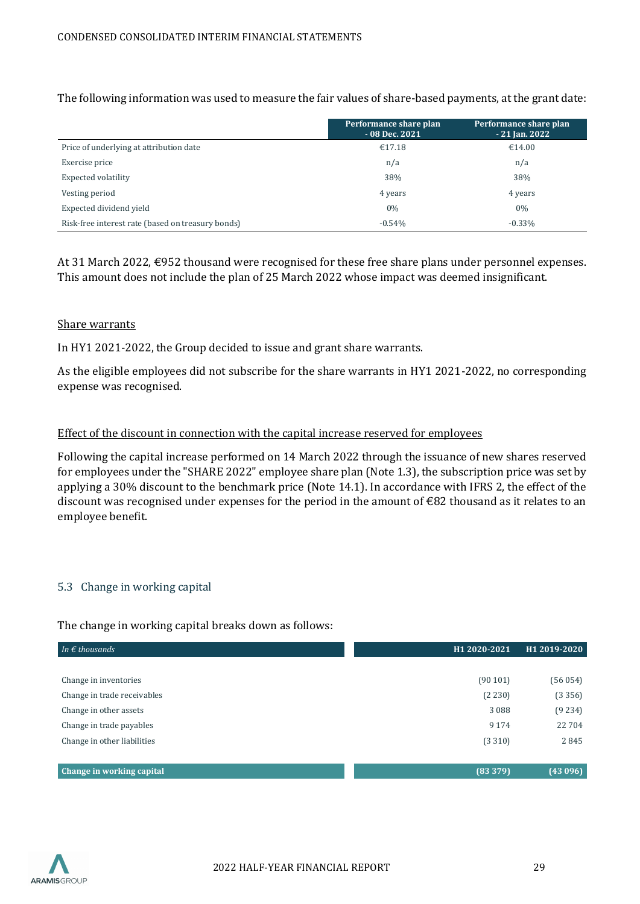The following information was used to measure the fair values of share-based payments, at the grant date:

| | Performance share plan - 08 Dec. 2021 | Performance share plan - 21 Jan. 2022 |
|---|---|---|
| Price of underlying at attribution date | €17.18 | €14.00 |
| Exercise price | n/a | n/a |
| Expected volatility | 38% | 38% |
| Vesting period | 4 years | 4 years |
| Expected dividend yield | 0% | 0% |
| Risk-free interest rate (based on treasury bonds) | -0.54% | -0.33% |

At 31 March 2022, €952 thousand were recognised for these free share plans under personnel expenses. This amount does not include the plan of 25 March 2022 whose impact was deemed insignificant.

<u>Share warrants</u>

In HY1 2021-2022, the Group decided to issue and grant share warrants.

As the eligible employees did not subscribe for the share warrants in HY1 2021-2022, no corresponding expense was recognised.

<u>Effect of the discount in connection with the capital increase reserved for employees</u>

Following the capital increase performed on 14 March 2022 through the issuance of new shares reserved for employees under the "SHARE 2022" employee share plan (Note 1.3), the subscription price was set by applying a 30% discount to the benchmark price (Note 14.1). In accordance with IFRS 2, the effect of the discount was recognised under expenses for the period in the amount of €82 thousand as it relates to an employee benefit.

## 5.3 Change in working capital

The change in working capital breaks down as follows:

| *In € thousands* | H1 2020-2021 | H1 2019-2020 |
|---|---|---|
| Change in inventories | (90 101) | (56 054) |
| Change in trade receivables | (2 230) | (3 356) |
| Change in other assets | 3 088 | (9 234) |
| Change in trade payables | 9 174 | 22 704 |
| Change in other liabilities | (3 310) | 2 845 |
| **Change in working capital** | **(83 379)** | **(43 096)** |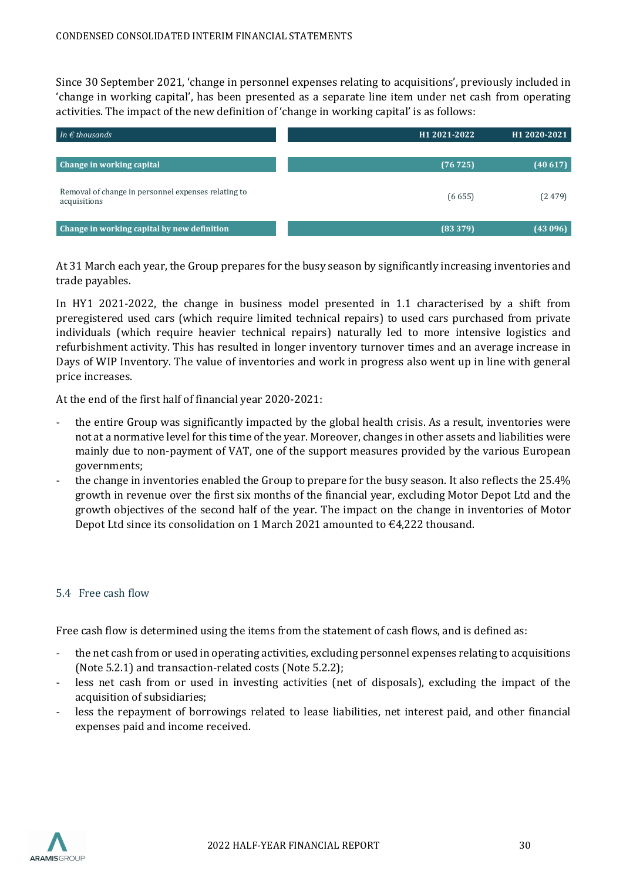Since 30 September 2021, 'change in personnel expenses relating to acquisitions', previously included in 'change in working capital', has been presented as a separate line item under net cash from operating activities. The impact of the new definition of 'change in working capital' is as follows:

| *In € thousands* | H1 2021-2022 | H1 2020-2021 |
|---|---|---|
| **Change in working capital** | **(76 725)** | **(40 617)** |
| Removal of change in personnel expenses relating to acquisitions | (6 655) | (2 479) |
| **Change in working capital by new definition** | **(83 379)** | **(43 096)** |

At 31 March each year, the Group prepares for the busy season by significantly increasing inventories and trade payables.

In HY1 2021-2022, the change in business model presented in 1.1 characterised by a shift from preregistered used cars (which require limited technical repairs) to used cars purchased from private individuals (which require heavier technical repairs) naturally led to more intensive logistics and refurbishment activity. This has resulted in longer inventory turnover times and an average increase in Days of WIP Inventory. The value of inventories and work in progress also went up in line with general price increases.

At the end of the first half of financial year 2020-2021:

- the entire Group was significantly impacted by the global health crisis. As a result, inventories were not at a normative level for this time of the year. Moreover, changes in other assets and liabilities were mainly due to non-payment of VAT, one of the support measures provided by the various European governments;
- the change in inventories enabled the Group to prepare for the busy season. It also reflects the 25.4% growth in revenue over the first six months of the financial year, excluding Motor Depot Ltd and the growth objectives of the second half of the year. The impact on the change in inventories of Motor Depot Ltd since its consolidation on 1 March 2021 amounted to €4,222 thousand.

## 5.4 Free cash flow

Free cash flow is determined using the items from the statement of cash flows, and is defined as:

- the net cash from or used in operating activities, excluding personnel expenses relating to acquisitions (Note 5.2.1) and transaction-related costs (Note 5.2.2);
- less net cash from or used in investing activities (net of disposals), excluding the impact of the acquisition of subsidiaries;
- less the repayment of borrowings related to lease liabilities, net interest paid, and other financial expenses paid and income received.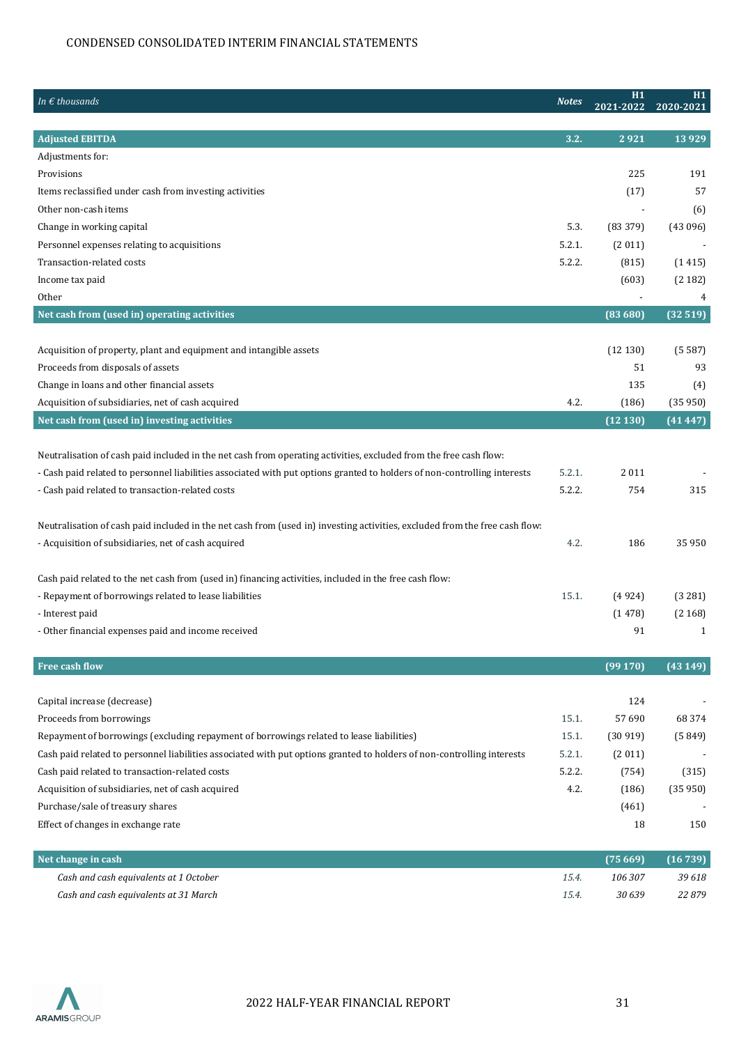CONDENSED CONSOLIDATED INTERIM FINANCIAL STATEMENTS

| *In € thousands* | ***Notes*** | **H1 2021-2022** | **H1 2020-2021** |
|---|---|---|---|
| **Adjusted EBITDA** | **3.2.** | **2 921** | **13 929** |
| Adjustments for: | | | |
| Provisions | | 225 | 191 |
| Items reclassified under cash from investing activities | | (17) | 57 |
| Other non-cash items | | - | (6) |
| Change in working capital | 5.3. | (83 379) | (43 096) |
| Personnel expenses relating to acquisitions | 5.2.1. | (2 011) | - |
| Transaction-related costs | 5.2.2. | (815) | (1 415) |
| Income tax paid | | (603) | (2 182) |
| Other | | - | 4 |
| **Net cash from (used in) operating activities** | | **(83 680)** | **(32 519)** |
| | | | |
| Acquisition of property, plant and equipment and intangible assets | | (12 130) | (5 587) |
| Proceeds from disposals of assets | | 51 | 93 |
| Change in loans and other financial assets | | 135 | (4) |
| Acquisition of subsidiaries, net of cash acquired | 4.2. | (186) | (35 950) |
| **Net cash from (used in) investing activities** | | **(12 130)** | **(41 447)** |
| | | | |
| Neutralisation of cash paid included in the net cash from operating activities, excluded from the free cash flow: | | | |
| - Cash paid related to personnel liabilities associated with put options granted to holders of non-controlling interests | 5.2.1. | 2 011 | - |
| - Cash paid related to transaction-related costs | 5.2.2. | 754 | 315 |
| | | | |
| Neutralisation of cash paid included in the net cash from (used in) investing activities, excluded from the free cash flow: | | | |
| - Acquisition of subsidiaries, net of cash acquired | 4.2. | 186 | 35 950 |
| | | | |
| Cash paid related to the net cash from (used in) financing activities, included in the free cash flow: | | | |
| - Repayment of borrowings related to lease liabilities | 15.1. | (4 924) | (3 281) |
| - Interest paid | | (1 478) | (2 168) |
| - Other financial expenses paid and income received | | 91 | 1 |
| | | | |
| **Free cash flow** | | **(99 170)** | **(43 149)** |
| | | | |
| Capital increase (decrease) | | 124 | - |
| Proceeds from borrowings | 15.1. | 57 690 | 68 374 |
| Repayment of borrowings (excluding repayment of borrowings related to lease liabilities) | 15.1. | (30 919) | (5 849) |
| Cash paid related to personnel liabilities associated with put options granted to holders of non-controlling interests | 5.2.1. | (2 011) | - |
| Cash paid related to transaction-related costs | 5.2.2. | (754) | (315) |
| Acquisition of subsidiaries, net of cash acquired | 4.2. | (186) | (35 950) |
| Purchase/sale of treasury shares | | (461) | - |
| Effect of changes in exchange rate | | 18 | 150 |
| | | | |
| **Net change in cash** | | **(75 669)** | **(16 739)** |
| *Cash and cash equivalents at 1 October* | *15.4.* | *106 307* | *39 618* |
| *Cash and cash equivalents at 31 March* | *15.4.* | *30 639* | *22 879* |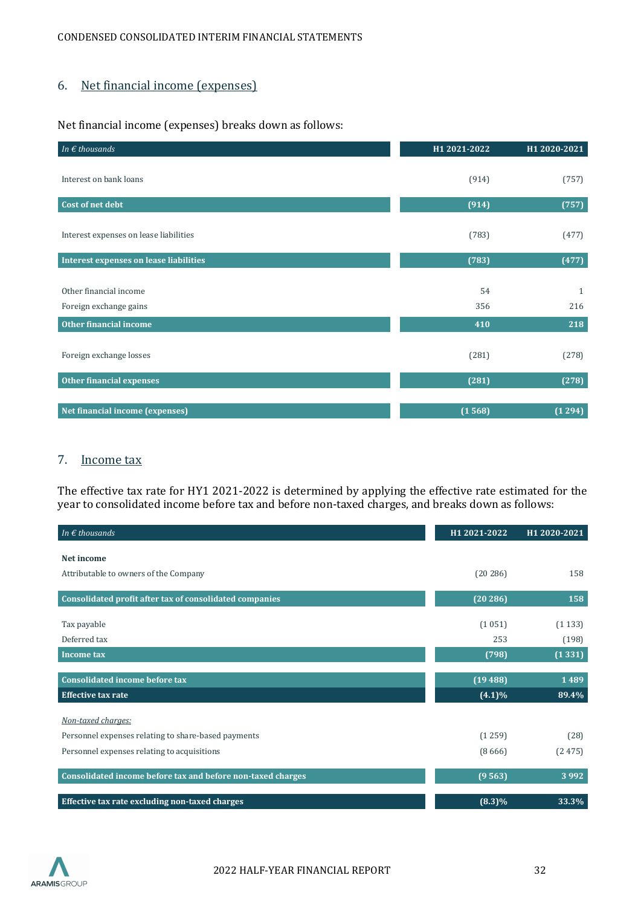## 6. Net financial income (expenses)

Net financial income (expenses) breaks down as follows:

| *In € thousands* | H1 2021-2022 | H1 2020-2021 |
|---|---|---|
| Interest on bank loans | (914) | (757) |
| **Cost of net debt** | **(914)** | **(757)** |
| Interest expenses on lease liabilities | (783) | (477) |
| **Interest expenses on lease liabilities** | **(783)** | **(477)** |
| Other financial income | 54 | 1 |
| Foreign exchange gains | 356 | 216 |
| **Other financial income** | **410** | **218** |
| Foreign exchange losses | (281) | (278) |
| **Other financial expenses** | **(281)** | **(278)** |
| **Net financial income (expenses)** | **(1 568)** | **(1 294)** |

## 7. Income tax

The effective tax rate for HY1 2021-2022 is determined by applying the effective rate estimated for the year to consolidated income before tax and before non-taxed charges, and breaks down as follows:

| *In € thousands* | H1 2021-2022 | H1 2020-2021 |
|---|---|---|
| **Net income** | | |
| Attributable to owners of the Company | (20 286) | 158 |
| **Consolidated profit after tax of consolidated companies** | **(20 286)** | **158** |
| Tax payable | (1 051) | (1 133) |
| Deferred tax | 253 | (198) |
| **Income tax** | **(798)** | **(1 331)** |
| **Consolidated income before tax** | **(19 488)** | **1 489** |
| **Effective tax rate** | **(4.1)%** | **89.4%** |
| *Non-taxed charges:* | | |
| Personnel expenses relating to share-based payments | (1 259) | (28) |
| Personnel expenses relating to acquisitions | (8 666) | (2 475) |
| **Consolidated income before tax and before non-taxed charges** | **(9 563)** | **3 992** |
| **Effective tax rate excluding non-taxed charges** | **(8.3)%** | **33.3%** |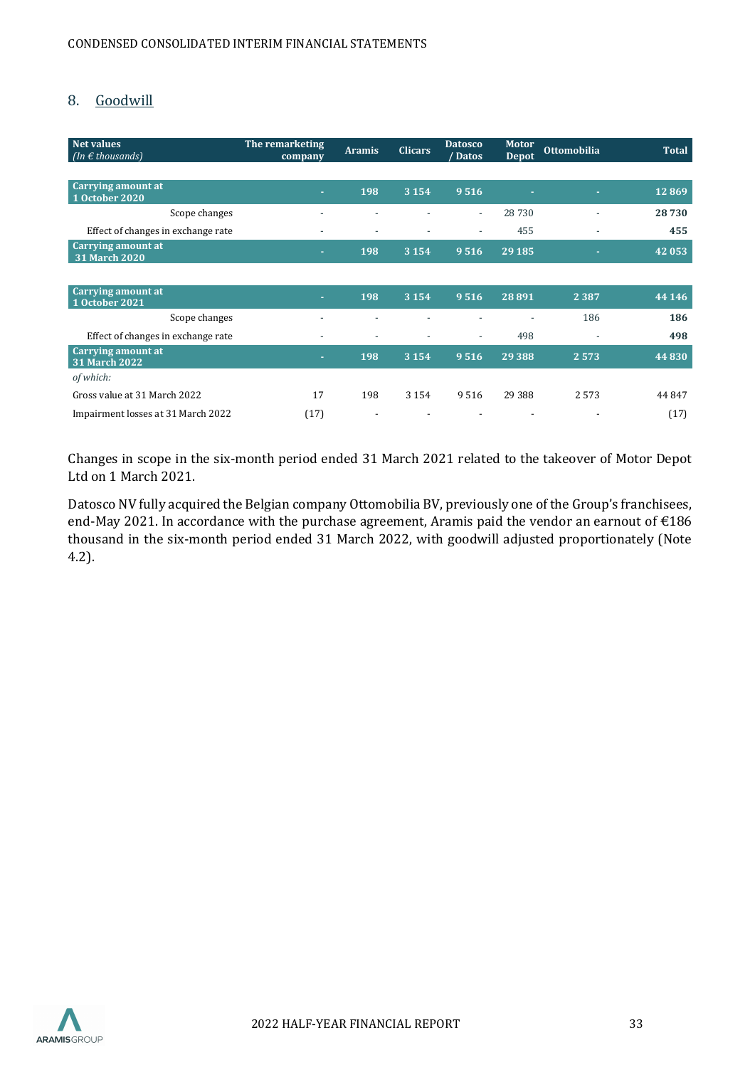## 8. Goodwill

| Net values<br>*(In € thousands)* | The remarketing company | Aramis | Clicars | Datosco / Datos | Motor Depot | Ottomobilia | Total |
|---|---|---|---|---|---|---|---|
| **Carrying amount at 1 October 2020** | **-** | **198** | **3 154** | **9 516** | **-** | **-** | **12 869** |
| Scope changes | - | - | - | - | 28 730 | - | **28 730** |
| Effect of changes in exchange rate | - | - | - | - | 455 | - | **455** |
| **Carrying amount at 31 March 2020** | **-** | **198** | **3 154** | **9 516** | **29 185** | **-** | **42 053** |
| | | | | | | | |
| **Carrying amount at 1 October 2021** | **-** | **198** | **3 154** | **9 516** | **28 891** | **2 387** | **44 146** |
| Scope changes | - | - | - | - | - | 186 | **186** |
| Effect of changes in exchange rate | - | - | - | - | 498 | - | **498** |
| **Carrying amount at 31 March 2022** | **-** | **198** | **3 154** | **9 516** | **29 388** | **2 573** | **44 830** |
| *of which:* | | | | | | | |
| Gross value at 31 March 2022 | 17 | 198 | 3 154 | 9 516 | 29 388 | 2 573 | 44 847 |
| Impairment losses at 31 March 2022 | (17) | - | - | - | - | - | (17) |

Changes in scope in the six-month period ended 31 March 2021 related to the takeover of Motor Depot Ltd on 1 March 2021.

Datosco NV fully acquired the Belgian company Ottomobilia BV, previously one of the Group's franchisees, end-May 2021. In accordance with the purchase agreement, Aramis paid the vendor an earnout of €186 thousand in the six-month period ended 31 March 2022, with goodwill adjusted proportionately (Note 4.2).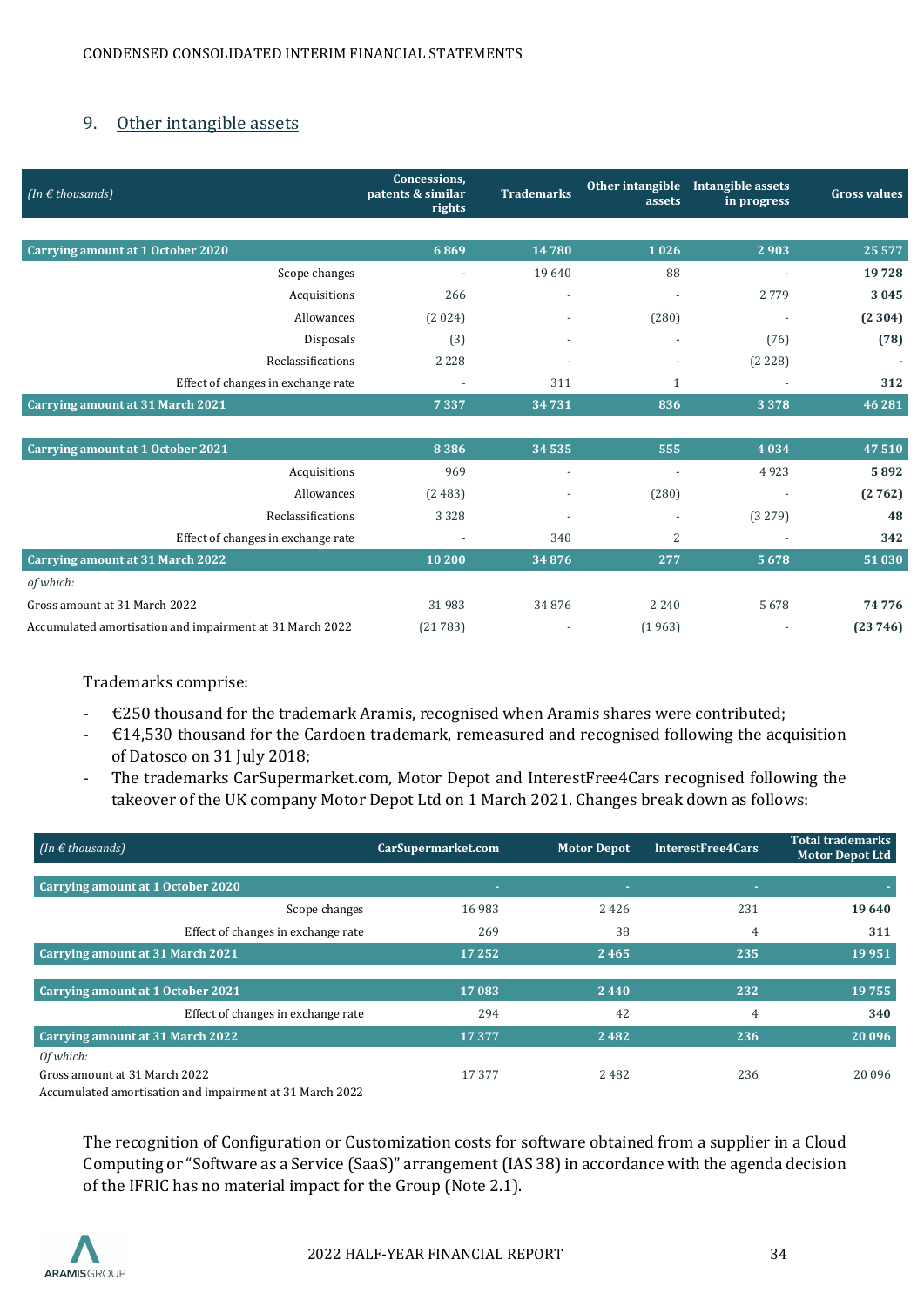## 9. Other intangible assets

| *(In € thousands)* | Concessions, patents & similar rights | Trademarks | Other intangible assets | Intangible assets in progress | Gross values |
|---|---|---|---|---|---|
| **Carrying amount at 1 October 2020** | **6 869** | **14 780** | **1 026** | **2 903** | **25 577** |
| Scope changes | - | 19 640 | 88 | - | **19 728** |
| Acquisitions | 266 | - | - | 2 779 | **3 045** |
| Allowances | (2 024) | - | (280) | - | **(2 304)** |
| Disposals | (3) | - | - | (76) | **(78)** |
| Reclassifications | 2 228 | - | - | (2 228) | **-** |
| Effect of changes in exchange rate | - | 311 | 1 | - | **312** |
| **Carrying amount at 31 March 2021** | **7 337** | **34 731** | **836** | **3 378** | **46 281** |
| | | | | | |
| **Carrying amount at 1 October 2021** | **8 386** | **34 535** | **555** | **4 034** | **47 510** |
| Acquisitions | 969 | - | - | 4 923 | **5 892** |
| Allowances | (2 483) | - | (280) | - | **(2 762)** |
| Reclassifications | 3 328 | - | - | (3 279) | **48** |
| Effect of changes in exchange rate | - | 340 | 2 | - | **342** |
| **Carrying amount at 31 March 2022** | **10 200** | **34 876** | **277** | **5 678** | **51 030** |
| *of which:* | | | | | |
| Gross amount at 31 March 2022 | 31 983 | 34 876 | 2 240 | 5 678 | **74 776** |
| Accumulated amortisation and impairment at 31 March 2022 | (21 783) | - | (1 963) | - | **(23 746)** |

Trademarks comprise:

- €250 thousand for the trademark Aramis, recognised when Aramis shares were contributed;
- €14,530 thousand for the Cardoen trademark, remeasured and recognised following the acquisition of Datosco on 31 July 2018;
- The trademarks CarSupermarket.com, Motor Depot and InterestFree4Cars recognised following the takeover of the UK company Motor Depot Ltd on 1 March 2021. Changes break down as follows:

| *(In € thousands)* | CarSupermarket.com | Motor Depot | InterestFree4Cars | Total trademarks Motor Depot Ltd |
|---|---|---|---|---|
| **Carrying amount at 1 October 2020** | - | - | - | - |
| Scope changes | 16 983 | 2 426 | 231 | **19 640** |
| Effect of changes in exchange rate | 269 | 38 | 4 | **311** |
| **Carrying amount at 31 March 2021** | **17 252** | **2 465** | **235** | **19 951** |
| | | | | |
| **Carrying amount at 1 October 2021** | **17 083** | **2 440** | **232** | **19 755** |
| Effect of changes in exchange rate | 294 | 42 | 4 | **340** |
| **Carrying amount at 31 March 2022** | **17 377** | **2 482** | **236** | **20 096** |
| *Of which:* | | | | |
| Gross amount at 31 March 2022 | 17 377 | 2 482 | 236 | 20 096 |
| Accumulated amortisation and impairment at 31 March 2022 | | | | |

The recognition of Configuration or Customization costs for software obtained from a supplier in a Cloud Computing or "Software as a Service (SaaS)" arrangement (IAS 38) in accordance with the agenda decision of the IFRIC has no material impact for the Group (Note 2.1).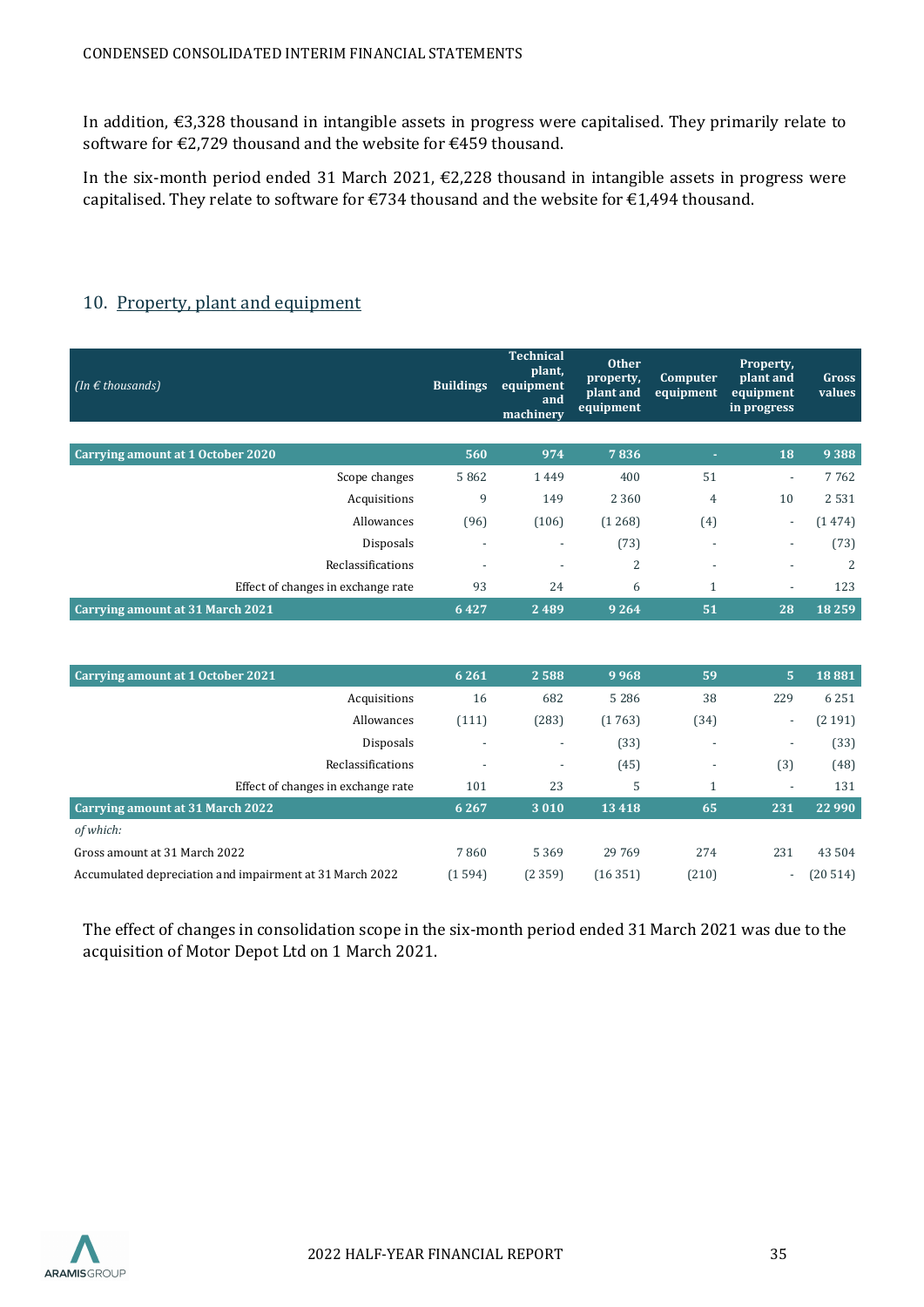In addition, €3,328 thousand in intangible assets in progress were capitalised. They primarily relate to software for €2,729 thousand and the website for €459 thousand.

In the six-month period ended 31 March 2021, €2,228 thousand in intangible assets in progress were capitalised. They relate to software for €734 thousand and the website for €1,494 thousand.

## 10. Property, plant and equipment

| *(In € thousands)* | Buildings | Technical plant, equipment and machinery | Other property, plant and equipment | Computer equipment | Property, plant and equipment in progress | Gross values |
|---|---|---|---|---|---|---|
| **Carrying amount at 1 October 2020** | **560** | **974** | **7 836** | **-** | **18** | **9 388** |
| Scope changes | 5 862 | 1 449 | 400 | 51 | - | 7 762 |
| Acquisitions | 9 | 149 | 2 360 | 4 | 10 | 2 531 |
| Allowances | (96) | (106) | (1 268) | (4) | - | (1 474) |
| Disposals | - | - | (73) | - | - | (73) |
| Reclassifications | - | - | 2 | - | - | 2 |
| Effect of changes in exchange rate | 93 | 24 | 6 | 1 | - | 123 |
| **Carrying amount at 31 March 2021** | **6 427** | **2 489** | **9 264** | **51** | **28** | **18 259** |
| | | | | | | |
| **Carrying amount at 1 October 2021** | **6 261** | **2 588** | **9 968** | **59** | **5** | **18 881** |
| Acquisitions | 16 | 682 | 5 286 | 38 | 229 | 6 251 |
| Allowances | (111) | (283) | (1 763) | (34) | - | (2 191) |
| Disposals | - | - | (33) | - | - | (33) |
| Reclassifications | - | - | (45) | - | (3) | (48) |
| Effect of changes in exchange rate | 101 | 23 | 5 | 1 | - | 131 |
| **Carrying amount at 31 March 2022** | **6 267** | **3 010** | **13 418** | **65** | **231** | **22 990** |
| *of which:* | | | | | | |
| Gross amount at 31 March 2022 | 7 860 | 5 369 | 29 769 | 274 | 231 | 43 504 |
| Accumulated depreciation and impairment at 31 March 2022 | (1 594) | (2 359) | (16 351) | (210) | - | (20 514) |

The effect of changes in consolidation scope in the six-month period ended 31 March 2021 was due to the acquisition of Motor Depot Ltd on 1 March 2021.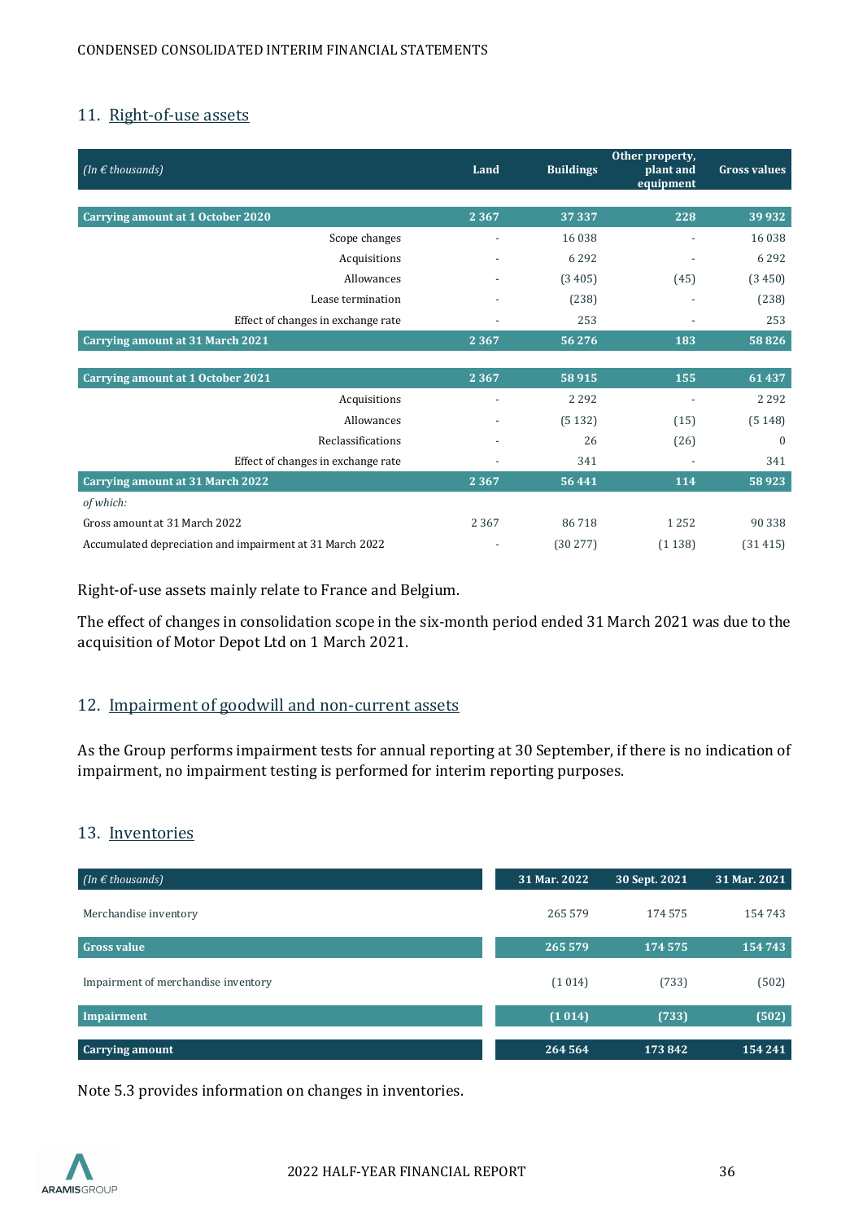## 11. Right-of-use assets

| *(In € thousands)* | Land | Buildings | Other property, plant and equipment | Gross values |
|---|---|---|---|---|
| **Carrying amount at 1 October 2020** | **2 367** | **37 337** | **228** | **39 932** |
| Scope changes | - | 16 038 | - | 16 038 |
| Acquisitions | - | 6 292 | - | 6 292 |
| Allowances | - | (3 405) | (45) | (3 450) |
| Lease termination | - | (238) | - | (238) |
| Effect of changes in exchange rate | - | 253 | - | 253 |
| **Carrying amount at 31 March 2021** | **2 367** | **56 276** | **183** | **58 826** |
| **Carrying amount at 1 October 2021** | **2 367** | **58 915** | **155** | **61 437** |
| Acquisitions | - | 2 292 | - | 2 292 |
| Allowances | - | (5 132) | (15) | (5 148) |
| Reclassifications | - | 26 | (26) | 0 |
| Effect of changes in exchange rate | - | 341 | - | 341 |
| **Carrying amount at 31 March 2022** | **2 367** | **56 441** | **114** | **58 923** |
| *of which:* | | | | |
| Gross amount at 31 March 2022 | 2 367 | 86 718 | 1 252 | 90 338 |
| Accumulated depreciation and impairment at 31 March 2022 | - | (30 277) | (1 138) | (31 415) |

Right-of-use assets mainly relate to France and Belgium.

The effect of changes in consolidation scope in the six-month period ended 31 March 2021 was due to the acquisition of Motor Depot Ltd on 1 March 2021.

## 12. Impairment of goodwill and non-current assets

As the Group performs impairment tests for annual reporting at 30 September, if there is no indication of impairment, no impairment testing is performed for interim reporting purposes.

## 13. Inventories

| *(In € thousands)* | 31 Mar. 2022 | 30 Sept. 2021 | 31 Mar. 2021 |
|---|---|---|---|
| Merchandise inventory | 265 579 | 174 575 | 154 743 |
| **Gross value** | **265 579** | **174 575** | **154 743** |
| Impairment of merchandise inventory | (1 014) | (733) | (502) |
| **Impairment** | **(1 014)** | **(733)** | **(502)** |
| **Carrying amount** | **264 564** | **173 842** | **154 241** |

Note 5.3 provides information on changes in inventories.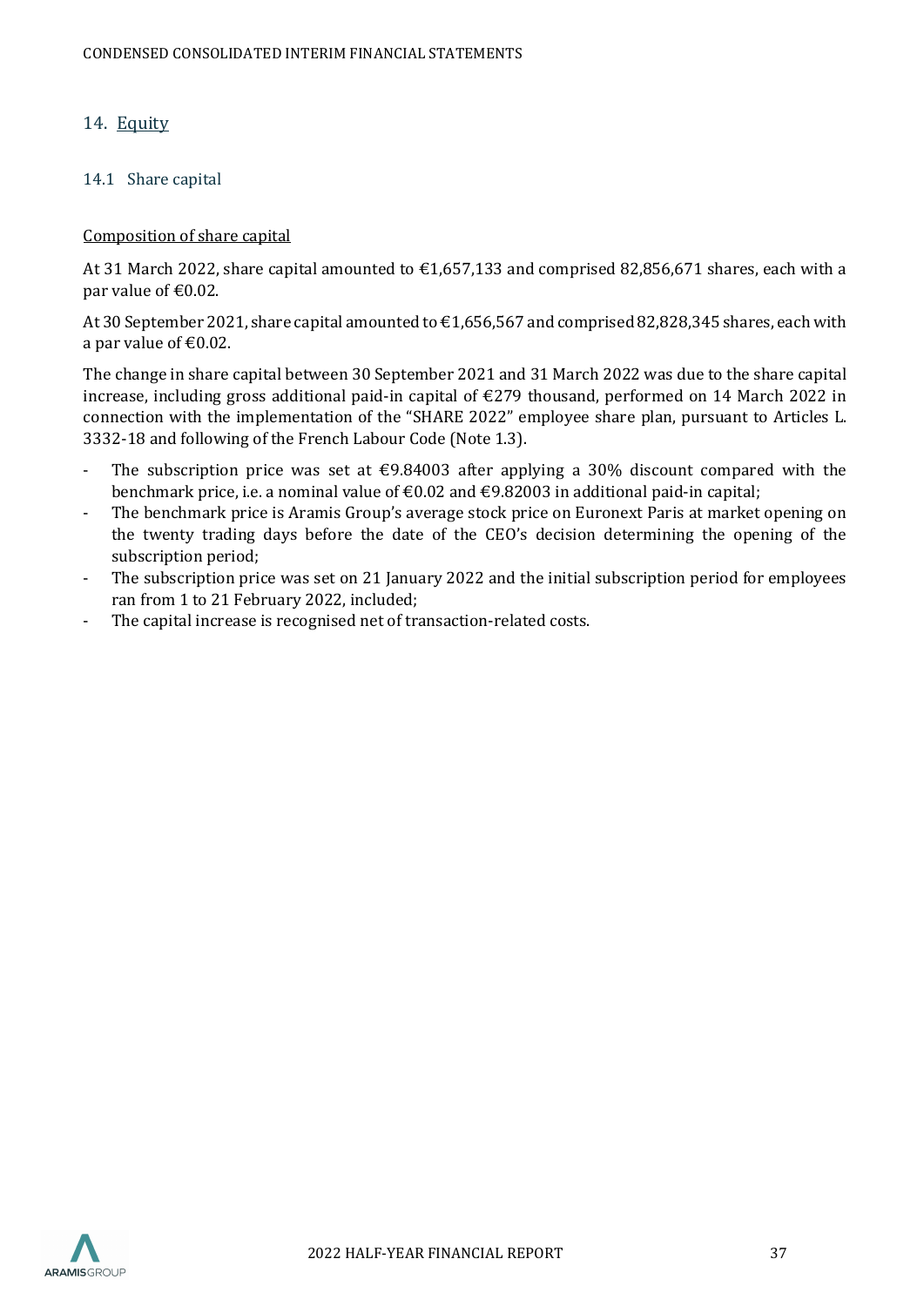## 14. Equity

### 14.1 Share capital

Composition of share capital

At 31 March 2022, share capital amounted to €1,657,133 and comprised 82,856,671 shares, each with a par value of €0.02.

At 30 September 2021, share capital amounted to €1,656,567 and comprised 82,828,345 shares, each with a par value of €0.02.

The change in share capital between 30 September 2021 and 31 March 2022 was due to the share capital increase, including gross additional paid-in capital of €279 thousand, performed on 14 March 2022 in connection with the implementation of the "SHARE 2022" employee share plan, pursuant to Articles L. 3332-18 and following of the French Labour Code (Note 1.3).

- The subscription price was set at €9.84003 after applying a 30% discount compared with the benchmark price, i.e. a nominal value of €0.02 and €9.82003 in additional paid-in capital;
- The benchmark price is Aramis Group's average stock price on Euronext Paris at market opening on the twenty trading days before the date of the CEO's decision determining the opening of the subscription period;
- The subscription price was set on 21 January 2022 and the initial subscription period for employees ran from 1 to 21 February 2022, included;
- The capital increase is recognised net of transaction-related costs.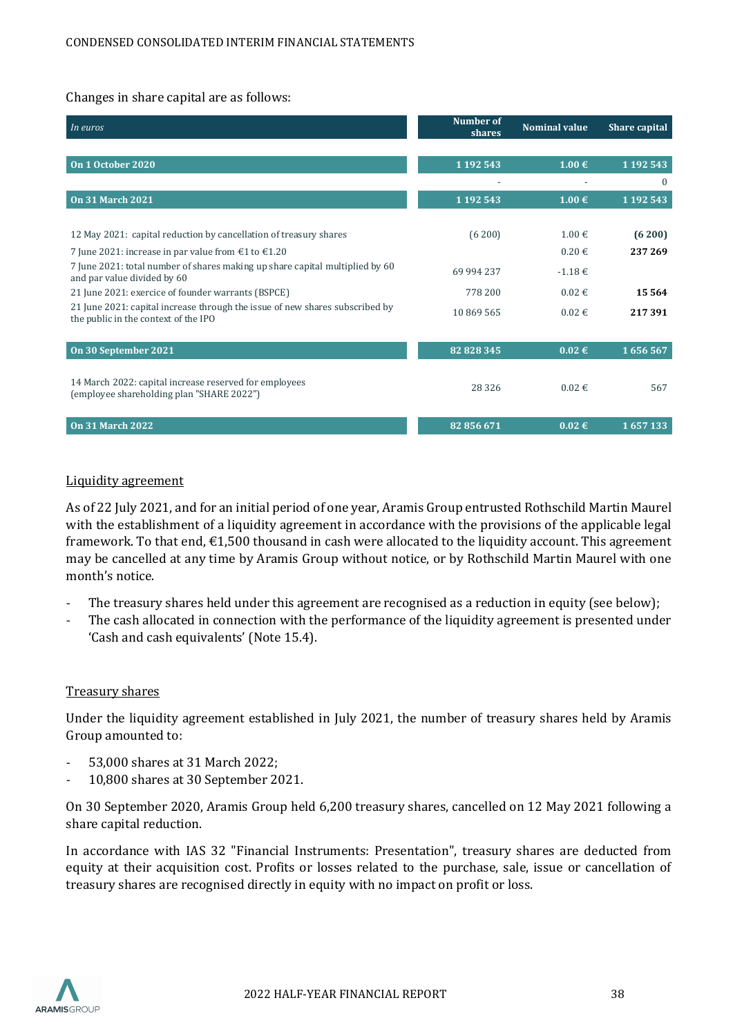Changes in share capital are as follows:

| *In euros* | Number of shares | Nominal value | Share capital |
|---|---|---|---|
| **On 1 October 2020** | **1 192 543** | **1.00 €** | **1 192 543** |
| | - | - | 0 |
| **On 31 March 2021** | **1 192 543** | **1.00 €** | **1 192 543** |
| 12 May 2021: capital reduction by cancellation of treasury shares | (6 200) | 1.00 € | **(6 200)** |
| 7 June 2021: increase in par value from €1 to €1.20 | | 0.20 € | **237 269** |
| 7 June 2021: total number of shares making up share capital multiplied by 60 and par value divided by 60 | 69 994 237 | -1.18 € | |
| 21 June 2021: exercise of founder warrants (BSPCE) | 778 200 | 0.02 € | **15 564** |
| 21 June 2021: capital increase through the issue of new shares subscribed by the public in the context of the IPO | 10 869 565 | 0.02 € | **217 391** |
| **On 30 September 2021** | **82 828 345** | **0.02 €** | **1 656 567** |
| 14 March 2022: capital increase reserved for employees (employee shareholding plan "SHARE 2022") | 28 326 | 0.02 € | 567 |
| **On 31 March 2022** | **82 856 671** | **0.02 €** | **1 657 133** |

## Liquidity agreement

As of 22 July 2021, and for an initial period of one year, Aramis Group entrusted Rothschild Martin Maurel with the establishment of a liquidity agreement in accordance with the provisions of the applicable legal framework. To that end, €1,500 thousand in cash were allocated to the liquidity account. This agreement may be cancelled at any time by Aramis Group without notice, or by Rothschild Martin Maurel with one month's notice.

- The treasury shares held under this agreement are recognised as a reduction in equity (see below);
- The cash allocated in connection with the performance of the liquidity agreement is presented under 'Cash and cash equivalents' (Note 15.4).

## Treasury shares

Under the liquidity agreement established in July 2021, the number of treasury shares held by Aramis Group amounted to:

- 53,000 shares at 31 March 2022;
- 10,800 shares at 30 September 2021.

On 30 September 2020, Aramis Group held 6,200 treasury shares, cancelled on 12 May 2021 following a share capital reduction.

In accordance with IAS 32 "Financial Instruments: Presentation", treasury shares are deducted from equity at their acquisition cost. Profits or losses related to the purchase, sale, issue or cancellation of treasury shares are recognised directly in equity with no impact on profit or loss.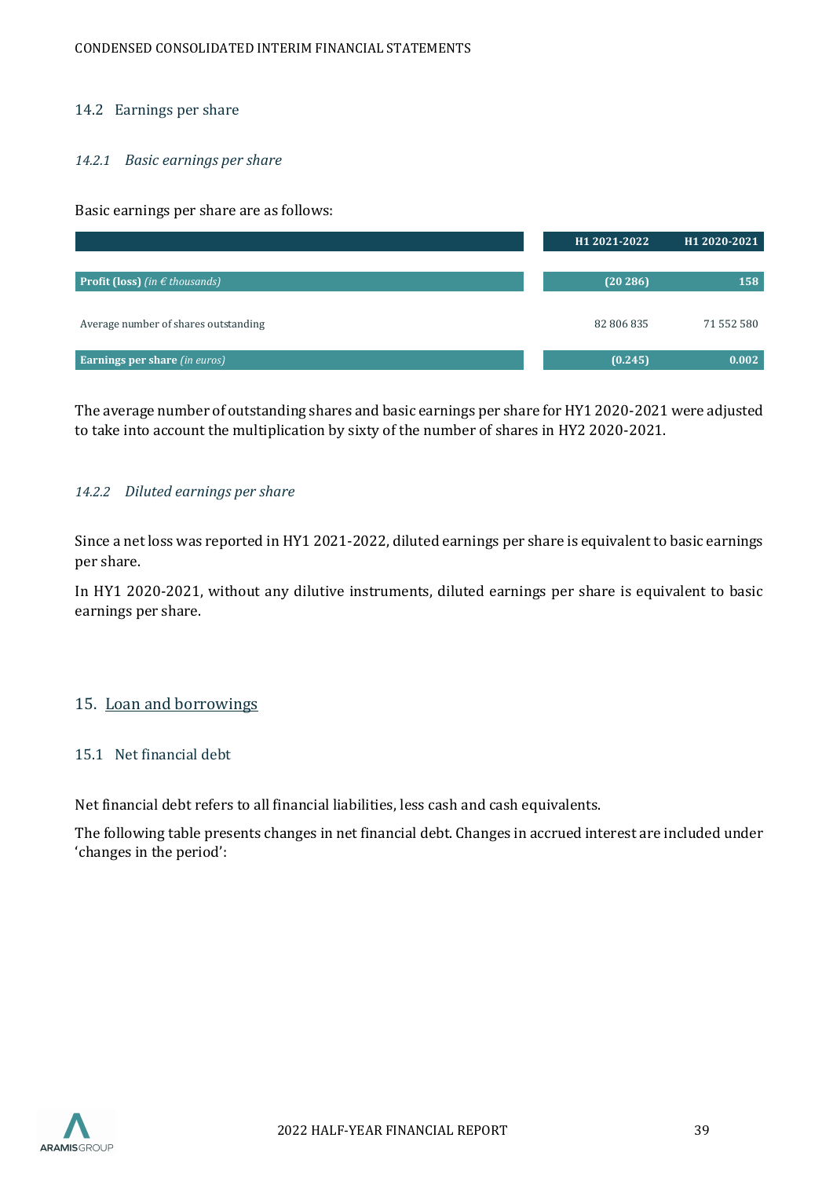## 14.2 Earnings per share

### *14.2.1 Basic earnings per share*

Basic earnings per share are as follows:

| | H1 2021-2022 | H1 2020-2021 |
|---|---|---|
| **Profit (loss)** *(in € thousands)* | **(20 286)** | **158** |
| Average number of shares outstanding | 82 806 835 | 71 552 580 |
| **Earnings per share** *(in euros)* | **(0.245)** | **0.002** |

The average number of outstanding shares and basic earnings per share for HY1 2020-2021 were adjusted to take into account the multiplication by sixty of the number of shares in HY2 2020-2021.

### *14.2.2 Diluted earnings per share*

Since a net loss was reported in HY1 2021-2022, diluted earnings per share is equivalent to basic earnings per share.

In HY1 2020-2021, without any dilutive instruments, diluted earnings per share is equivalent to basic earnings per share.

# 15. Loan and borrowings

## 15.1 Net financial debt

Net financial debt refers to all financial liabilities, less cash and cash equivalents.

The following table presents changes in net financial debt. Changes in accrued interest are included under 'changes in the period':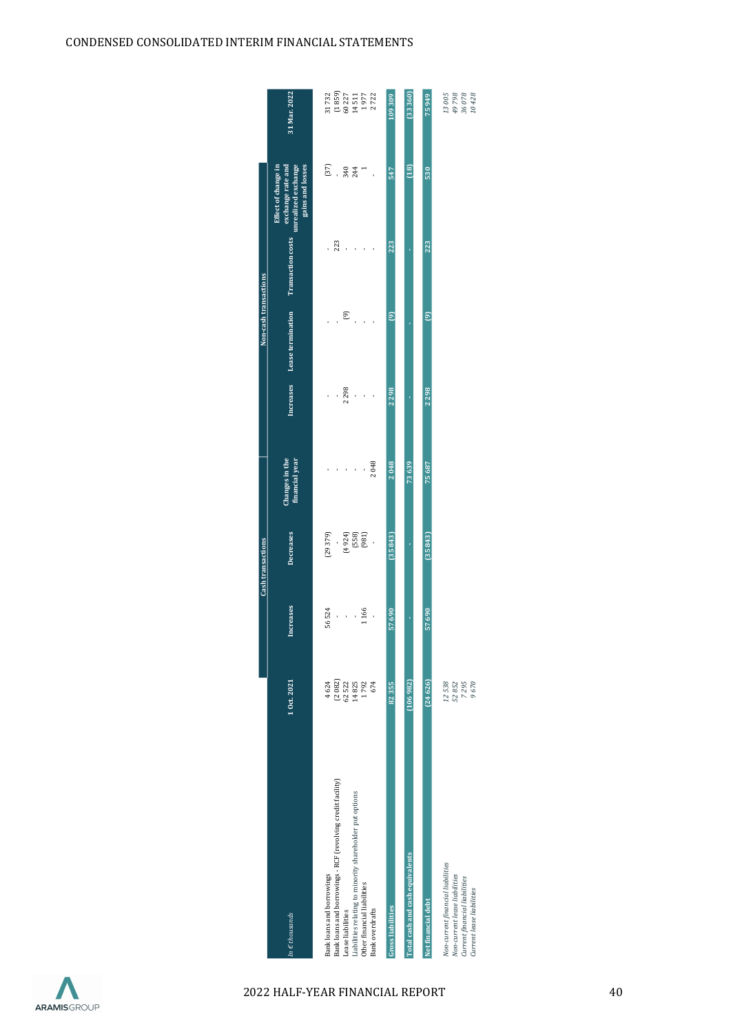| *In € thousands* | 1 Oct. 2021 | Cash transactions | | Changes in the financial year | Non-cash transactions | | | | 31 Mar. 2022 |
|---|---|---|---|---|---|---|---|---|---|
| | | Increases | Decreases | | Increases | Lease termination | Transaction costs | Effect of change in exchange rate and unrealized exchange gains and losses | |
| Bank loans and borrowings | 4 624 | 56 524 | (29 379) | - | - | - | - | (37) | 31 732 |
| Bank loans and borrowings - RCF (revolving credit facility) | (2 082) | - | - | - | - | - | 223 | - | (1 859) |
| Lease liabilities | 62 522 | - | (4 924) | - | 2 298 | (9) | - | 340 | 60 227 |
| Liabilities relating to minority shareholder put options | 14 825 | - | (558) | - | - | - | - | 244 | 14 511 |
| Other financial liabilities | 1 792 | 1 166 | (981) | - | - | - | - | 1 | 1 977 |
| Bank overdrafts | 674 | - | - | 2 048 | - | - | - | - | 2 722 |
| **Gross liabilities** | **82 355** | **57 690** | **(35 843)** | **2 048** | **2 298** | **(9)** | **223** | **547** | **109 309** |
| **Total cash and cash equivalents** | **(106 982)** | **-** | **-** | **73 639** | **-** | **-** | **-** | **(18)** | **(33 360)** |
| **Net financial debt** | **(24 626)** | **57 690** | **(35 843)** | **75 687** | **2 298** | **(9)** | **223** | **530** | **75 949** |
| *Non-current financial liabilities* | *12 538* | | | | | | | | *13 005* |
| *Non-current lease liabilities* | *52 852* | | | | | | | | *49 798* |
| *Current financial liabilities* | *7 295* | | | | | | | | *36 078* |
| *Current lease liabilities* | *9 670* | | | | | | | | *10 428* |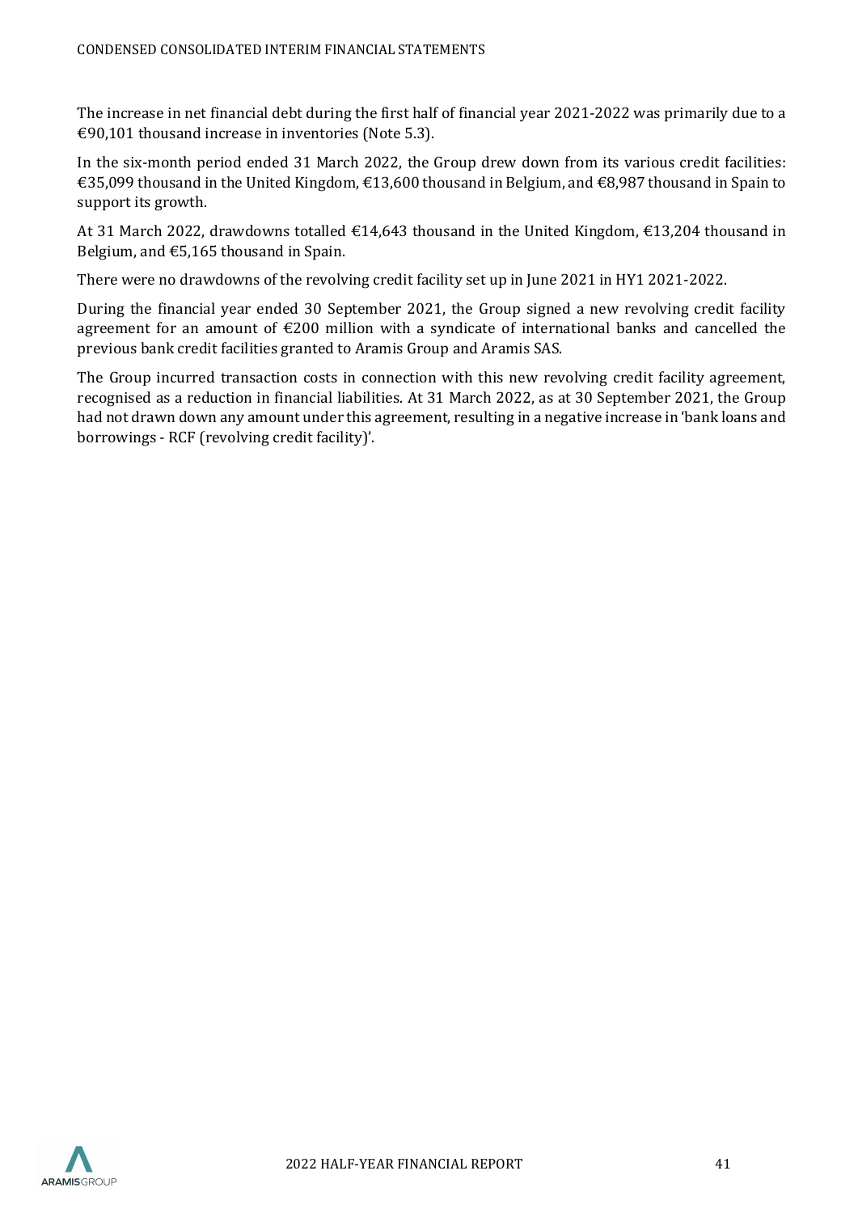The increase in net financial debt during the first half of financial year 2021-2022 was primarily due to a €90,101 thousand increase in inventories (Note 5.3).

In the six-month period ended 31 March 2022, the Group drew down from its various credit facilities: €35,099 thousand in the United Kingdom, €13,600 thousand in Belgium, and €8,987 thousand in Spain to support its growth.

At 31 March 2022, drawdowns totalled €14,643 thousand in the United Kingdom, €13,204 thousand in Belgium, and €5,165 thousand in Spain.

There were no drawdowns of the revolving credit facility set up in June 2021 in HY1 2021-2022.

During the financial year ended 30 September 2021, the Group signed a new revolving credit facility agreement for an amount of €200 million with a syndicate of international banks and cancelled the previous bank credit facilities granted to Aramis Group and Aramis SAS.

The Group incurred transaction costs in connection with this new revolving credit facility agreement, recognised as a reduction in financial liabilities. At 31 March 2022, as at 30 September 2021, the Group had not drawn down any amount under this agreement, resulting in a negative increase in 'bank loans and borrowings - RCF (revolving credit facility)'.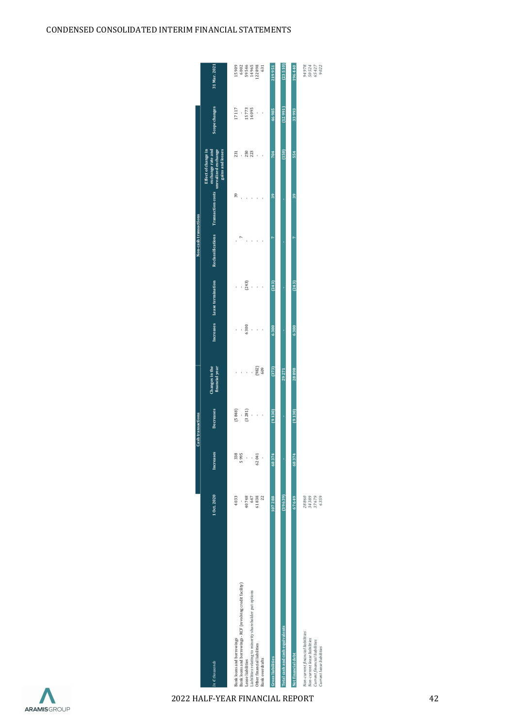| *In € thousands* | 1 Oct. 2020 | Cash transactions | | | Non-cash transactions | | | | | | 31 Mar. 2021 |
|---|---|---|---|---|---|---|---|---|---|---|---|
| | | Increases | Decreases | Changes in the financial year | Increases | Lease termination | Reclassifications | Transaction costs | Effect of change in exchange rate and unrealized exchange gains and losses | Scope changes | |
| Bank loans and borrowings | 4 033 | 338 | (5 848) | - | - | - | - | 39 | 231 | 17 117 | 15 909 |
| Bank loans and borrowings - RCF (revolving credit facility) | - | 5 995 | - | - | - | - | 7 | - | - | - | 6 002 |
| Lease liabilities | 40 748 | - | (3 281) | - | 6 300 | (243) | - | - | 250 | 15 773 | 59 546 |
| Liabilities relating to minority shareholder put options | 647 | - | - | - | - | - | - | - | 223 | 14 095 | 14 965 |
| Other financial liabilities | 61 838 | 62 041 | - | (982) | - | - | - | - | - | - | 122 898 |
| Bank overdrafts | 22 | - | - | 609 | - | - | - | - | - | - | 631 |
| **Gross liabilities** | **107 288** | **68 374** | **(9 130)** | **(373)** | **6 300** | **(243)** | **7** | **39** | **704** | **46 985** | **219 951** |
| **Total cash and cash equivalents** | **(39 639)** | **-** | **-** | **29 271** | **-** | **-** | **-** | **-** | **(150)** | **(12 991)** | **(23 510)** |
| **Net financial debt** | **67 649** | **68 374** | **(9 130)** | **28 898** | **6 300** | **(243)** | **7** | **39** | **554** | **33 993** | **196 440** |
| *Non-current financial liabilities* | *28 860* | | | | | | | | | | *94 978* |
| *Non-current lease liabilities* | *34 389* | | | | | | | | | | *50 524* |
| *Current financial liabilities* | *37 679* | | | | | | | | | | *65 427* |
| *Current lease liabilities* | *6 359* | | | | | | | | | | *9 022* |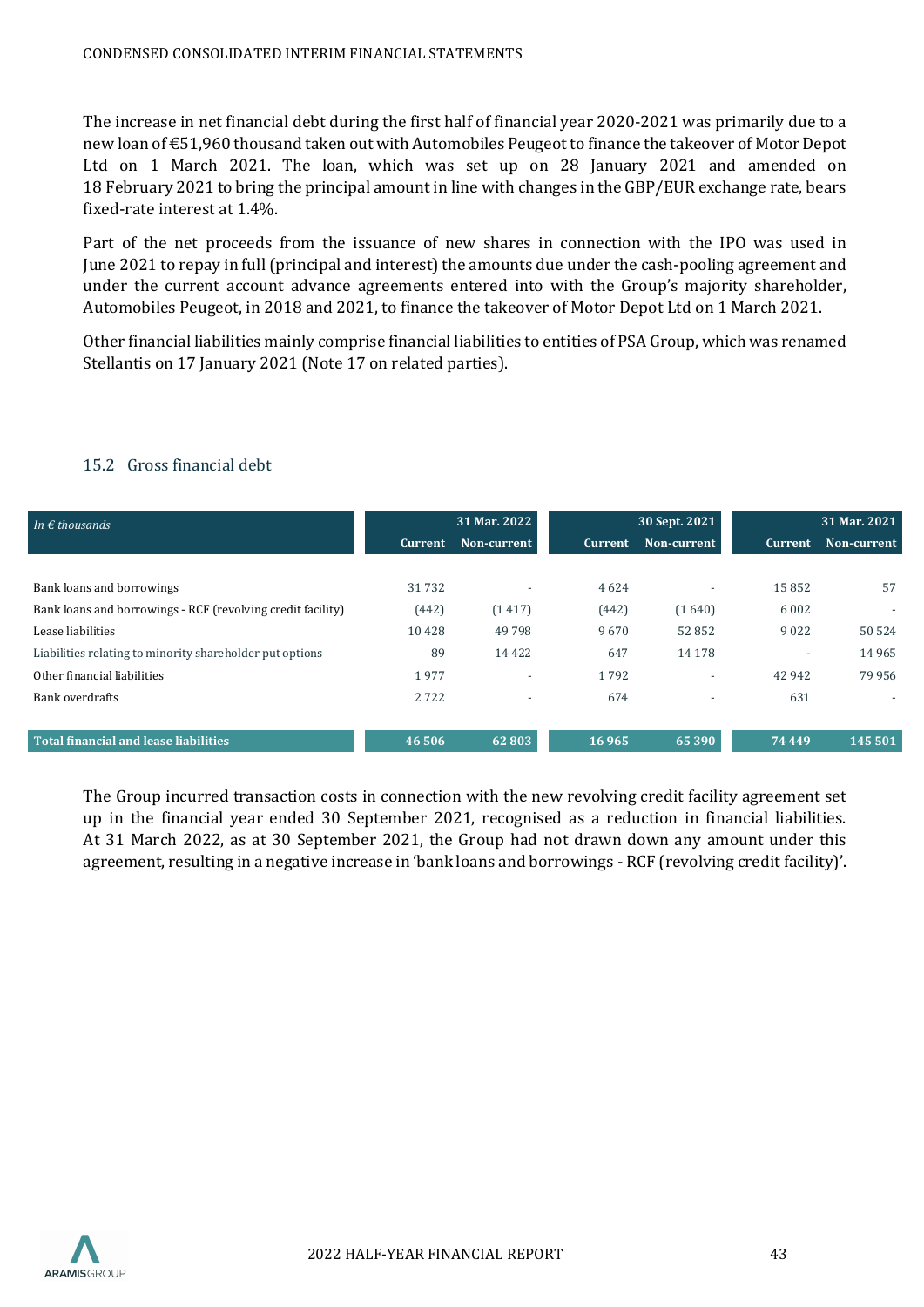The increase in net financial debt during the first half of financial year 2020-2021 was primarily due to a new loan of €51,960 thousand taken out with Automobiles Peugeot to finance the takeover of Motor Depot Ltd on 1 March 2021. The loan, which was set up on 28 January 2021 and amended on 18 February 2021 to bring the principal amount in line with changes in the GBP/EUR exchange rate, bears fixed-rate interest at 1.4%.

Part of the net proceeds from the issuance of new shares in connection with the IPO was used in June 2021 to repay in full (principal and interest) the amounts due under the cash-pooling agreement and under the current account advance agreements entered into with the Group's majority shareholder, Automobiles Peugeot, in 2018 and 2021, to finance the takeover of Motor Depot Ltd on 1 March 2021.

Other financial liabilities mainly comprise financial liabilities to entities of PSA Group, which was renamed Stellantis on 17 January 2021 (Note 17 on related parties).

## 15.2 Gross financial debt

| *In € thousands* | 31 Mar. 2022 | | 30 Sept. 2021 | | 31 Mar. 2021 | |
|---|---|---|---|---|---|---|
| | Current | Non-current | Current | Non-current | Current | Non-current |
| Bank loans and borrowings | 31 732 | - | 4 624 | - | 15 852 | 57 |
| Bank loans and borrowings - RCF (revolving credit facility) | (442) | (1 417) | (442) | (1 640) | 6 002 | - |
| Lease liabilities | 10 428 | 49 798 | 9 670 | 52 852 | 9 022 | 50 524 |
| Liabilities relating to minority shareholder put options | 89 | 14 422 | 647 | 14 178 | - | 14 965 |
| Other financial liabilities | 1 977 | - | 1 792 | - | 42 942 | 79 956 |
| Bank overdrafts | 2 722 | - | 674 | - | 631 | - |
| **Total financial and lease liabilities** | **46 506** | **62 803** | **16 965** | **65 390** | **74 449** | **145 501** |

The Group incurred transaction costs in connection with the new revolving credit facility agreement set up in the financial year ended 30 September 2021, recognised as a reduction in financial liabilities. At 31 March 2022, as at 30 September 2021, the Group had not drawn down any amount under this agreement, resulting in a negative increase in 'bank loans and borrowings - RCF (revolving credit facility)'.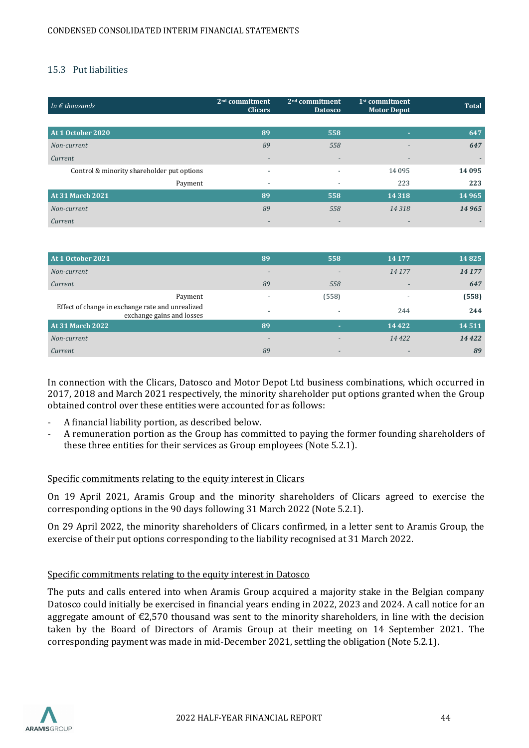### 15.3 Put liabilities

| *In € thousands* | 2[nd] commitment Clicars | 2[nd] commitment Datosco | 1[st] commitment Motor Depot | Total |
|---|---|---|---|---|
| **At 1 October 2020** | **89** | **558** | **-** | **647** |
| *Non-current* | *89* | *558* | *-* | ***647*** |
| *Current* | *-* | *-* | *-* | ***-*** |
| Control & minority shareholder put options | - | - | 14 095 | **14 095** |
| Payment | - | - | 223 | **223** |
| **At 31 March 2021** | **89** | **558** | **14 318** | **14 965** |
| *Non-current* | *89* | *558* | *14 318* | ***14 965*** |
| *Current* | *-* | *-* | *-* | ***-*** |
| | | | | |
| **At 1 October 2021** | **89** | **558** | **14 177** | **14 825** |
| *Non-current* | *-* | *-* | *14 177* | ***14 177*** |
| *Current* | *89* | *558* | *-* | ***647*** |
| Payment | - | (558) | - | **(558)** |
| Effect of change in exchange rate and unrealized exchange gains and losses | - | - | 244 | **244** |
| **At 31 March 2022** | **89** | **-** | **14 422** | **14 511** |
| *Non-current* | *-* | *-* | *14 422* | ***14 422*** |
| *Current* | *89* | *-* | *-* | ***89*** |

In connection with the Clicars, Datosco and Motor Depot Ltd business combinations, which occurred in 2017, 2018 and March 2021 respectively, the minority shareholder put options granted when the Group obtained control over these entities were accounted for as follows:

- A financial liability portion, as described below.
- A remuneration portion as the Group has committed to paying the former founding shareholders of these three entities for their services as Group employees (Note 5.2.1).

<u>Specific commitments relating to the equity interest in Clicars</u>

On 19 April 2021, Aramis Group and the minority shareholders of Clicars agreed to exercise the corresponding options in the 90 days following 31 March 2022 (Note 5.2.1).

On 29 April 2022, the minority shareholders of Clicars confirmed, in a letter sent to Aramis Group, the exercise of their put options corresponding to the liability recognised at 31 March 2022.

<u>Specific commitments relating to the equity interest in Datosco</u>

The puts and calls entered into when Aramis Group acquired a majority stake in the Belgian company Datosco could initially be exercised in financial years ending in 2022, 2023 and 2024. A call notice for an aggregate amount of €2,570 thousand was sent to the minority shareholders, in line with the decision taken by the Board of Directors of Aramis Group at their meeting on 14 September 2021. The corresponding payment was made in mid-December 2021, settling the obligation (Note 5.2.1).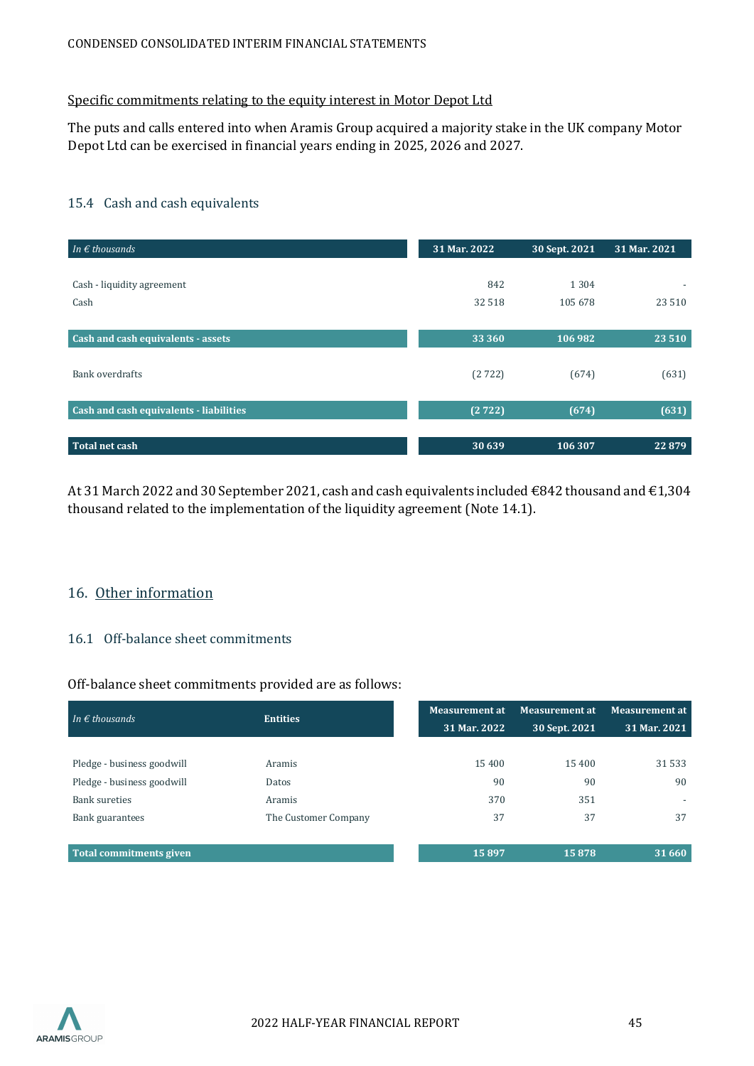Specific commitments relating to the equity interest in Motor Depot Ltd

The puts and calls entered into when Aramis Group acquired a majority stake in the UK company Motor Depot Ltd can be exercised in financial years ending in 2025, 2026 and 2027.

### 15.4 Cash and cash equivalents

| *In € thousands* | 31 Mar. 2022 | 30 Sept. 2021 | 31 Mar. 2021 |
|---|---|---|---|
| Cash - liquidity agreement | 842 | 1 304 | - |
| Cash | 32 518 | 105 678 | 23 510 |
| **Cash and cash equivalents - assets** | **33 360** | **106 982** | **23 510** |
| Bank overdrafts | (2 722) | (674) | (631) |
| **Cash and cash equivalents - liabilities** | **(2 722)** | **(674)** | **(631)** |
| **Total net cash** | **30 639** | **106 307** | **22 879** |

At 31 March 2022 and 30 September 2021, cash and cash equivalents included €842 thousand and €1,304 thousand related to the implementation of the liquidity agreement (Note 14.1).

## 16. Other information

### 16.1 Off-balance sheet commitments

Off-balance sheet commitments provided are as follows:

| *In € thousands* | Entities | Measurement at 31 Mar. 2022 | Measurement at 30 Sept. 2021 | Measurement at 31 Mar. 2021 |
|---|---|---|---|---|
| Pledge - business goodwill | Aramis | 15 400 | 15 400 | 31 533 |
| Pledge - business goodwill | Datos | 90 | 90 | 90 |
| Bank sureties | Aramis | 370 | 351 | - |
| Bank guarantees | The Customer Company | 37 | 37 | 37 |
| **Total commitments given** | | **15 897** | **15 878** | **31 660** |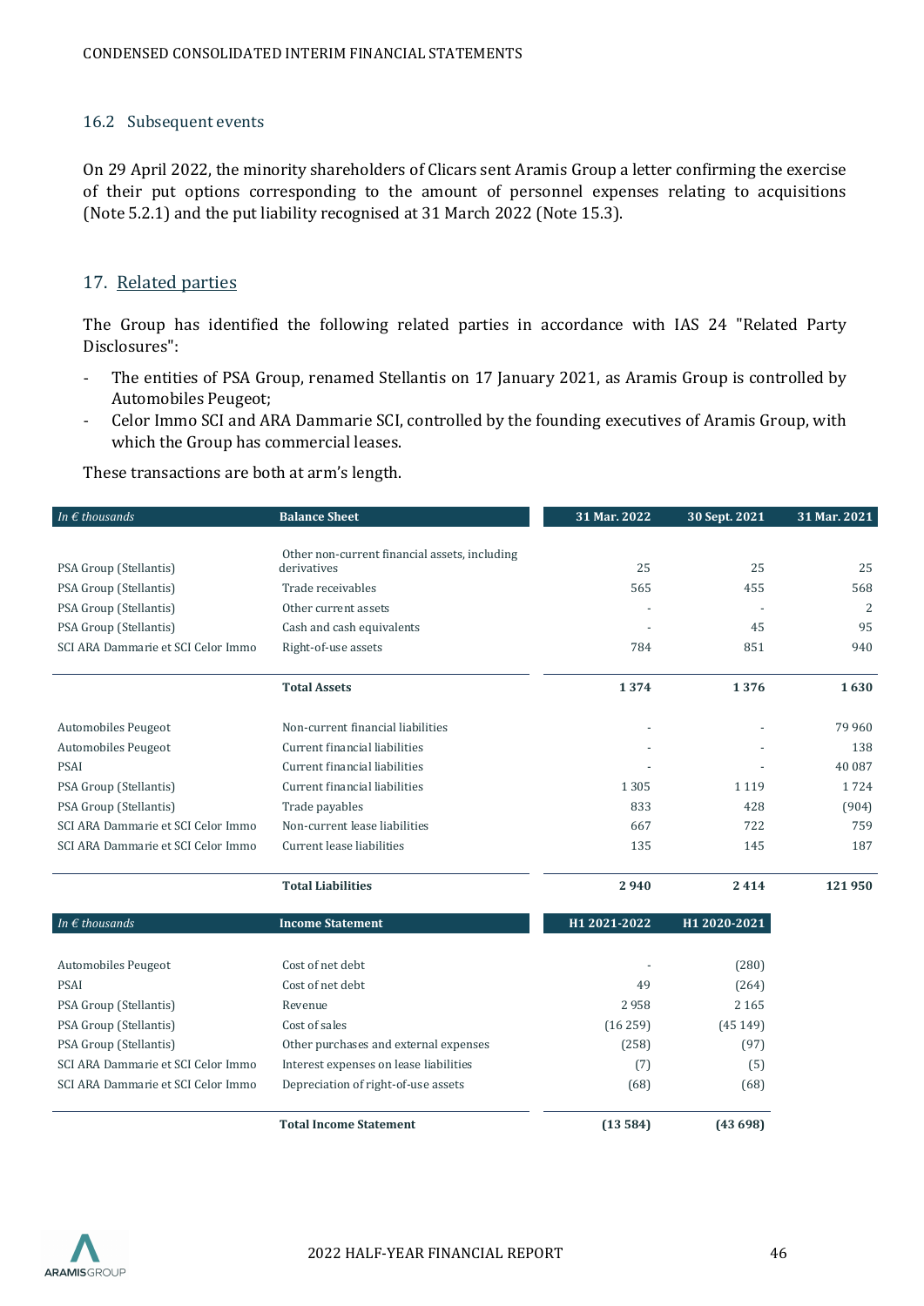### 16.2 Subsequent events

On 29 April 2022, the minority shareholders of Clicars sent Aramis Group a letter confirming the exercise of their put options corresponding to the amount of personnel expenses relating to acquisitions (Note 5.2.1) and the put liability recognised at 31 March 2022 (Note 15.3).

## 17. Related parties

The Group has identified the following related parties in accordance with IAS 24 "Related Party Disclosures":

- The entities of PSA Group, renamed Stellantis on 17 January 2021, as Aramis Group is controlled by Automobiles Peugeot;
- Celor Immo SCI and ARA Dammarie SCI, controlled by the founding executives of Aramis Group, with which the Group has commercial leases.

These transactions are both at arm's length.

| *In € thousands* | **Balance Sheet** | **31 Mar. 2022** | **30 Sept. 2021** | **31 Mar. 2021** |
|---|---|---|---|---|
| PSA Group (Stellantis) | Other non-current financial assets, including derivatives | 25 | 25 | 25 |
| PSA Group (Stellantis) | Trade receivables | 565 | 455 | 568 |
| PSA Group (Stellantis) | Other current assets | - | - | 2 |
| PSA Group (Stellantis) | Cash and cash equivalents | - | 45 | 95 |
| SCI ARA Dammarie et SCI Celor Immo | Right-of-use assets | 784 | 851 | 940 |
| | **Total Assets** | **1 374** | **1 376** | **1 630** |
| Automobiles Peugeot | Non-current financial liabilities | - | - | 79 960 |
| Automobiles Peugeot | Current financial liabilities | - | - | 138 |
| PSAI | Current financial liabilities | - | - | 40 087 |
| PSA Group (Stellantis) | Current financial liabilities | 1 305 | 1 119 | 1 724 |
| PSA Group (Stellantis) | Trade payables | 833 | 428 | (904) |
| SCI ARA Dammarie et SCI Celor Immo | Non-current lease liabilities | 667 | 722 | 759 |
| SCI ARA Dammarie et SCI Celor Immo | Current lease liabilities | 135 | 145 | 187 |
| | **Total Liabilities** | **2 940** | **2 414** | **121 950** |

| *In € thousands* | **Income Statement** | **H1 2021-2022** | **H1 2020-2021** |
|---|---|---|---|
| Automobiles Peugeot | Cost of net debt | - | (280) |
| PSAI | Cost of net debt | 49 | (264) |
| PSA Group (Stellantis) | Revenue | 2 958 | 2 165 |
| PSA Group (Stellantis) | Cost of sales | (16 259) | (45 149) |
| PSA Group (Stellantis) | Other purchases and external expenses | (258) | (97) |
| SCI ARA Dammarie et SCI Celor Immo | Interest expenses on lease liabilities | (7) | (5) |
| SCI ARA Dammarie et SCI Celor Immo | Depreciation of right-of-use assets | (68) | (68) |
| | **Total Income Statement** | **(13 584)** | **(43 698)** |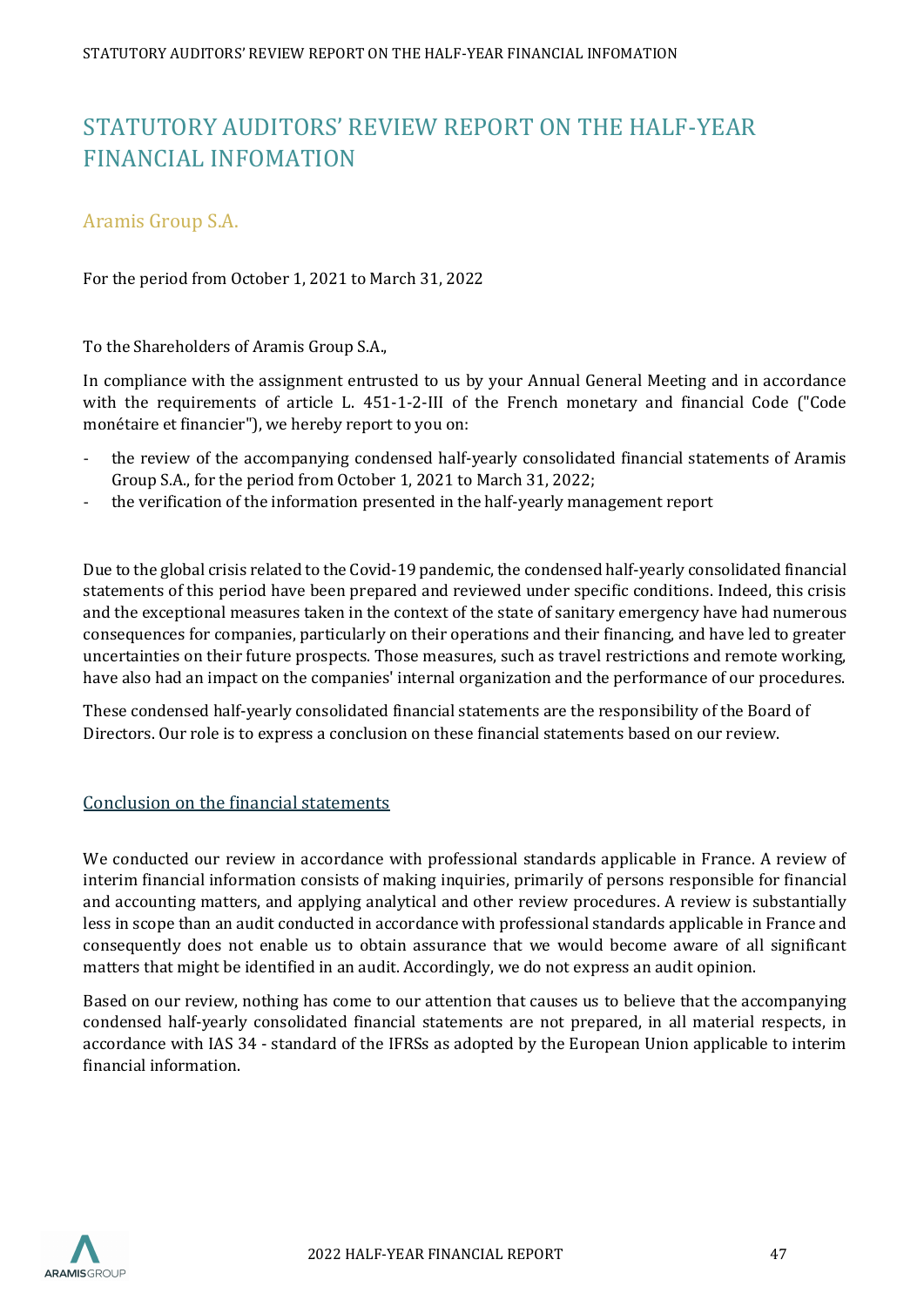# STATUTORY AUDITORS' REVIEW REPORT ON THE HALF-YEAR FINANCIAL INFOMATION

## Aramis Group S.A.

For the period from October 1, 2021 to March 31, 2022

To the Shareholders of Aramis Group S.A.,

In compliance with the assignment entrusted to us by your Annual General Meeting and in accordance with the requirements of article L. 451-1-2-III of the French monetary and financial Code ("Code monétaire et financier"), we hereby report to you on:

- the review of the accompanying condensed half-yearly consolidated financial statements of Aramis Group S.A., for the period from October 1, 2021 to March 31, 2022;
- the verification of the information presented in the half-yearly management report

Due to the global crisis related to the Covid-19 pandemic, the condensed half-yearly consolidated financial statements of this period have been prepared and reviewed under specific conditions. Indeed, this crisis and the exceptional measures taken in the context of the state of sanitary emergency have had numerous consequences for companies, particularly on their operations and their financing, and have led to greater uncertainties on their future prospects. Those measures, such as travel restrictions and remote working, have also had an impact on the companies' internal organization and the performance of our procedures.

These condensed half-yearly consolidated financial statements are the responsibility of the Board of Directors. Our role is to express a conclusion on these financial statements based on our review.

### Conclusion on the financial statements

We conducted our review in accordance with professional standards applicable in France. A review of interim financial information consists of making inquiries, primarily of persons responsible for financial and accounting matters, and applying analytical and other review procedures. A review is substantially less in scope than an audit conducted in accordance with professional standards applicable in France and consequently does not enable us to obtain assurance that we would become aware of all significant matters that might be identified in an audit. Accordingly, we do not express an audit opinion.

Based on our review, nothing has come to our attention that causes us to believe that the accompanying condensed half-yearly consolidated financial statements are not prepared, in all material respects, in accordance with IAS 34 - standard of the IFRSs as adopted by the European Union applicable to interim financial information.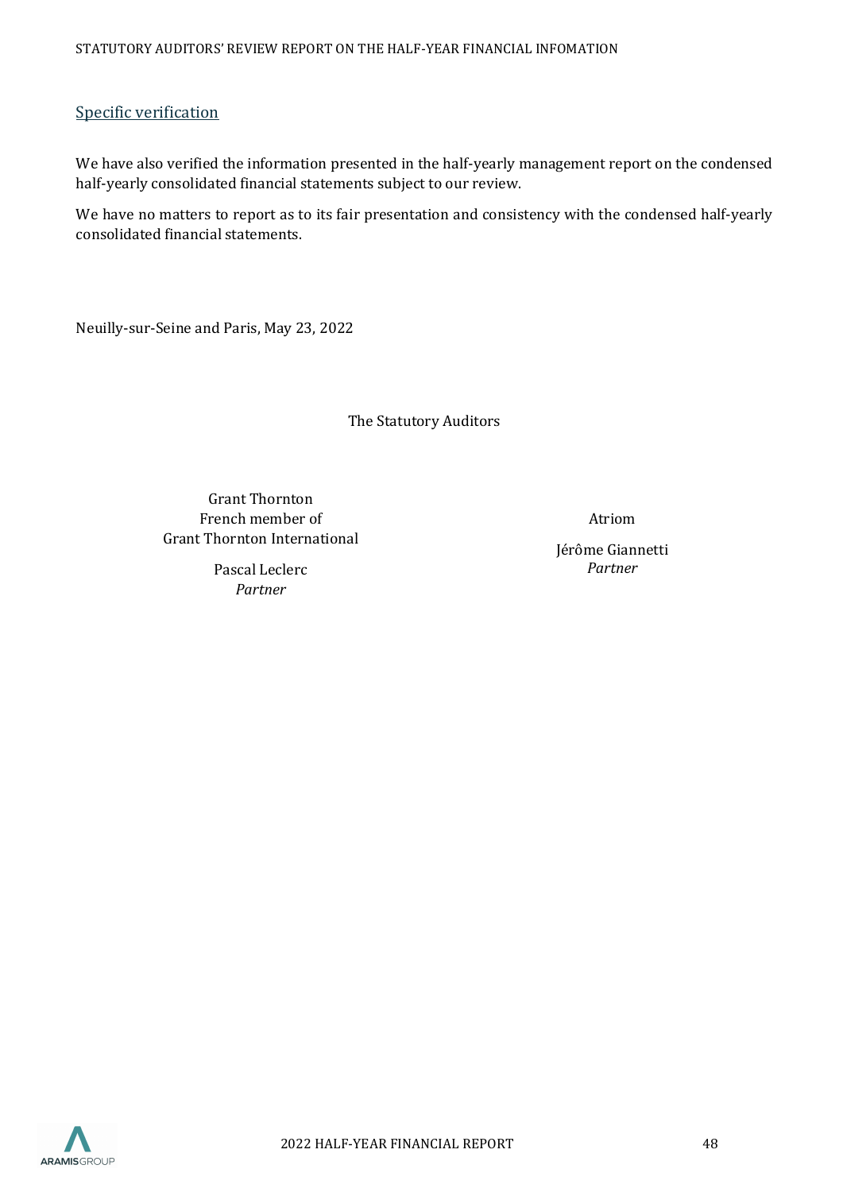## Specific verification

We have also verified the information presented in the half-yearly management report on the condensed half-yearly consolidated financial statements subject to our review.

We have no matters to report as to its fair presentation and consistency with the condensed half-yearly consolidated financial statements.

Neuilly-sur-Seine and Paris, May 23, 2022

The Statutory Auditors

Grant Thornton
French member of
Grant Thornton International

Pascal Leclerc
*Partner*

Atriom

Jérôme Giannetti
*Partner*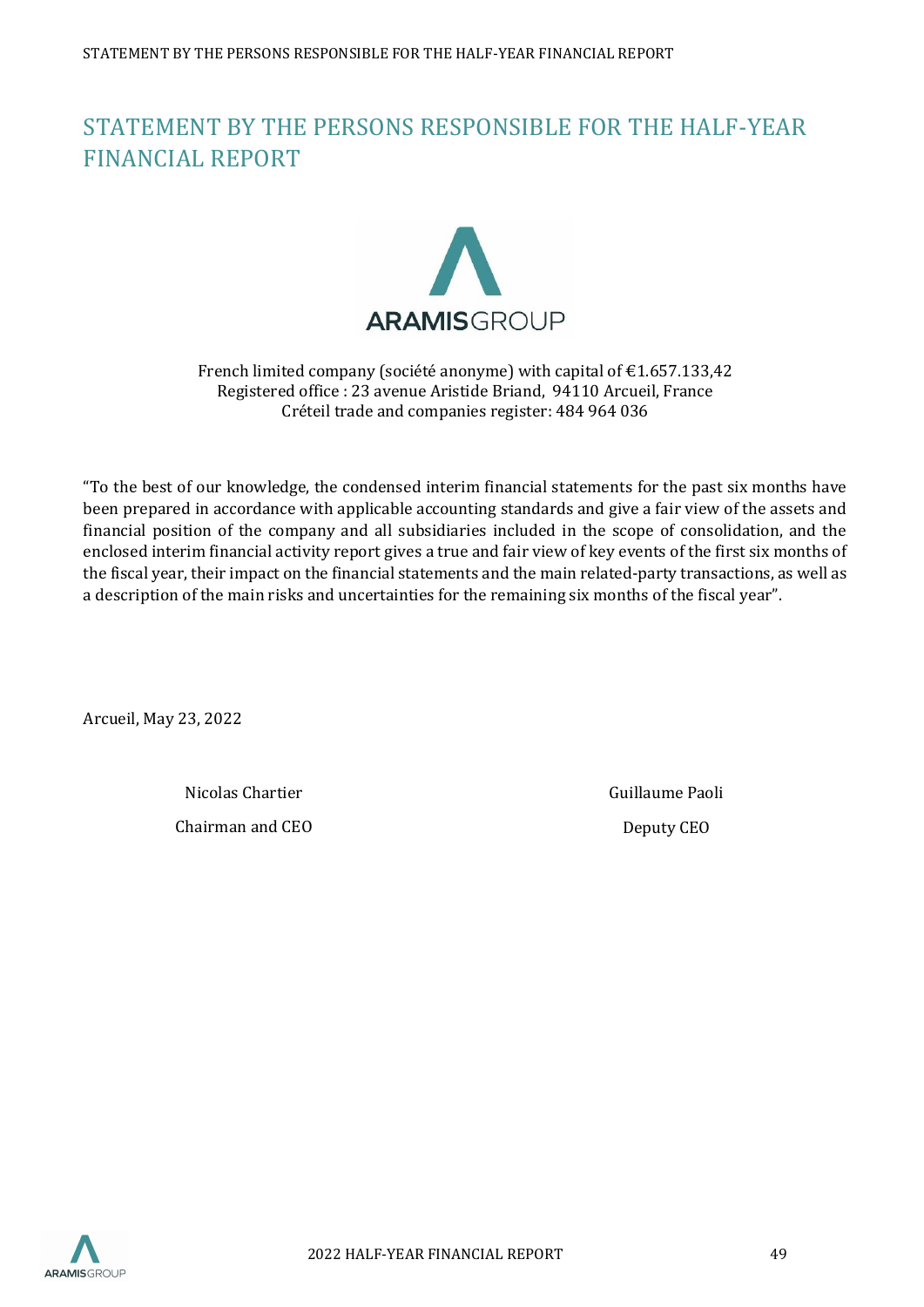# STATEMENT BY THE PERSONS RESPONSIBLE FOR THE HALF-YEAR FINANCIAL REPORT

French limited company (société anonyme) with capital of €1.657.133,42
Registered office : 23 avenue Aristide Briand, 94110 Arcueil, France
Créteil trade and companies register: 484 964 036

"To the best of our knowledge, the condensed interim financial statements for the past six months have been prepared in accordance with applicable accounting standards and give a fair view of the assets and financial position of the company and all subsidiaries included in the scope of consolidation, and the enclosed interim financial activity report gives a true and fair view of key events of the first six months of the fiscal year, their impact on the financial statements and the main related-party transactions, as well as a description of the main risks and uncertainties for the remaining six months of the fiscal year".

Arcueil, May 23, 2022

| Nicolas Chartier | Guillaume Paoli |
|---|---|
| Chairman and CEO | Deputy CEO |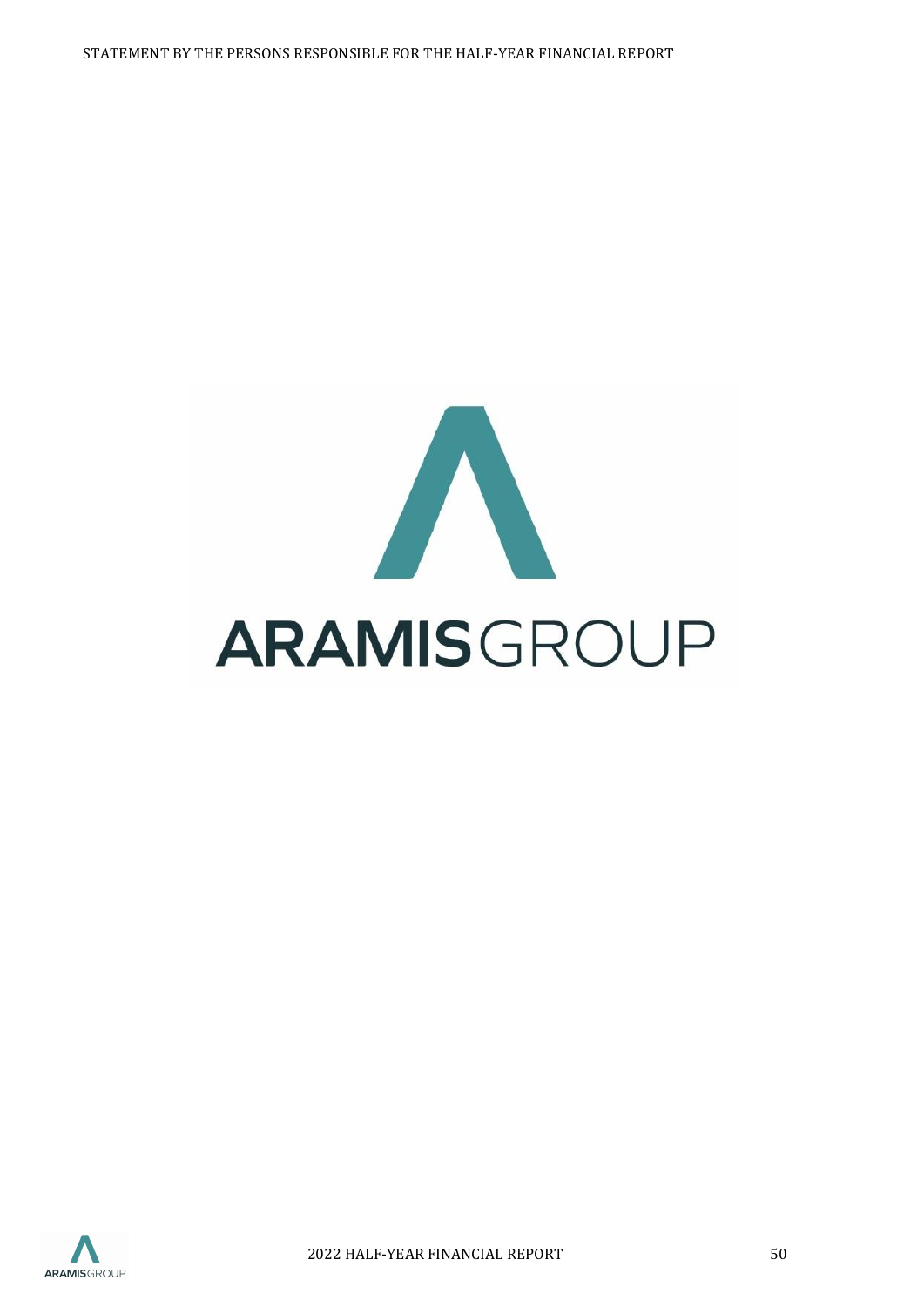ARAMISGROUP